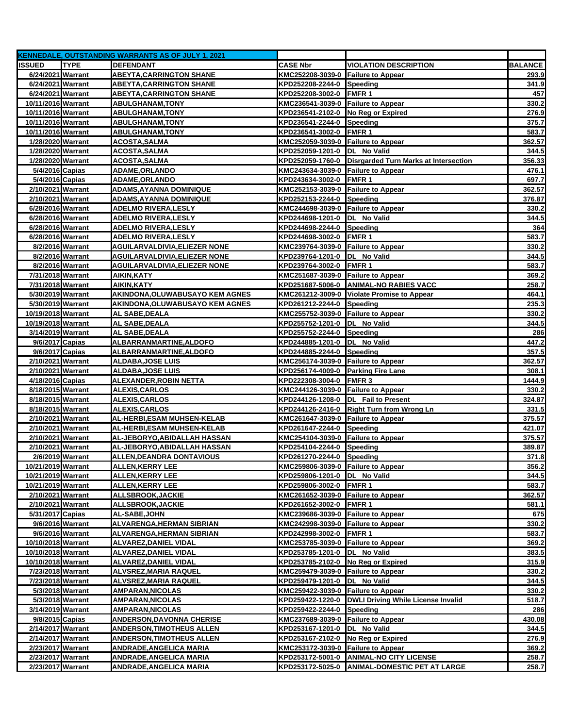| KENNEDALE, OUTSTANDING WARRANTS AS OF JULY 1, 2021 | | | | | |
|---|---|---|---|---|---|
| **ISSUED** | **TYPE** | **DEFENDANT** | **CASE Nbr** | **VIOLATION DESCRIPTION** | **BALANCE** |
| 6/24/2021 | Warrant | ABEYTA,CARRINGTON SHANE | KMC252208-3039-0 | Failure to Appear | 293.9 |
| 6/24/2021 | Warrant | ABEYTA,CARRINGTON SHANE | KPD252208-2244-0 | Speeding | 341.9 |
| 6/24/2021 | Warrant | ABEYTA,CARRINGTON SHANE | KPD252208-3002-0 | FMFR 1 | 457 |
| 10/11/2016 | Warrant | ABULGHANAM,TONY | KMC236541-3039-0 | Failure to Appear | 330.2 |
| 10/11/2016 | Warrant | ABULGHANAM,TONY | KPD236541-2102-0 | No Reg or Expired | 276.9 |
| 10/11/2016 | Warrant | ABULGHANAM,TONY | KPD236541-2244-0 | Speeding | 375.7 |
| 10/11/2016 | Warrant | ABULGHANAM,TONY | KPD236541-3002-0 | FMFR 1 | 583.7 |
| 1/28/2020 | Warrant | ACOSTA,SALMA | KMC252059-3039-0 | Failure to Appear | 362.57 |
| 1/28/2020 | Warrant | ACOSTA,SALMA | KPD252059-1201-0 | DL No Valid | 344.5 |
| 1/28/2020 | Warrant | ACOSTA,SALMA | KPD252059-1760-0 | Disrgarded Turn Marks at Intersection | 356.33 |
| 5/4/2016 | Capias | ADAME,ORLANDO | KMC243634-3039-0 | Failure to Appear | 476.1 |
| 5/4/2016 | Capias | ADAME,ORLANDO | KPD243634-3002-0 | FMFR 1 | 697.7 |
| 2/10/2021 | Warrant | ADAMS,AYANNA DOMINIQUE | KMC252153-3039-0 | Failure to Appear | 362.57 |
| 2/10/2021 | Warrant | ADAMS,AYANNA DOMINIQUE | KPD252153-2244-0 | Speeding | 376.87 |
| 6/28/2016 | Warrant | ADELMO RIVERA,LESLY | KMC244698-3039-0 | Failure to Appear | 330.2 |
| 6/28/2016 | Warrant | ADELMO RIVERA,LESLY | KPD244698-1201-0 | DL No Valid | 344.5 |
| 6/28/2016 | Warrant | ADELMO RIVERA,LESLY | KPD244698-2244-0 | Speeding | 364 |
| 6/28/2016 | Warrant | ADELMO RIVERA,LESLY | KPD244698-3002-0 | FMFR 1 | 583.7 |
| 8/2/2016 | Warrant | AGUILARVALDIVIA,ELIEZER NONE | KMC239764-3039-0 | Failure to Appear | 330.2 |
| 8/2/2016 | Warrant | AGUILARVALDIVIA,ELIEZER NONE | KPD239764-1201-0 | DL No Valid | 344.5 |
| 8/2/2016 | Warrant | AGUILARVALDIVIA,ELIEZER NONE | KPD239764-3002-0 | FMFR 1 | 583.7 |
| 7/31/2018 | Warrant | AIKIN,KATY | KMC251687-3039-0 | Failure to Appear | 369.2 |
| 7/31/2018 | Warrant | AIKIN,KATY | KPD251687-5006-0 | ANIMAL-NO RABIES VACC | 258.7 |
| 5/30/2019 | Warrant | AKINDONA,OLUWABUSAYO KEM AGNES | KMC261212-3009-0 | Violate Promise to Appear | 464.1 |
| 5/30/2019 | Warrant | AKINDONA,OLUWABUSAYO KEM AGNES | KPD261212-2244-0 | Speeding | 235.3 |
| 10/19/2018 | Warrant | AL SABE,DEALA | KMC255752-3039-0 | Failure to Appear | 330.2 |
| 10/19/2018 | Warrant | AL SABE,DEALA | KPD255752-1201-0 | DL No Valid | 344.5 |
| 3/14/2019 | Warrant | AL SABE,DEALA | KPD255752-2244-0 | Speeding | 286 |
| 9/6/2017 | Capias | ALBARRANMARTINE,ALDOFO | KPD244885-1201-0 | DL No Valid | 447.2 |
| 9/6/2017 | Capias | ALBARRANMARTINE,ALDOFO | KPD244885-2244-0 | Speeding | 357.5 |
| 2/10/2021 | Warrant | ALDABA,JOSE LUIS | KMC256174-3039-0 | Failure to Appear | 362.57 |
| 2/10/2021 | Warrant | ALDABA,JOSE LUIS | KPD256174-4009-0 | Parking Fire Lane | 308.1 |
| 4/18/2016 | Capias | ALEXANDER,ROBIN NETTA | KPD222308-3004-0 | FMFR 3 | 1444.9 |
| 8/18/2015 | Warrant | ALEXIS,CARLOS | KMC244126-3039-0 | Failure to Appear | 330.2 |
| 8/18/2015 | Warrant | ALEXIS,CARLOS | KPD244126-1208-0 | DL Fail to Present | 324.87 |
| 8/18/2015 | Warrant | ALEXIS,CARLOS | KPD244126-2416-0 | Right Turn from Wrong Ln | 331.5 |
| 2/10/2021 | Warrant | AL-HERBI,ESAM MUHSEN-KELAB | KMC261647-3039-0 | Failure to Appear | 375.57 |
| 2/10/2021 | Warrant | AL-HERBI,ESAM MUHSEN-KELAB | KPD261647-2244-0 | Speeding | 421.07 |
| 2/10/2021 | Warrant | AL-JEBORYO,ABIDALLAH HASSAN | KMC254104-3039-0 | Failure to Appear | 375.57 |
| 2/10/2021 | Warrant | AL-JEBORYO,ABIDALLAH HASSAN | KPD254104-2244-0 | Speeding | 389.87 |
| 2/6/2019 | Warrant | ALLEN,DEANDRA DONTAVIOUS | KPD261270-2244-0 | Speeding | 371.8 |
| 10/21/2019 | Warrant | ALLEN,KERRY LEE | KMC259806-3039-0 | Failure to Appear | 356.2 |
| 10/21/2019 | Warrant | ALLEN,KERRY LEE | KPD259806-1201-0 | DL No Valid | 344.5 |
| 10/21/2019 | Warrant | ALLEN,KERRY LEE | KPD259806-3002-0 | FMFR 1 | 583.7 |
| 2/10/2021 | Warrant | ALLSBROOK,JACKIE | KMC261652-3039-0 | Failure to Appear | 362.57 |
| 2/10/2021 | Warrant | ALLSBROOK,JACKIE | KPD261652-3002-0 | FMFR 1 | 581.1 |
| 5/31/2017 | Capias | AL-SABE,JOHN | KMC239686-3039-0 | Failure to Appear | 675 |
| 9/6/2016 | Warrant | ALVARENGA,HERMAN SIBRIAN | KMC242998-3039-0 | Failure to Appear | 330.2 |
| 9/6/2016 | Warrant | ALVARENGA,HERMAN SIBRIAN | KPD242998-3002-0 | FMFR 1 | 583.7 |
| 10/10/2018 | Warrant | ALVAREZ,DANIEL VIDAL | KMC253785-3039-0 | Failure to Appear | 369.2 |
| 10/10/2018 | Warrant | ALVAREZ,DANIEL VIDAL | KPD253785-1201-0 | DL No Valid | 383.5 |
| 10/10/2018 | Warrant | ALVAREZ,DANIEL VIDAL | KPD253785-2102-0 | No Reg or Expired | 315.9 |
| 7/23/2018 | Warrant | ALVSREZ,MARIA RAQUEL | KMC259479-3039-0 | Failure to Appear | 330.2 |
| 7/23/2018 | Warrant | ALVSREZ,MARIA RAQUEL | KPD259479-1201-0 | DL No Valid | 344.5 |
| 5/3/2018 | Warrant | AMPARAN,NICOLAS | KMC259422-3039-0 | Failure to Appear | 330.2 |
| 5/3/2018 | Warrant | AMPARAN,NICOLAS | KPD259422-1220-0 | DWLI Driving While License Invalid | 518.7 |
| 3/14/2019 | Warrant | AMPARAN,NICOLAS | KPD259422-2244-0 | Speeding | 286 |
| 9/8/2015 | Capias | ANDERSON,DAVONNA CHERISE | KMC237689-3039-0 | Failure to Appear | 430.08 |
| 2/14/2017 | Warrant | ANDERSON,TIMOTHEUS ALLEN | KPD253167-1201-0 | DL No Valid | 344.5 |
| 2/14/2017 | Warrant | ANDERSON,TIMOTHEUS ALLEN | KPD253167-2102-0 | No Reg or Expired | 276.9 |
| 2/23/2017 | Warrant | ANDRADE,ANGELICA MARIA | KMC253172-3039-0 | Failure to Appear | 369.2 |
| 2/23/2017 | Warrant | ANDRADE,ANGELICA MARIA | KPD253172-5001-0 | ANIMAL-NO CITY LICENSE | 258.7 |
| 2/23/2017 | Warrant | ANDRADE,ANGELICA MARIA | KPD253172-5025-0 | ANIMAL-DOMESTIC PET AT LARGE | 258.7 |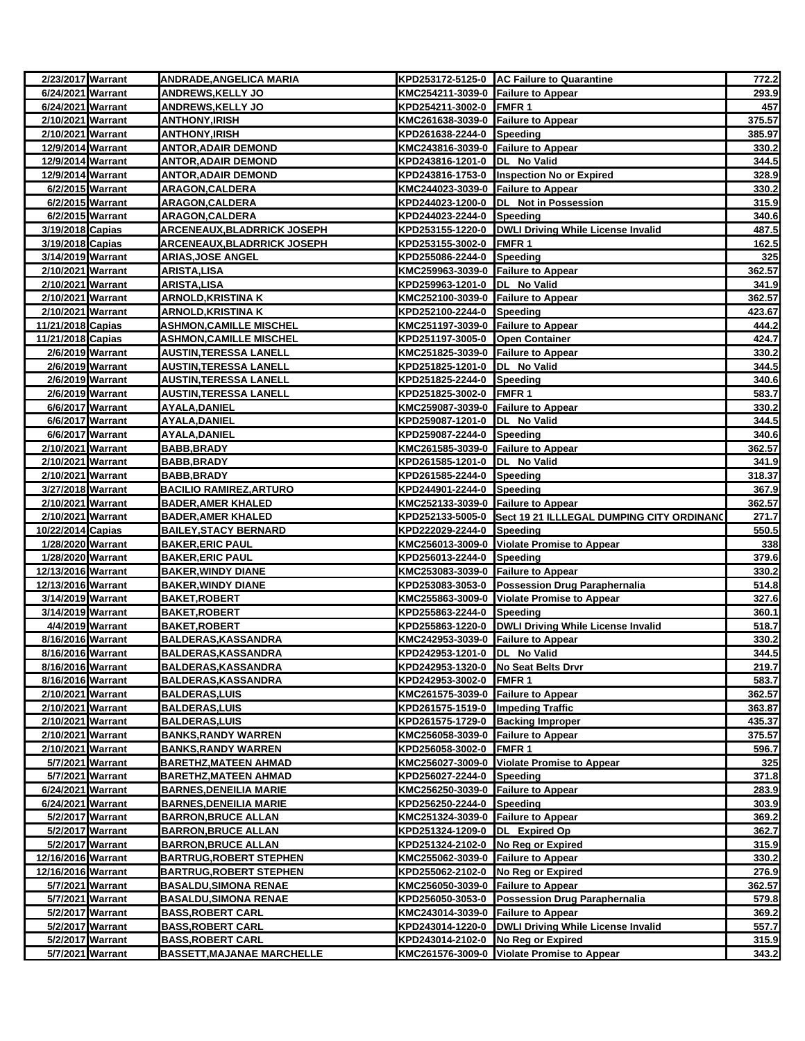| 2/23/2017 | Warrant | ANDRADE,ANGELICA MARIA | KPD253172-5125-0 | AC Failure to Quarantine | 772.2 |
|---|---|---|---|---|---|
| 6/24/2021 | Warrant | ANDREWS,KELLY JO | KMC254211-3039-0 | Failure to Appear | 293.9 |
| 6/24/2021 | Warrant | ANDREWS,KELLY JO | KPD254211-3002-0 | FMFR 1 | 457 |
| 2/10/2021 | Warrant | ANTHONY,IRISH | KMC261638-3039-0 | Failure to Appear | 375.57 |
| 2/10/2021 | Warrant | ANTHONY,IRISH | KPD261638-2244-0 | Speeding | 385.97 |
| 12/9/2014 | Warrant | ANTOR,ADAIR DEMOND | KMC243816-3039-0 | Failure to Appear | 330.2 |
| 12/9/2014 | Warrant | ANTOR,ADAIR DEMOND | KPD243816-1201-0 | DL No Valid | 344.5 |
| 12/9/2014 | Warrant | ANTOR,ADAIR DEMOND | KPD243816-1753-0 | Inspection No or Expired | 328.9 |
| 6/2/2015 | Warrant | ARAGON,CALDERA | KMC244023-3039-0 | Failure to Appear | 330.2 |
| 6/2/2015 | Warrant | ARAGON,CALDERA | KPD244023-1200-0 | DL Not in Possession | 315.9 |
| 6/2/2015 | Warrant | ARAGON,CALDERA | KPD244023-2244-0 | Speeding | 340.6 |
| 3/19/2018 | Capias | ARCENEAUX,BLADRRICK JOSEPH | KPD253155-1220-0 | DWLI Driving While License Invalid | 487.5 |
| 3/19/2018 | Capias | ARCENEAUX,BLADRRICK JOSEPH | KPD253155-3002-0 | FMFR 1 | 162.5 |
| 3/14/2019 | Warrant | ARIAS,JOSE ANGEL | KPD255086-2244-0 | Speeding | 325 |
| 2/10/2021 | Warrant | ARISTA,LISA | KMC259963-3039-0 | Failure to Appear | 362.57 |
| 2/10/2021 | Warrant | ARISTA,LISA | KPD259963-1201-0 | DL No Valid | 341.9 |
| 2/10/2021 | Warrant | ARNOLD,KRISTINA K | KMC252100-3039-0 | Failure to Appear | 362.57 |
| 2/10/2021 | Warrant | ARNOLD,KRISTINA K | KPD252100-2244-0 | Speeding | 423.67 |
| 11/21/2018 | Capias | ASHMON,CAMILLE MISCHEL | KMC251197-3039-0 | Failure to Appear | 444.2 |
| 11/21/2018 | Capias | ASHMON,CAMILLE MISCHEL | KPD251197-3005-0 | Open Container | 424.7 |
| 2/6/2019 | Warrant | AUSTIN,TERESSA LANELL | KMC251825-3039-0 | Failure to Appear | 330.2 |
| 2/6/2019 | Warrant | AUSTIN,TERESSA LANELL | KPD251825-1201-0 | DL No Valid | 344.5 |
| 2/6/2019 | Warrant | AUSTIN,TERESSA LANELL | KPD251825-2244-0 | Speeding | 340.6 |
| 2/6/2019 | Warrant | AUSTIN,TERESSA LANELL | KPD251825-3002-0 | FMFR 1 | 583.7 |
| 6/6/2017 | Warrant | AYALA,DANIEL | KMC259087-3039-0 | Failure to Appear | 330.2 |
| 6/6/2017 | Warrant | AYALA,DANIEL | KPD259087-1201-0 | DL No Valid | 344.5 |
| 6/6/2017 | Warrant | AYALA,DANIEL | KPD259087-2244-0 | Speeding | 340.6 |
| 2/10/2021 | Warrant | BABB,BRADY | KMC261585-3039-0 | Failure to Appear | 362.57 |
| 2/10/2021 | Warrant | BABB,BRADY | KPD261585-1201-0 | DL No Valid | 341.9 |
| 2/10/2021 | Warrant | BABB,BRADY | KPD261585-2244-0 | Speeding | 318.37 |
| 3/27/2018 | Warrant | BACILIO RAMIREZ,ARTURO | KPD244901-2244-0 | Speeding | 367.9 |
| 2/10/2021 | Warrant | BADER,AMER KHALED | KMC252133-3039-0 | Failure to Appear | 362.57 |
| 2/10/2021 | Warrant | BADER,AMER KHALED | KPD252133-5005-0 | Sect 19 21 ILLLEGAL DUMPING CITY ORDINANC | 271.7 |
| 10/22/2014 | Capias | BAILEY,STACY BERNARD | KPD222029-2244-0 | Speeding | 550.5 |
| 1/28/2020 | Warrant | BAKER,ERIC PAUL | KMC256013-3009-0 | Violate Promise to Appear | 338 |
| 1/28/2020 | Warrant | BAKER,ERIC PAUL | KPD256013-2244-0 | Speeding | 379.6 |
| 12/13/2016 | Warrant | BAKER,WINDY DIANE | KMC253083-3039-0 | Failure to Appear | 330.2 |
| 12/13/2016 | Warrant | BAKER,WINDY DIANE | KPD253083-3053-0 | Possession Drug Paraphernalia | 514.8 |
| 3/14/2019 | Warrant | BAKET,ROBERT | KMC255863-3009-0 | Violate Promise to Appear | 327.6 |
| 3/14/2019 | Warrant | BAKET,ROBERT | KPD255863-2244-0 | Speeding | 360.1 |
| 4/4/2019 | Warrant | BAKET,ROBERT | KPD255863-1220-0 | DWLI Driving While License Invalid | 518.7 |
| 8/16/2016 | Warrant | BALDERAS,KASSANDRA | KMC242953-3039-0 | Failure to Appear | 330.2 |
| 8/16/2016 | Warrant | BALDERAS,KASSANDRA | KPD242953-1201-0 | DL No Valid | 344.5 |
| 8/16/2016 | Warrant | BALDERAS,KASSANDRA | KPD242953-1320-0 | No Seat Belts Drvr | 219.7 |
| 8/16/2016 | Warrant | BALDERAS,KASSANDRA | KPD242953-3002-0 | FMFR 1 | 583.7 |
| 2/10/2021 | Warrant | BALDERAS,LUIS | KMC261575-3039-0 | Failure to Appear | 362.57 |
| 2/10/2021 | Warrant | BALDERAS,LUIS | KPD261575-1519-0 | Impeding Traffic | 363.87 |
| 2/10/2021 | Warrant | BALDERAS,LUIS | KPD261575-1729-0 | Backing Improper | 435.37 |
| 2/10/2021 | Warrant | BANKS,RANDY WARREN | KMC256058-3039-0 | Failure to Appear | 375.57 |
| 2/10/2021 | Warrant | BANKS,RANDY WARREN | KPD256058-3002-0 | FMFR 1 | 596.7 |
| 5/7/2021 | Warrant | BARETHZ,MATEEN AHMAD | KMC256027-3009-0 | Violate Promise to Appear | 325 |
| 5/7/2021 | Warrant | BARETHZ,MATEEN AHMAD | KPD256027-2244-0 | Speeding | 371.8 |
| 6/24/2021 | Warrant | BARNES,DENEILIA MARIE | KMC256250-3039-0 | Failure to Appear | 283.9 |
| 6/24/2021 | Warrant | BARNES,DENEILIA MARIE | KPD256250-2244-0 | Speeding | 303.9 |
| 5/2/2017 | Warrant | BARRON,BRUCE ALLAN | KMC251324-3039-0 | Failure to Appear | 369.2 |
| 5/2/2017 | Warrant | BARRON,BRUCE ALLAN | KPD251324-1209-0 | DL Expired Op | 362.7 |
| 5/2/2017 | Warrant | BARRON,BRUCE ALLAN | KPD251324-2102-0 | No Reg or Expired | 315.9 |
| 12/16/2016 | Warrant | BARTRUG,ROBERT STEPHEN | KMC255062-3039-0 | Failure to Appear | 330.2 |
| 12/16/2016 | Warrant | BARTRUG,ROBERT STEPHEN | KPD255062-2102-0 | No Reg or Expired | 276.9 |
| 5/7/2021 | Warrant | BASALDU,SIMONA RENAE | KMC256050-3039-0 | Failure to Appear | 362.57 |
| 5/7/2021 | Warrant | BASALDU,SIMONA RENAE | KPD256050-3053-0 | Possession Drug Paraphernalia | 579.8 |
| 5/2/2017 | Warrant | BASS,ROBERT CARL | KMC243014-3039-0 | Failure to Appear | 369.2 |
| 5/2/2017 | Warrant | BASS,ROBERT CARL | KPD243014-1220-0 | DWLI Driving While License Invalid | 557.7 |
| 5/2/2017 | Warrant | BASS,ROBERT CARL | KPD243014-2102-0 | No Reg or Expired | 315.9 |
| 5/7/2021 | Warrant | BASSETT,MAJANAE MARCHELLE | KMC261576-3009-0 | Violate Promise to Appear | 343.2 |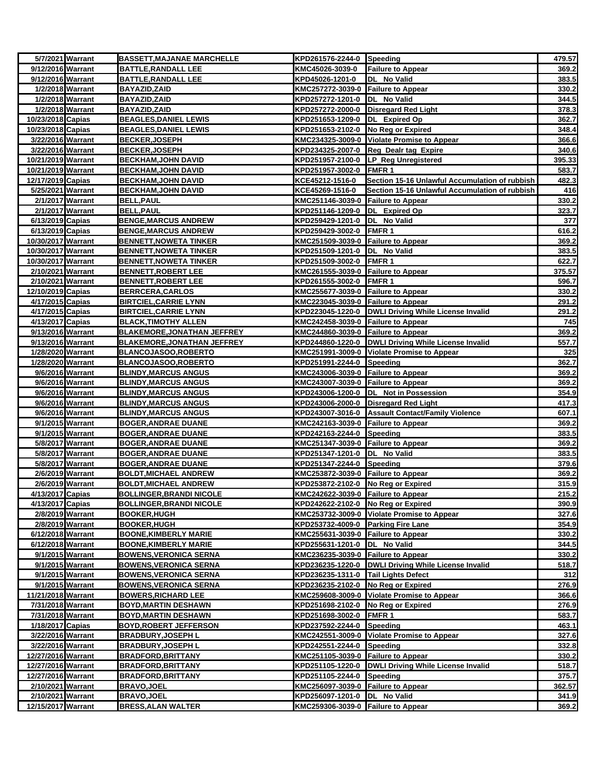| | | | | | |
|---|---|---|---|---|---|
| 5/7/2021 | Warrant | BASSETT,MAJANAE MARCHELLE | KPD261576-2244-0 | Speeding | 479.57 |
| 9/12/2016 | Warrant | BATTLE,RANDALL LEE | KMC45026-3039-0 | Failure to Appear | 369.2 |
| 9/12/2016 | Warrant | BATTLE,RANDALL LEE | KPD45026-1201-0 | DL No Valid | 383.5 |
| 1/2/2018 | Warrant | BAYAZID,ZAID | KMC257272-3039-0 | Failure to Appear | 330.2 |
| 1/2/2018 | Warrant | BAYAZID,ZAID | KPD257272-1201-0 | DL No Valid | 344.5 |
| 1/2/2018 | Warrant | BAYAZID,ZAID | KPD257272-2000-0 | Disregard Red Light | 378.3 |
| 10/23/2018 | Capias | BEAGLES,DANIEL LEWIS | KPD251653-1209-0 | DL Expired Op | 362.7 |
| 10/23/2018 | Capias | BEAGLES,DANIEL LEWIS | KPD251653-2102-0 | No Reg or Expired | 348.4 |
| 3/22/2016 | Warrant | BECKER,JOSEPH | KMC234325-3009-0 | Violate Promise to Appear | 366.6 |
| 3/22/2016 | Warrant | BECKER,JOSEPH | KPD234325-2007-0 | Reg Dealr tag Expire | 340.6 |
| 10/21/2019 | Warrant | BECKHAM,JOHN DAVID | KPD251957-2100-0 | LP_Reg Unregistered | 395.33 |
| 10/21/2019 | Warrant | BECKHAM,JOHN DAVID | KPD251957-3002-0 | FMFR 1 | 583.7 |
| 12/17/2019 | Capias | BECKHAM,JOHN DAVID | KCE45212-1516-0 | Section 15-16 Unlawful Accumulation of rubbish | 482.3 |
| 5/25/2021 | Warrant | BECKHAM,JOHN DAVID | KCE45269-1516-0 | Section 15-16 Unlawful Accumulation of rubbish | 416 |
| 2/1/2017 | Warrant | BELL,PAUL | KMC251146-3039-0 | Failure to Appear | 330.2 |
| 2/1/2017 | Warrant | BELL,PAUL | KPD251146-1209-0 | DL Expired Op | 323.7 |
| 6/13/2019 | Capias | BENGE,MARCUS ANDREW | KPD259429-1201-0 | DL No Valid | 377 |
| 6/13/2019 | Capias | BENGE,MARCUS ANDREW | KPD259429-3002-0 | FMFR 1 | 616.2 |
| 10/30/2017 | Warrant | BENNETT,NOWETA TINKER | KMC251509-3039-0 | Failure to Appear | 369.2 |
| 10/30/2017 | Warrant | BENNETT,NOWETA TINKER | KPD251509-1201-0 | DL No Valid | 383.5 |
| 10/30/2017 | Warrant | BENNETT,NOWETA TINKER | KPD251509-3002-0 | FMFR 1 | 622.7 |
| 2/10/2021 | Warrant | BENNETT,ROBERT LEE | KMC261555-3039-0 | Failure to Appear | 375.57 |
| 2/10/2021 | Warrant | BENNETT,ROBERT LEE | KPD261555-3002-0 | FMFR 1 | 596.7 |
| 12/10/2019 | Capias | BERRCERA,CARLOS | KMC255677-3039-0 | Failure to Appear | 330.2 |
| 4/17/2015 | Capias | BIRTCIEL,CARRIE LYNN | KMC223045-3039-0 | Failure to Appear | 291.2 |
| 4/17/2015 | Capias | BIRTCIEL,CARRIE LYNN | KPD223045-1220-0 | DWLI Driving While License Invalid | 291.2 |
| 4/13/2017 | Capias | BLACK,TIMOTHY ALLEN | KMC242458-3039-0 | Failure to Appear | 745 |
| 9/13/2016 | Warrant | BLAKEMORE,JONATHAN JEFFREY | KMC244860-3039-0 | Failure to Appear | 369.2 |
| 9/13/2016 | Warrant | BLAKEMORE,JONATHAN JEFFREY | KPD244860-1220-0 | DWLI Driving While License Invalid | 557.7 |
| 1/28/2020 | Warrant | BLANCOJASOO,ROBERTO | KMC251991-3009-0 | Violate Promise to Appear | 325 |
| 1/28/2020 | Warrant | BLANCOJASOO,ROBERTO | KPD251991-2244-0 | Speeding | 362.7 |
| 9/6/2016 | Warrant | BLINDY,MARCUS ANGUS | KMC243006-3039-0 | Failure to Appear | 369.2 |
| 9/6/2016 | Warrant | BLINDY,MARCUS ANGUS | KMC243007-3039-0 | Failure to Appear | 369.2 |
| 9/6/2016 | Warrant | BLINDY,MARCUS ANGUS | KPD243006-1200-0 | DL Not in Possession | 354.9 |
| 9/6/2016 | Warrant | BLINDY,MARCUS ANGUS | KPD243006-2000-0 | Disregard Red Light | 417.3 |
| 9/6/2016 | Warrant | BLINDY,MARCUS ANGUS | KPD243007-3016-0 | Assault Contact/Family Violence | 607.1 |
| 9/1/2015 | Warrant | BOGER,ANDRAE DUANE | KMC242163-3039-0 | Failure to Appear | 369.2 |
| 9/1/2015 | Warrant | BOGER,ANDRAE DUANE | KPD242163-2244-0 | Speeding | 383.5 |
| 5/8/2017 | Warrant | BOGER,ANDRAE DUANE | KMC251347-3039-0 | Failure to Appear | 369.2 |
| 5/8/2017 | Warrant | BOGER,ANDRAE DUANE | KPD251347-1201-0 | DL No Valid | 383.5 |
| 5/8/2017 | Warrant | BOGER,ANDRAE DUANE | KPD251347-2244-0 | Speeding | 379.6 |
| 2/6/2019 | Warrant | BOLDT,MICHAEL ANDREW | KMC253872-3039-0 | Failure to Appear | 369.2 |
| 2/6/2019 | Warrant | BOLDT,MICHAEL ANDREW | KPD253872-2102-0 | No Reg or Expired | 315.9 |
| 4/13/2017 | Capias | BOLLINGER,BRANDI NICOLE | KMC242622-3039-0 | Failure to Appear | 215.2 |
| 4/13/2017 | Capias | BOLLINGER,BRANDI NICOLE | KPD242622-2102-0 | No Reg or Expired | 390.9 |
| 2/8/2019 | Warrant | BOOKER,HUGH | KMC253732-3009-0 | Violate Promise to Appear | 327.6 |
| 2/8/2019 | Warrant | BOOKER,HUGH | KPD253732-4009-0 | Parking Fire Lane | 354.9 |
| 6/12/2018 | Warrant | BOONE,KIMBERLY MARIE | KMC255631-3039-0 | Failure to Appear | 330.2 |
| 6/12/2018 | Warrant | BOONE,KIMBERLY MARIE | KPD255631-1201-0 | DL No Valid | 344.5 |
| 9/1/2015 | Warrant | BOWENS,VERONICA SERNA | KMC236235-3039-0 | Failure to Appear | 330.2 |
| 9/1/2015 | Warrant | BOWENS,VERONICA SERNA | KPD236235-1220-0 | DWLI Driving While License Invalid | 518.7 |
| 9/1/2015 | Warrant | BOWENS,VERONICA SERNA | KPD236235-1311-0 | Tail Lights Defect | 312 |
| 9/1/2015 | Warrant | BOWENS,VERONICA SERNA | KPD236235-2102-0 | No Reg or Expired | 276.9 |
| 11/21/2018 | Warrant | BOWERS,RICHARD LEE | KMC259608-3009-0 | Violate Promise to Appear | 366.6 |
| 7/31/2018 | Warrant | BOYD,MARTIN DESHAWN | KPD251698-2102-0 | No Reg or Expired | 276.9 |
| 7/31/2018 | Warrant | BOYD,MARTIN DESHAWN | KPD251698-3002-0 | FMFR 1 | 583.7 |
| 1/18/2017 | Capias | BOYD,ROBERT JEFFERSON | KPD237592-2244-0 | Speeding | 463.1 |
| 3/22/2016 | Warrant | BRADBURY,JOSEPH L | KMC242551-3009-0 | Violate Promise to Appear | 327.6 |
| 3/22/2016 | Warrant | BRADBURY,JOSEPH L | KPD242551-2244-0 | Speeding | 332.8 |
| 12/27/2016 | Warrant | BRADFORD,BRITTANY | KMC251105-3039-0 | Failure to Appear | 330.2 |
| 12/27/2016 | Warrant | BRADFORD,BRITTANY | KPD251105-1220-0 | DWLI Driving While License Invalid | 518.7 |
| 12/27/2016 | Warrant | BRADFORD,BRITTANY | KPD251105-2244-0 | Speeding | 375.7 |
| 2/10/2021 | Warrant | BRAVO,JOEL | KMC256097-3039-0 | Failure to Appear | 362.57 |
| 2/10/2021 | Warrant | BRAVO,JOEL | KPD256097-1201-0 | DL No Valid | 341.9 |
| 12/15/2017 | Warrant | BRESS,ALAN WALTER | KMC259306-3039-0 | Failure to Appear | 369.2 |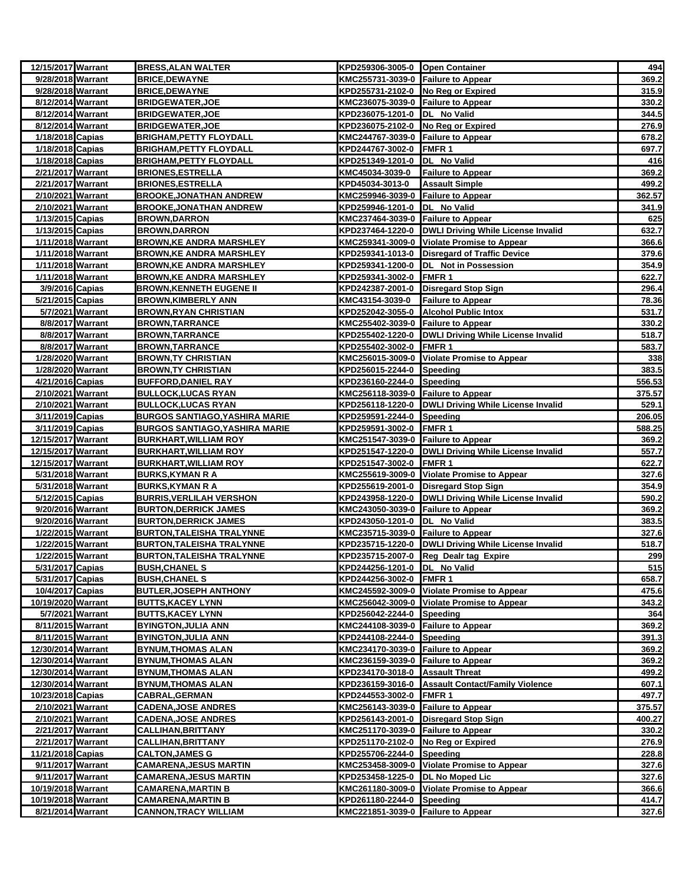| 12/15/2017 | Warrant | BRESS,ALAN WALTER | KPD259306-3005-0 | Open Container | 494 |
|---|---|---|---|---|---|
| 9/28/2018 | Warrant | BRICE,DEWAYNE | KMC255731-3039-0 | Failure to Appear | 369.2 |
| 9/28/2018 | Warrant | BRICE,DEWAYNE | KPD255731-2102-0 | No Reg or Expired | 315.9 |
| 8/12/2014 | Warrant | BRIDGEWATER,JOE | KMC236075-3039-0 | Failure to Appear | 330.2 |
| 8/12/2014 | Warrant | BRIDGEWATER,JOE | KPD236075-1201-0 | DL No Valid | 344.5 |
| 8/12/2014 | Warrant | BRIDGEWATER,JOE | KPD236075-2102-0 | No Reg or Expired | 276.9 |
| 1/18/2018 | Capias | BRIGHAM,PETTY FLOYDALL | KMC244767-3039-0 | Failure to Appear | 678.2 |
| 1/18/2018 | Capias | BRIGHAM,PETTY FLOYDALL | KPD244767-3002-0 | FMFR 1 | 697.7 |
| 1/18/2018 | Capias | BRIGHAM,PETTY FLOYDALL | KPD251349-1201-0 | DL No Valid | 416 |
| 2/21/2017 | Warrant | BRIONES,ESTRELLA | KMC45034-3039-0 | Failure to Appear | 369.2 |
| 2/21/2017 | Warrant | BRIONES,ESTRELLA | KPD45034-3013-0 | Assault Simple | 499.2 |
| 2/10/2021 | Warrant | BROOKE,JONATHAN ANDREW | KMC259946-3039-0 | Failure to Appear | 362.57 |
| 2/10/2021 | Warrant | BROOKE,JONATHAN ANDREW | KPD259946-1201-0 | DL No Valid | 341.9 |
| 1/13/2015 | Capias | BROWN,DARRON | KMC237464-3039-0 | Failure to Appear | 625 |
| 1/13/2015 | Capias | BROWN,DARRON | KPD237464-1220-0 | DWLI Driving While License Invalid | 632.7 |
| 1/11/2018 | Warrant | BROWN,KE ANDRA MARSHLEY | KMC259341-3009-0 | Violate Promise to Appear | 366.6 |
| 1/11/2018 | Warrant | BROWN,KE ANDRA MARSHLEY | KPD259341-1013-0 | Disregard of Traffic Device | 379.6 |
| 1/11/2018 | Warrant | BROWN,KE ANDRA MARSHLEY | KPD259341-1200-0 | DL Not in Possession | 354.9 |
| 1/11/2018 | Warrant | BROWN,KE ANDRA MARSHLEY | KPD259341-3002-0 | FMFR 1 | 622.7 |
| 3/9/2016 | Capias | BROWN,KENNETH EUGENE II | KPD242387-2001-0 | Disregard Stop Sign | 296.4 |
| 5/21/2015 | Capias | BROWN,KIMBERLY ANN | KMC43154-3039-0 | Failure to Appear | 78.36 |
| 5/7/2021 | Warrant | BROWN,RYAN CHRISTIAN | KPD252042-3055-0 | Alcohol Public Intox | 531.7 |
| 8/8/2017 | Warrant | BROWN,TARRANCE | KMC255402-3039-0 | Failure to Appear | 330.2 |
| 8/8/2017 | Warrant | BROWN,TARRANCE | KPD255402-1220-0 | DWLI Driving While License Invalid | 518.7 |
| 8/8/2017 | Warrant | BROWN,TARRANCE | KPD255402-3002-0 | FMFR 1 | 583.7 |
| 1/28/2020 | Warrant | BROWN,TY CHRISTIAN | KMC256015-3009-0 | Violate Promise to Appear | 338 |
| 1/28/2020 | Warrant | BROWN,TY CHRISTIAN | KPD256015-2244-0 | Speeding | 383.5 |
| 4/21/2016 | Capias | BUFFORD,DANIEL RAY | KPD236160-2244-0 | Speeding | 556.53 |
| 2/10/2021 | Warrant | BULLOCK,LUCAS RYAN | KMC256118-3039-0 | Failure to Appear | 375.57 |
| 2/10/2021 | Warrant | BULLOCK,LUCAS RYAN | KPD256118-1220-0 | DWLI Driving While License Invalid | 529.1 |
| 3/11/2019 | Capias | BURGOS SANTIAGO,YASHIRA MARIE | KPD259591-2244-0 | Speeding | 206.05 |
| 3/11/2019 | Capias | BURGOS SANTIAGO,YASHIRA MARIE | KPD259591-3002-0 | FMFR 1 | 588.25 |
| 12/15/2017 | Warrant | BURKHART,WILLIAM ROY | KMC251547-3039-0 | Failure to Appear | 369.2 |
| 12/15/2017 | Warrant | BURKHART,WILLIAM ROY | KPD251547-1220-0 | DWLI Driving While License Invalid | 557.7 |
| 12/15/2017 | Warrant | BURKHART,WILLIAM ROY | KPD251547-3002-0 | FMFR 1 | 622.7 |
| 5/31/2018 | Warrant | BURKS,KYMAN R A | KMC255619-3009-0 | Violate Promise to Appear | 327.6 |
| 5/31/2018 | Warrant | BURKS,KYMAN R A | KPD255619-2001-0 | Disregard Stop Sign | 354.9 |
| 5/12/2015 | Capias | BURRIS,VERLILAH VERSHON | KPD243958-1220-0 | DWLI Driving While License Invalid | 590.2 |
| 9/20/2016 | Warrant | BURTON,DERRICK JAMES | KMC243050-3039-0 | Failure to Appear | 369.2 |
| 9/20/2016 | Warrant | BURTON,DERRICK JAMES | KPD243050-1201-0 | DL No Valid | 383.5 |
| 1/22/2015 | Warrant | BURTON,TALEISHA TRALYNNE | KMC235715-3039-0 | Failure to Appear | 327.6 |
| 1/22/2015 | Warrant | BURTON,TALEISHA TRALYNNE | KPD235715-1220-0 | DWLI Driving While License Invalid | 518.7 |
| 1/22/2015 | Warrant | BURTON,TALEISHA TRALYNNE | KPD235715-2007-0 | Reg Dealr tag Expire | 299 |
| 5/31/2017 | Capias | BUSH,CHANEL S | KPD244256-1201-0 | DL No Valid | 515 |
| 5/31/2017 | Capias | BUSH,CHANEL S | KPD244256-3002-0 | FMFR 1 | 658.7 |
| 10/4/2017 | Capias | BUTLER,JOSEPH ANTHONY | KMC245592-3009-0 | Violate Promise to Appear | 475.6 |
| 10/19/2020 | Warrant | BUTTS,KACEY LYNN | KMC256042-3009-0 | Violate Promise to Appear | 343.2 |
| 5/7/2021 | Warrant | BUTTS,KACEY LYNN | KPD256042-2244-0 | Speeding | 364 |
| 8/11/2015 | Warrant | BYINGTON,JULIA ANN | KMC244108-3039-0 | Failure to Appear | 369.2 |
| 8/11/2015 | Warrant | BYINGTON,JULIA ANN | KPD244108-2244-0 | Speeding | 391.3 |
| 12/30/2014 | Warrant | BYNUM,THOMAS ALAN | KMC234170-3039-0 | Failure to Appear | 369.2 |
| 12/30/2014 | Warrant | BYNUM,THOMAS ALAN | KMC236159-3039-0 | Failure to Appear | 369.2 |
| 12/30/2014 | Warrant | BYNUM,THOMAS ALAN | KPD234170-3018-0 | Assault Threat | 499.2 |
| 12/30/2014 | Warrant | BYNUM,THOMAS ALAN | KPD236159-3016-0 | Assault Contact/Family Violence | 607.1 |
| 10/23/2018 | Capias | CABRAL,GERMAN | KPD244553-3002-0 | FMFR 1 | 497.7 |
| 2/10/2021 | Warrant | CADENA,JOSE ANDRES | KMC256143-3039-0 | Failure to Appear | 375.57 |
| 2/10/2021 | Warrant | CADENA,JOSE ANDRES | KPD256143-2001-0 | Disregard Stop Sign | 400.27 |
| 2/21/2017 | Warrant | CALLIHAN,BRITTANY | KMC251170-3039-0 | Failure to Appear | 330.2 |
| 2/21/2017 | Warrant | CALLIHAN,BRITTANY | KPD251170-2102-0 | No Reg or Expired | 276.9 |
| 11/21/2018 | Capias | CALTON,JAMES G | KPD255706-2244-0 | Speeding | 228.8 |
| 9/11/2017 | Warrant | CAMARENA,JESUS MARTIN | KMC253458-3009-0 | Violate Promise to Appear | 327.6 |
| 9/11/2017 | Warrant | CAMARENA,JESUS MARTIN | KPD253458-1225-0 | DL No Moped Lic | 327.6 |
| 10/19/2018 | Warrant | CAMARENA,MARTIN B | KMC261180-3009-0 | Violate Promise to Appear | 366.6 |
| 10/19/2018 | Warrant | CAMARENA,MARTIN B | KPD261180-2244-0 | Speeding | 414.7 |
| 8/21/2014 | Warrant | CANNON,TRACY WILLIAM | KMC221851-3039-0 | Failure to Appear | 327.6 |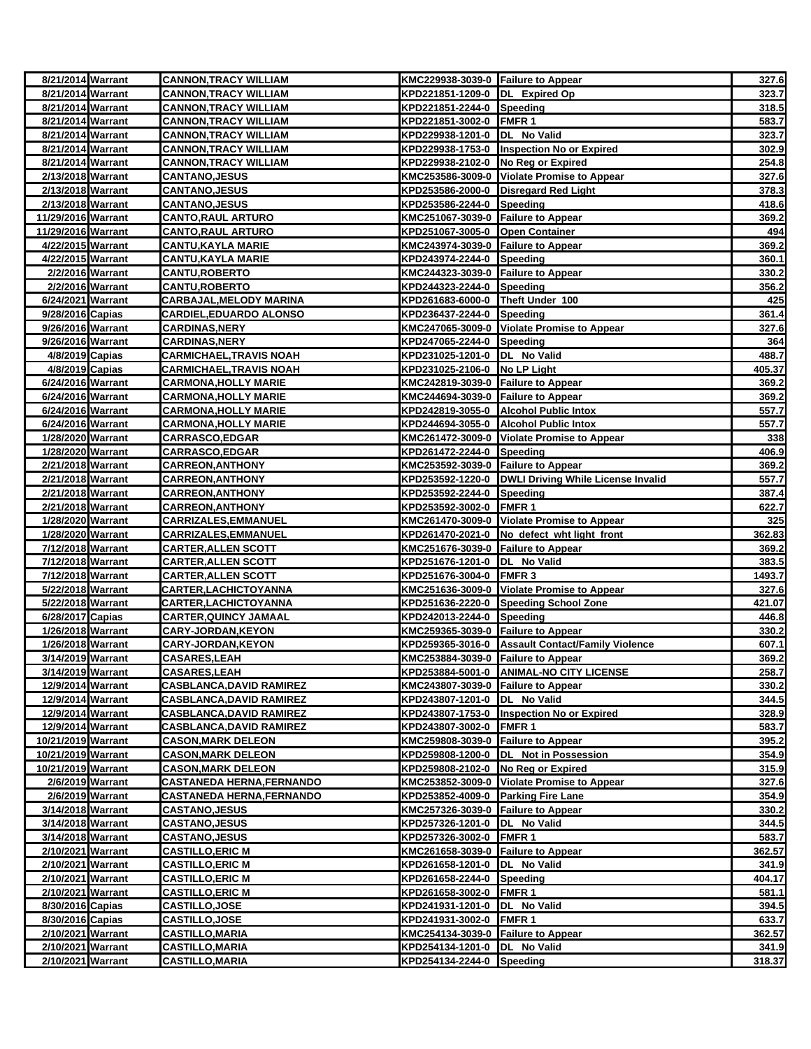| | | | | | |
|---|---|---|---|---|---|
| 8/21/2014 | Warrant | CANNON,TRACY WILLIAM | KMC229938-3039-0 | Failure to Appear | 327.6 |
| 8/21/2014 | Warrant | CANNON,TRACY WILLIAM | KPD221851-1209-0 | DL Expired Op | 323.7 |
| 8/21/2014 | Warrant | CANNON,TRACY WILLIAM | KPD221851-2244-0 | Speeding | 318.5 |
| 8/21/2014 | Warrant | CANNON,TRACY WILLIAM | KPD221851-3002-0 | FMFR 1 | 583.7 |
| 8/21/2014 | Warrant | CANNON,TRACY WILLIAM | KPD229938-1201-0 | DL No Valid | 323.7 |
| 8/21/2014 | Warrant | CANNON,TRACY WILLIAM | KPD229938-1753-0 | Inspection No or Expired | 302.9 |
| 8/21/2014 | Warrant | CANNON,TRACY WILLIAM | KPD229938-2102-0 | No Reg or Expired | 254.8 |
| 2/13/2018 | Warrant | CANTANO,JESUS | KMC253586-3009-0 | Violate Promise to Appear | 327.6 |
| 2/13/2018 | Warrant | CANTANO,JESUS | KPD253586-2000-0 | Disregard Red Light | 378.3 |
| 2/13/2018 | Warrant | CANTANO,JESUS | KPD253586-2244-0 | Speeding | 418.6 |
| 11/29/2016 | Warrant | CANTO,RAUL ARTURO | KMC251067-3039-0 | Failure to Appear | 369.2 |
| 11/29/2016 | Warrant | CANTO,RAUL ARTURO | KPD251067-3005-0 | Open Container | 494 |
| 4/22/2015 | Warrant | CANTU,KAYLA MARIE | KMC243974-3039-0 | Failure to Appear | 369.2 |
| 4/22/2015 | Warrant | CANTU,KAYLA MARIE | KPD243974-2244-0 | Speeding | 360.1 |
| 2/2/2016 | Warrant | CANTU,ROBERTO | KMC244323-3039-0 | Failure to Appear | 330.2 |
| 2/2/2016 | Warrant | CANTU,ROBERTO | KPD244323-2244-0 | Speeding | 356.2 |
| 6/24/2021 | Warrant | CARBAJAL,MELODY MARINA | KPD261683-6000-0 | Theft Under 100 | 425 |
| 9/28/2016 | Capias | CARDIEL,EDUARDO ALONSO | KPD236437-2244-0 | Speeding | 361.4 |
| 9/26/2016 | Warrant | CARDINAS,NERY | KMC247065-3009-0 | Violate Promise to Appear | 327.6 |
| 9/26/2016 | Warrant | CARDINAS,NERY | KPD247065-2244-0 | Speeding | 364 |
| 4/8/2019 | Capias | CARMICHAEL,TRAVIS NOAH | KPD231025-1201-0 | DL No Valid | 488.7 |
| 4/8/2019 | Capias | CARMICHAEL,TRAVIS NOAH | KPD231025-2106-0 | No LP Light | 405.37 |
| 6/24/2016 | Warrant | CARMONA,HOLLY MARIE | KMC242819-3039-0 | Failure to Appear | 369.2 |
| 6/24/2016 | Warrant | CARMONA,HOLLY MARIE | KMC244694-3039-0 | Failure to Appear | 369.2 |
| 6/24/2016 | Warrant | CARMONA,HOLLY MARIE | KPD242819-3055-0 | Alcohol Public Intox | 557.7 |
| 6/24/2016 | Warrant | CARMONA,HOLLY MARIE | KPD244694-3055-0 | Alcohol Public Intox | 557.7 |
| 1/28/2020 | Warrant | CARRASCO,EDGAR | KMC261472-3009-0 | Violate Promise to Appear | 338 |
| 1/28/2020 | Warrant | CARRASCO,EDGAR | KPD261472-2244-0 | Speeding | 406.9 |
| 2/21/2018 | Warrant | CARREON,ANTHONY | KMC253592-3039-0 | Failure to Appear | 369.2 |
| 2/21/2018 | Warrant | CARREON,ANTHONY | KPD253592-1220-0 | DWLI Driving While License Invalid | 557.7 |
| 2/21/2018 | Warrant | CARREON,ANTHONY | KPD253592-2244-0 | Speeding | 387.4 |
| 2/21/2018 | Warrant | CARREON,ANTHONY | KPD253592-3002-0 | FMFR 1 | 622.7 |
| 1/28/2020 | Warrant | CARRIZALES,EMMANUEL | KMC261470-3009-0 | Violate Promise to Appear | 325 |
| 1/28/2020 | Warrant | CARRIZALES,EMMANUEL | KPD261470-2021-0 | No defect wht light front | 362.83 |
| 7/12/2018 | Warrant | CARTER,ALLEN SCOTT | KMC251676-3039-0 | Failure to Appear | 369.2 |
| 7/12/2018 | Warrant | CARTER,ALLEN SCOTT | KPD251676-1201-0 | DL No Valid | 383.5 |
| 7/12/2018 | Warrant | CARTER,ALLEN SCOTT | KPD251676-3004-0 | FMFR 3 | 1493.7 |
| 5/22/2018 | Warrant | CARTER,LACHICTOYANNA | KMC251636-3009-0 | Violate Promise to Appear | 327.6 |
| 5/22/2018 | Warrant | CARTER,LACHICTOYANNA | KPD251636-2220-0 | Speeding School Zone | 421.07 |
| 6/28/2017 | Capias | CARTER,QUINCY JAMAAL | KPD242013-2244-0 | Speeding | 446.8 |
| 1/26/2018 | Warrant | CARY-JORDAN,KEYON | KMC259365-3039-0 | Failure to Appear | 330.2 |
| 1/26/2018 | Warrant | CARY-JORDAN,KEYON | KPD259365-3016-0 | Assault Contact/Family Violence | 607.1 |
| 3/14/2019 | Warrant | CASARES,LEAH | KMC253884-3039-0 | Failure to Appear | 369.2 |
| 3/14/2019 | Warrant | CASARES,LEAH | KPD253884-5001-0 | ANIMAL-NO CITY LICENSE | 258.7 |
| 12/9/2014 | Warrant | CASBLANCA,DAVID RAMIREZ | KMC243807-3039-0 | Failure to Appear | 330.2 |
| 12/9/2014 | Warrant | CASBLANCA,DAVID RAMIREZ | KPD243807-1201-0 | DL No Valid | 344.5 |
| 12/9/2014 | Warrant | CASBLANCA,DAVID RAMIREZ | KPD243807-1753-0 | Inspection No or Expired | 328.9 |
| 12/9/2014 | Warrant | CASBLANCA,DAVID RAMIREZ | KPD243807-3002-0 | FMFR 1 | 583.7 |
| 10/21/2019 | Warrant | CASON,MARK DELEON | KMC259808-3039-0 | Failure to Appear | 395.2 |
| 10/21/2019 | Warrant | CASON,MARK DELEON | KPD259808-1200-0 | DL Not in Possession | 354.9 |
| 10/21/2019 | Warrant | CASON,MARK DELEON | KPD259808-2102-0 | No Reg or Expired | 315.9 |
| 2/6/2019 | Warrant | CASTANEDA HERNA,FERNANDO | KMC253852-3009-0 | Violate Promise to Appear | 327.6 |
| 2/6/2019 | Warrant | CASTANEDA HERNA,FERNANDO | KPD253852-4009-0 | Parking Fire Lane | 354.9 |
| 3/14/2018 | Warrant | CASTANO,JESUS | KMC257326-3039-0 | Failure to Appear | 330.2 |
| 3/14/2018 | Warrant | CASTANO,JESUS | KPD257326-1201-0 | DL No Valid | 344.5 |
| 3/14/2018 | Warrant | CASTANO,JESUS | KPD257326-3002-0 | FMFR 1 | 583.7 |
| 2/10/2021 | Warrant | CASTILLO,ERIC M | KMC261658-3039-0 | Failure to Appear | 362.57 |
| 2/10/2021 | Warrant | CASTILLO,ERIC M | KPD261658-1201-0 | DL No Valid | 341.9 |
| 2/10/2021 | Warrant | CASTILLO,ERIC M | KPD261658-2244-0 | Speeding | 404.17 |
| 2/10/2021 | Warrant | CASTILLO,ERIC M | KPD261658-3002-0 | FMFR 1 | 581.1 |
| 8/30/2016 | Capias | CASTILLO,JOSE | KPD241931-1201-0 | DL No Valid | 394.5 |
| 8/30/2016 | Capias | CASTILLO,JOSE | KPD241931-3002-0 | FMFR 1 | 633.7 |
| 2/10/2021 | Warrant | CASTILLO,MARIA | KMC254134-3039-0 | Failure to Appear | 362.57 |
| 2/10/2021 | Warrant | CASTILLO,MARIA | KPD254134-1201-0 | DL No Valid | 341.9 |
| 2/10/2021 | Warrant | CASTILLO,MARIA | KPD254134-2244-0 | Speeding | 318.37 |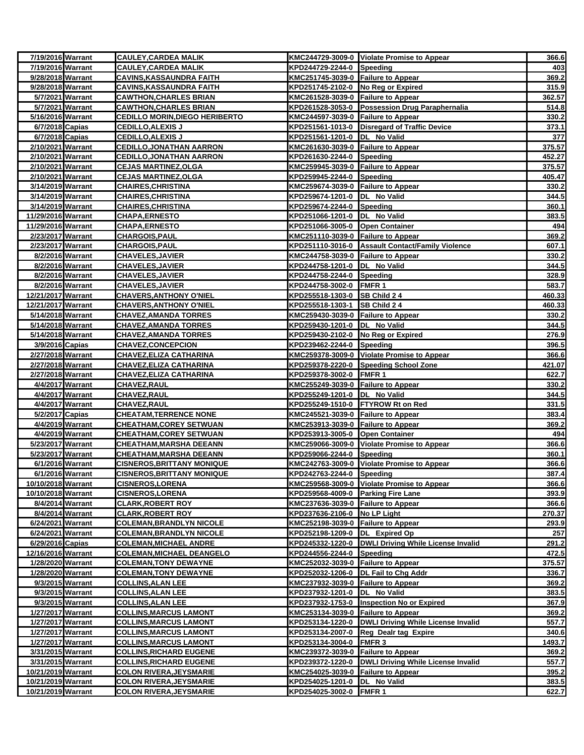| | | | | | |
|---|---|---|---|---|---|
| 7/19/2016 | Warrant | CAULEY,CARDEA MALIK | KMC244729-3009-0 | Violate Promise to Appear | 366.6 |
| 7/19/2016 | Warrant | CAULEY,CARDEA MALIK | KPD244729-2244-0 | Speeding | 403 |
| 9/28/2018 | Warrant | CAVINS,KASSAUNDRA FAITH | KMC251745-3039-0 | Failure to Appear | 369.2 |
| 9/28/2018 | Warrant | CAVINS,KASSAUNDRA FAITH | KPD251745-2102-0 | No Reg or Expired | 315.9 |
| 5/7/2021 | Warrant | CAWTHON,CHARLES BRIAN | KMC261528-3039-0 | Failure to Appear | 362.57 |
| 5/7/2021 | Warrant | CAWTHON,CHARLES BRIAN | KPD261528-3053-0 | Possession Drug Paraphernalia | 514.8 |
| 5/16/2016 | Warrant | CEDILLO MORIN,DIEGO HERIBERTO | KMC244597-3039-0 | Failure to Appear | 330.2 |
| 6/7/2018 | Capias | CEDILLO,ALEXIS J | KPD251561-1013-0 | Disregard of Traffic Device | 373.1 |
| 6/7/2018 | Capias | CEDILLO,ALEXIS J | KPD251561-1201-0 | DL No Valid | 377 |
| 2/10/2021 | Warrant | CEDILLO,JONATHAN AARRON | KMC261630-3039-0 | Failure to Appear | 375.57 |
| 2/10/2021 | Warrant | CEDILLO,JONATHAN AARRON | KPD261630-2244-0 | Speeding | 452.27 |
| 2/10/2021 | Warrant | CEJAS MARTINEZ,OLGA | KMC259945-3039-0 | Failure to Appear | 375.57 |
| 2/10/2021 | Warrant | CEJAS MARTINEZ,OLGA | KPD259945-2244-0 | Speeding | 405.47 |
| 3/14/2019 | Warrant | CHAIRES,CHRISTINA | KMC259674-3039-0 | Failure to Appear | 330.2 |
| 3/14/2019 | Warrant | CHAIRES,CHRISTINA | KPD259674-1201-0 | DL No Valid | 344.5 |
| 3/14/2019 | Warrant | CHAIRES,CHRISTINA | KPD259674-2244-0 | Speeding | 360.1 |
| 11/29/2016 | Warrant | CHAPA,ERNESTO | KPD251066-1201-0 | DL No Valid | 383.5 |
| 11/29/2016 | Warrant | CHAPA,ERNESTO | KPD251066-3005-0 | Open Container | 494 |
| 2/23/2017 | Warrant | CHARGOIS,PAUL | KMC251110-3039-0 | Failure to Appear | 369.2 |
| 2/23/2017 | Warrant | CHARGOIS,PAUL | KPD251110-3016-0 | Assault Contact/Family Violence | 607.1 |
| 8/2/2016 | Warrant | CHAVELES,JAVIER | KMC244758-3039-0 | Failure to Appear | 330.2 |
| 8/2/2016 | Warrant | CHAVELES,JAVIER | KPD244758-1201-0 | DL No Valid | 344.5 |
| 8/2/2016 | Warrant | CHAVELES,JAVIER | KPD244758-2244-0 | Speeding | 328.9 |
| 8/2/2016 | Warrant | CHAVELES,JAVIER | KPD244758-3002-0 | FMFR 1 | 583.7 |
| 12/21/2017 | Warrant | CHAVERS,ANTHONY O'NIEL | KPD255518-1303-0 | SB Child 2 4 | 460.33 |
| 12/21/2017 | Warrant | CHAVERS,ANTHONY O'NIEL | KPD255518-1303-1 | SB Child 2 4 | 460.33 |
| 5/14/2018 | Warrant | CHAVEZ,AMANDA TORRES | KMC259430-3039-0 | Failure to Appear | 330.2 |
| 5/14/2018 | Warrant | CHAVEZ,AMANDA TORRES | KPD259430-1201-0 | DL No Valid | 344.5 |
| 5/14/2018 | Warrant | CHAVEZ,AMANDA TORRES | KPD259430-2102-0 | No Reg or Expired | 276.9 |
| 3/9/2016 | Capias | CHAVEZ,CONCEPCION | KPD239462-2244-0 | Speeding | 396.5 |
| 2/27/2018 | Warrant | CHAVEZ,ELIZA CATHARINA | KMC259378-3009-0 | Violate Promise to Appear | 366.6 |
| 2/27/2018 | Warrant | CHAVEZ,ELIZA CATHARINA | KPD259378-2220-0 | Speeding School Zone | 421.07 |
| 2/27/2018 | Warrant | CHAVEZ,ELIZA CATHARINA | KPD259378-3002-0 | FMFR 1 | 622.7 |
| 4/4/2017 | Warrant | CHAVEZ,RAUL | KMC255249-3039-0 | Failure to Appear | 330.2 |
| 4/4/2017 | Warrant | CHAVEZ,RAUL | KPD255249-1201-0 | DL No Valid | 344.5 |
| 4/4/2017 | Warrant | CHAVEZ,RAUL | KPD255249-1510-0 | FTYROW Rt on Red | 331.5 |
| 5/2/2017 | Capias | CHEATAM,TERRENCE NONE | KMC245521-3039-0 | Failure to Appear | 383.4 |
| 4/4/2019 | Warrant | CHEATHAM,COREY SETWUAN | KMC253913-3039-0 | Failure to Appear | 369.2 |
| 4/4/2019 | Warrant | CHEATHAM,COREY SETWUAN | KPD253913-3005-0 | Open Container | 494 |
| 5/23/2017 | Warrant | CHEATHAM,MARSHA DEEANN | KMC259066-3009-0 | Violate Promise to Appear | 366.6 |
| 5/23/2017 | Warrant | CHEATHAM,MARSHA DEEANN | KPD259066-2244-0 | Speeding | 360.1 |
| 6/1/2016 | Warrant | CISNEROS,BRITTANY MONIQUE | KMC242763-3009-0 | Violate Promise to Appear | 366.6 |
| 6/1/2016 | Warrant | CISNEROS,BRITTANY MONIQUE | KPD242763-2244-0 | Speeding | 387.4 |
| 10/10/2018 | Warrant | CISNEROS,LORENA | KMC259568-3009-0 | Violate Promise to Appear | 366.6 |
| 10/10/2018 | Warrant | CISNEROS,LORENA | KPD259568-4009-0 | Parking Fire Lane | 393.9 |
| 8/4/2014 | Warrant | CLARK,ROBERT ROY | KMC237636-3039-0 | Failure to Appear | 366.6 |
| 8/4/2014 | Warrant | CLARK,ROBERT ROY | KPD237636-2106-0 | No LP Light | 270.37 |
| 6/24/2021 | Warrant | COLEMAN,BRANDLYN NICOLE | KMC252198-3039-0 | Failure to Appear | 293.9 |
| 6/24/2021 | Warrant | COLEMAN,BRANDLYN NICOLE | KPD252198-1209-0 | DL Expired Op | 257 |
| 6/29/2016 | Capias | COLEMAN,MICHAEL ANDRE | KPD245332-1220-0 | DWLI Driving While License Invalid | 291.2 |
| 12/16/2016 | Warrant | COLEMAN,MICHAEL DEANGELO | KPD244556-2244-0 | Speeding | 472.5 |
| 1/28/2020 | Warrant | COLEMAN,TONY DEWAYNE | KMC252032-3039-0 | Failure to Appear | 375.57 |
| 1/28/2020 | Warrant | COLEMAN,TONY DEWAYNE | KPD252032-1206-0 | DL Fail to Chg Addr | 336.7 |
| 9/3/2015 | Warrant | COLLINS,ALAN LEE | KMC237932-3039-0 | Failure to Appear | 369.2 |
| 9/3/2015 | Warrant | COLLINS,ALAN LEE | KPD237932-1201-0 | DL No Valid | 383.5 |
| 9/3/2015 | Warrant | COLLINS,ALAN LEE | KPD237932-1753-0 | Inspection No or Expired | 367.9 |
| 1/27/2017 | Warrant | COLLINS,MARCUS LAMONT | KMC253134-3039-0 | Failure to Appear | 369.2 |
| 1/27/2017 | Warrant | COLLINS,MARCUS LAMONT | KPD253134-1220-0 | DWLI Driving While License Invalid | 557.7 |
| 1/27/2017 | Warrant | COLLINS,MARCUS LAMONT | KPD253134-2007-0 | Reg Dealr tag Expire | 340.6 |
| 1/27/2017 | Warrant | COLLINS,MARCUS LAMONT | KPD253134-3004-0 | FMFR 3 | 1493.7 |
| 3/31/2015 | Warrant | COLLINS,RICHARD EUGENE | KMC239372-3039-0 | Failure to Appear | 369.2 |
| 3/31/2015 | Warrant | COLLINS,RICHARD EUGENE | KPD239372-1220-0 | DWLI Driving While License Invalid | 557.7 |
| 10/21/2019 | Warrant | COLON RIVERA,JEYSMARIE | KMC254025-3039-0 | Failure to Appear | 395.2 |
| 10/21/2019 | Warrant | COLON RIVERA,JEYSMARIE | KPD254025-1201-0 | DL No Valid | 383.5 |
| 10/21/2019 | Warrant | COLON RIVERA,JEYSMARIE | KPD254025-3002-0 | FMFR 1 | 622.7 |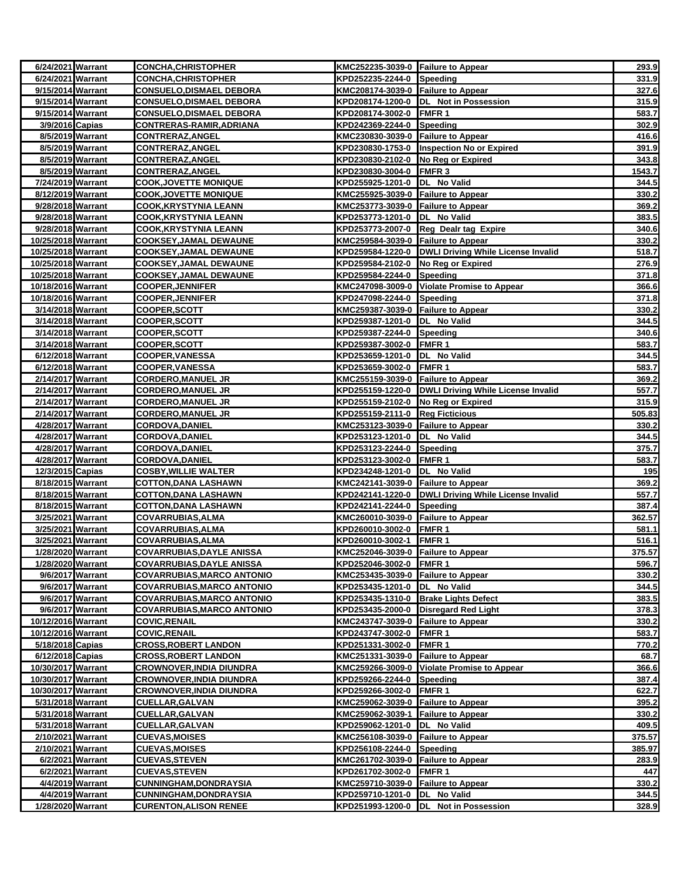| 6/24/2021 | Warrant | CONCHA,CHRISTOPHER | KMC252235-3039-0 | Failure to Appear | 293.9 |
|---|---|---|---|---|---|
| 6/24/2021 | Warrant | CONCHA,CHRISTOPHER | KPD252235-2244-0 | Speeding | 331.9 |
| 9/15/2014 | Warrant | CONSUELO,DISMAEL DEBORA | KMC208174-3039-0 | Failure to Appear | 327.6 |
| 9/15/2014 | Warrant | CONSUELO,DISMAEL DEBORA | KPD208174-1200-0 | DL Not in Possession | 315.9 |
| 9/15/2014 | Warrant | CONSUELO,DISMAEL DEBORA | KPD208174-3002-0 | FMFR 1 | 583.7 |
| 3/9/2016 | Capias | CONTRERAS-RAMIR,ADRIANA | KPD242369-2244-0 | Speeding | 302.9 |
| 8/5/2019 | Warrant | CONTRERAZ,ANGEL | KMC230830-3039-0 | Failure to Appear | 416.6 |
| 8/5/2019 | Warrant | CONTRERAZ,ANGEL | KPD230830-1753-0 | Inspection No or Expired | 391.9 |
| 8/5/2019 | Warrant | CONTRERAZ,ANGEL | KPD230830-2102-0 | No Reg or Expired | 343.8 |
| 8/5/2019 | Warrant | CONTRERAZ,ANGEL | KPD230830-3004-0 | FMFR 3 | 1543.7 |
| 7/24/2019 | Warrant | COOK,JOVETTE MONIQUE | KPD255925-1201-0 | DL No Valid | 344.5 |
| 8/12/2019 | Warrant | COOK,JOVETTE MONIQUE | KMC255925-3039-0 | Failure to Appear | 330.2 |
| 9/28/2018 | Warrant | COOK,KRYSTYNIA LEANN | KMC253773-3039-0 | Failure to Appear | 369.2 |
| 9/28/2018 | Warrant | COOK,KRYSTYNIA LEANN | KPD253773-1201-0 | DL No Valid | 383.5 |
| 9/28/2018 | Warrant | COOK,KRYSTYNIA LEANN | KPD253773-2007-0 | Reg Dealr tag Expire | 340.6 |
| 10/25/2018 | Warrant | COOKSEY,JAMAL DEWAUNE | KMC259584-3039-0 | Failure to Appear | 330.2 |
| 10/25/2018 | Warrant | COOKSEY,JAMAL DEWAUNE | KPD259584-1220-0 | DWLI Driving While License Invalid | 518.7 |
| 10/25/2018 | Warrant | COOKSEY,JAMAL DEWAUNE | KPD259584-2102-0 | No Reg or Expired | 276.9 |
| 10/25/2018 | Warrant | COOKSEY,JAMAL DEWAUNE | KPD259584-2244-0 | Speeding | 371.8 |
| 10/18/2016 | Warrant | COOPER,JENNIFER | KMC247098-3009-0 | Violate Promise to Appear | 366.6 |
| 10/18/2016 | Warrant | COOPER,JENNIFER | KPD247098-2244-0 | Speeding | 371.8 |
| 3/14/2018 | Warrant | COOPER,SCOTT | KMC259387-3039-0 | Failure to Appear | 330.2 |
| 3/14/2018 | Warrant | COOPER,SCOTT | KPD259387-1201-0 | DL No Valid | 344.5 |
| 3/14/2018 | Warrant | COOPER,SCOTT | KPD259387-2244-0 | Speeding | 340.6 |
| 3/14/2018 | Warrant | COOPER,SCOTT | KPD259387-3002-0 | FMFR 1 | 583.7 |
| 6/12/2018 | Warrant | COOPER,VANESSA | KPD253659-1201-0 | DL No Valid | 344.5 |
| 6/12/2018 | Warrant | COOPER,VANESSA | KPD253659-3002-0 | FMFR 1 | 583.7 |
| 2/14/2017 | Warrant | CORDERO,MANUEL JR | KMC255159-3039-0 | Failure to Appear | 369.2 |
| 2/14/2017 | Warrant | CORDERO,MANUEL JR | KPD255159-1220-0 | DWLI Driving While License Invalid | 557.7 |
| 2/14/2017 | Warrant | CORDERO,MANUEL JR | KPD255159-2102-0 | No Reg or Expired | 315.9 |
| 2/14/2017 | Warrant | CORDERO,MANUEL JR | KPD255159-2111-0 | Reg Ficticious | 505.83 |
| 4/28/2017 | Warrant | CORDOVA,DANIEL | KMC253123-3039-0 | Failure to Appear | 330.2 |
| 4/28/2017 | Warrant | CORDOVA,DANIEL | KPD253123-1201-0 | DL No Valid | 344.5 |
| 4/28/2017 | Warrant | CORDOVA,DANIEL | KPD253123-2244-0 | Speeding | 375.7 |
| 4/28/2017 | Warrant | CORDOVA,DANIEL | KPD253123-3002-0 | FMFR 1 | 583.7 |
| 12/3/2015 | Capias | COSBY,WILLIE WALTER | KPD234248-1201-0 | DL No Valid | 195 |
| 8/18/2015 | Warrant | COTTON,DANA LASHAWN | KMC242141-3039-0 | Failure to Appear | 369.2 |
| 8/18/2015 | Warrant | COTTON,DANA LASHAWN | KPD242141-1220-0 | DWLI Driving While License Invalid | 557.7 |
| 8/18/2015 | Warrant | COTTON,DANA LASHAWN | KPD242141-2244-0 | Speeding | 387.4 |
| 3/25/2021 | Warrant | COVARRUBIAS,ALMA | KMC260010-3039-0 | Failure to Appear | 362.57 |
| 3/25/2021 | Warrant | COVARRUBIAS,ALMA | KPD260010-3002-0 | FMFR 1 | 581.1 |
| 3/25/2021 | Warrant | COVARRUBIAS,ALMA | KPD260010-3002-1 | FMFR 1 | 516.1 |
| 1/28/2020 | Warrant | COVARRUBIAS,DAYLE ANISSA | KMC252046-3039-0 | Failure to Appear | 375.57 |
| 1/28/2020 | Warrant | COVARRUBIAS,DAYLE ANISSA | KPD252046-3002-0 | FMFR 1 | 596.7 |
| 9/6/2017 | Warrant | COVARRUBIAS,MARCO ANTONIO | KMC253435-3039-0 | Failure to Appear | 330.2 |
| 9/6/2017 | Warrant | COVARRUBIAS,MARCO ANTONIO | KPD253435-1201-0 | DL No Valid | 344.5 |
| 9/6/2017 | Warrant | COVARRUBIAS,MARCO ANTONIO | KPD253435-1310-0 | Brake Lights Defect | 383.5 |
| 9/6/2017 | Warrant | COVARRUBIAS,MARCO ANTONIO | KPD253435-2000-0 | Disregard Red Light | 378.3 |
| 10/12/2016 | Warrant | COVIC,RENAIL | KMC243747-3039-0 | Failure to Appear | 330.2 |
| 10/12/2016 | Warrant | COVIC,RENAIL | KPD243747-3002-0 | FMFR 1 | 583.7 |
| 5/18/2018 | Capias | CROSS,ROBERT LANDON | KPD251331-3002-0 | FMFR 1 | 770.2 |
| 6/12/2018 | Capias | CROSS,ROBERT LANDON | KMC251331-3039-0 | Failure to Appear | 68.7 |
| 10/30/2017 | Warrant | CROWNOVER,INDIA DIUNDRA | KMC259266-3009-0 | Violate Promise to Appear | 366.6 |
| 10/30/2017 | Warrant | CROWNOVER,INDIA DIUNDRA | KPD259266-2244-0 | Speeding | 387.4 |
| 10/30/2017 | Warrant | CROWNOVER,INDIA DIUNDRA | KPD259266-3002-0 | FMFR 1 | 622.7 |
| 5/31/2018 | Warrant | CUELLAR,GALVAN | KMC259062-3039-0 | Failure to Appear | 395.2 |
| 5/31/2018 | Warrant | CUELLAR,GALVAN | KMC259062-3039-1 | Failure to Appear | 330.2 |
| 5/31/2018 | Warrant | CUELLAR,GALVAN | KPD259062-1201-0 | DL No Valid | 409.5 |
| 2/10/2021 | Warrant | CUEVAS,MOISES | KMC256108-3039-0 | Failure to Appear | 375.57 |
| 2/10/2021 | Warrant | CUEVAS,MOISES | KPD256108-2244-0 | Speeding | 385.97 |
| 6/2/2021 | Warrant | CUEVAS,STEVEN | KMC261702-3039-0 | Failure to Appear | 283.9 |
| 6/2/2021 | Warrant | CUEVAS,STEVEN | KPD261702-3002-0 | FMFR 1 | 447 |
| 4/4/2019 | Warrant | CUNNINGHAM,DONDRAYSIA | KMC259710-3039-0 | Failure to Appear | 330.2 |
| 4/4/2019 | Warrant | CUNNINGHAM,DONDRAYSIA | KPD259710-1201-0 | DL No Valid | 344.5 |
| 1/28/2020 | Warrant | CURENTON,ALISON RENEE | KPD251993-1200-0 | DL Not in Possession | 328.9 |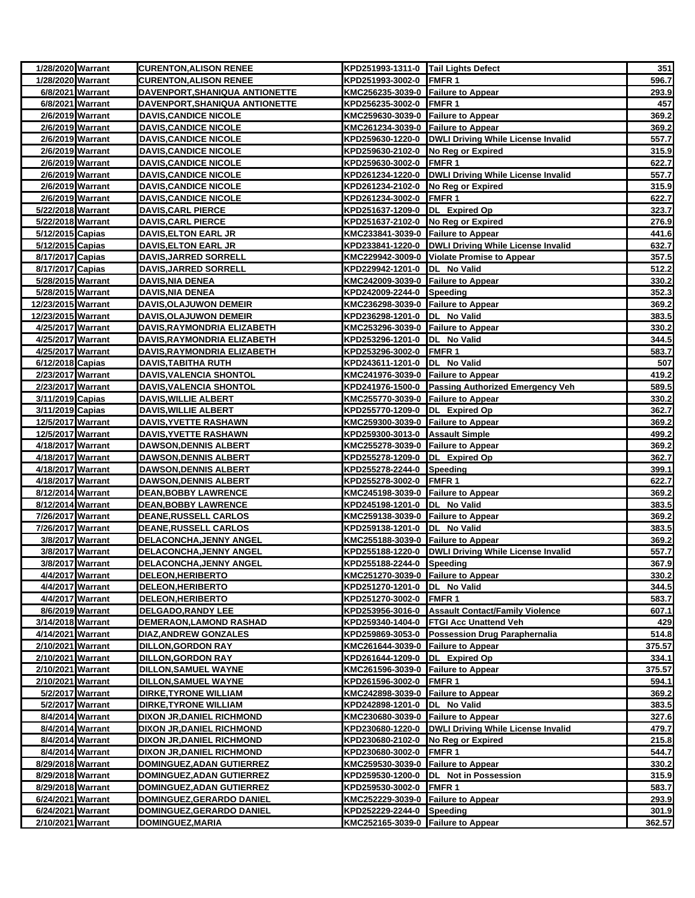| | | | | | |
|---|---|---|---|---|---|
| 1/28/2020 | Warrant | CURENTON,ALISON RENEE | KPD251993-1311-0 | Tail Lights Defect | 351 |
| 1/28/2020 | Warrant | CURENTON,ALISON RENEE | KPD251993-3002-0 | FMFR 1 | 596.7 |
| 6/8/2021 | Warrant | DAVENPORT,SHANIQUA ANTIONETTE | KMC256235-3039-0 | Failure to Appear | 293.9 |
| 6/8/2021 | Warrant | DAVENPORT,SHANIQUA ANTIONETTE | KPD256235-3002-0 | FMFR 1 | 457 |
| 2/6/2019 | Warrant | DAVIS,CANDICE NICOLE | KMC259630-3039-0 | Failure to Appear | 369.2 |
| 2/6/2019 | Warrant | DAVIS,CANDICE NICOLE | KMC261234-3039-0 | Failure to Appear | 369.2 |
| 2/6/2019 | Warrant | DAVIS,CANDICE NICOLE | KPD259630-1220-0 | DWLI Driving While License Invalid | 557.7 |
| 2/6/2019 | Warrant | DAVIS,CANDICE NICOLE | KPD259630-2102-0 | No Reg or Expired | 315.9 |
| 2/6/2019 | Warrant | DAVIS,CANDICE NICOLE | KPD259630-3002-0 | FMFR 1 | 622.7 |
| 2/6/2019 | Warrant | DAVIS,CANDICE NICOLE | KPD261234-1220-0 | DWLI Driving While License Invalid | 557.7 |
| 2/6/2019 | Warrant | DAVIS,CANDICE NICOLE | KPD261234-2102-0 | No Reg or Expired | 315.9 |
| 2/6/2019 | Warrant | DAVIS,CANDICE NICOLE | KPD261234-3002-0 | FMFR 1 | 622.7 |
| 5/22/2018 | Warrant | DAVIS,CARL PIERCE | KPD251637-1209-0 | DL Expired Op | 323.7 |
| 5/22/2018 | Warrant | DAVIS,CARL PIERCE | KPD251637-2102-0 | No Reg or Expired | 276.9 |
| 5/12/2015 | Capias | DAVIS,ELTON EARL JR | KMC233841-3039-0 | Failure to Appear | 441.6 |
| 5/12/2015 | Capias | DAVIS,ELTON EARL JR | KPD233841-1220-0 | DWLI Driving While License Invalid | 632.7 |
| 8/17/2017 | Capias | DAVIS,JARRED SORRELL | KMC229942-3009-0 | Violate Promise to Appear | 357.5 |
| 8/17/2017 | Capias | DAVIS,JARRED SORRELL | KPD229942-1201-0 | DL No Valid | 512.2 |
| 5/28/2015 | Warrant | DAVIS,NIA DENEA | KMC242009-3039-0 | Failure to Appear | 330.2 |
| 5/28/2015 | Warrant | DAVIS,NIA DENEA | KPD242009-2244-0 | Speeding | 352.3 |
| 12/23/2015 | Warrant | DAVIS,OLAJUWON DEMEIR | KMC236298-3039-0 | Failure to Appear | 369.2 |
| 12/23/2015 | Warrant | DAVIS,OLAJUWON DEMEIR | KPD236298-1201-0 | DL No Valid | 383.5 |
| 4/25/2017 | Warrant | DAVIS,RAYMONDRIA ELIZABETH | KMC253296-3039-0 | Failure to Appear | 330.2 |
| 4/25/2017 | Warrant | DAVIS,RAYMONDRIA ELIZABETH | KPD253296-1201-0 | DL No Valid | 344.5 |
| 4/25/2017 | Warrant | DAVIS,RAYMONDRIA ELIZABETH | KPD253296-3002-0 | FMFR 1 | 583.7 |
| 6/12/2018 | Capias | DAVIS,TABITHA RUTH | KPD243611-1201-0 | DL No Valid | 507 |
| 2/23/2017 | Warrant | DAVIS,VALENCIA SHONTOL | KMC241976-3039-0 | Failure to Appear | 419.2 |
| 2/23/2017 | Warrant | DAVIS,VALENCIA SHONTOL | KPD241976-1500-0 | Passing Authorized Emergency Veh | 589.5 |
| 3/11/2019 | Capias | DAVIS,WILLIE ALBERT | KMC255770-3039-0 | Failure to Appear | 330.2 |
| 3/11/2019 | Capias | DAVIS,WILLIE ALBERT | KPD255770-1209-0 | DL Expired Op | 362.7 |
| 12/5/2017 | Warrant | DAVIS,YVETTE RASHAWN | KMC259300-3039-0 | Failure to Appear | 369.2 |
| 12/5/2017 | Warrant | DAVIS,YVETTE RASHAWN | KPD259300-3013-0 | Assault Simple | 499.2 |
| 4/18/2017 | Warrant | DAWSON,DENNIS ALBERT | KMC255278-3039-0 | Failure to Appear | 369.2 |
| 4/18/2017 | Warrant | DAWSON,DENNIS ALBERT | KPD255278-1209-0 | DL Expired Op | 362.7 |
| 4/18/2017 | Warrant | DAWSON,DENNIS ALBERT | KPD255278-2244-0 | Speeding | 399.1 |
| 4/18/2017 | Warrant | DAWSON,DENNIS ALBERT | KPD255278-3002-0 | FMFR 1 | 622.7 |
| 8/12/2014 | Warrant | DEAN,BOBBY LAWRENCE | KMC245198-3039-0 | Failure to Appear | 369.2 |
| 8/12/2014 | Warrant | DEAN,BOBBY LAWRENCE | KPD245198-1201-0 | DL No Valid | 383.5 |
| 7/26/2017 | Warrant | DEANE,RUSSELL CARLOS | KMC259138-3039-0 | Failure to Appear | 369.2 |
| 7/26/2017 | Warrant | DEANE,RUSSELL CARLOS | KPD259138-1201-0 | DL No Valid | 383.5 |
| 3/8/2017 | Warrant | DELACONCHA,JENNY ANGEL | KMC255188-3039-0 | Failure to Appear | 369.2 |
| 3/8/2017 | Warrant | DELACONCHA,JENNY ANGEL | KPD255188-1220-0 | DWLI Driving While License Invalid | 557.7 |
| 3/8/2017 | Warrant | DELACONCHA,JENNY ANGEL | KPD255188-2244-0 | Speeding | 367.9 |
| 4/4/2017 | Warrant | DELEON,HERIBERTO | KMC251270-3039-0 | Failure to Appear | 330.2 |
| 4/4/2017 | Warrant | DELEON,HERIBERTO | KPD251270-1201-0 | DL No Valid | 344.5 |
| 4/4/2017 | Warrant | DELEON,HERIBERTO | KPD251270-3002-0 | FMFR 1 | 583.7 |
| 8/6/2019 | Warrant | DELGADO,RANDY LEE | KPD253956-3016-0 | Assault Contact/Family Violence | 607.1 |
| 3/14/2018 | Warrant | DEMERAON,LAMOND RASHAD | KPD259340-1404-0 | FTGI Acc Unattend Veh | 429 |
| 4/14/2021 | Warrant | DIAZ,ANDREW GONZALES | KPD259869-3053-0 | Possession Drug Paraphernalia | 514.8 |
| 2/10/2021 | Warrant | DILLON,GORDON RAY | KMC261644-3039-0 | Failure to Appear | 375.57 |
| 2/10/2021 | Warrant | DILLON,GORDON RAY | KPD261644-1209-0 | DL Expired Op | 334.1 |
| 2/10/2021 | Warrant | DILLON,SAMUEL WAYNE | KMC261596-3039-0 | Failure to Appear | 375.57 |
| 2/10/2021 | Warrant | DILLON,SAMUEL WAYNE | KPD261596-3002-0 | FMFR 1 | 594.1 |
| 5/2/2017 | Warrant | DIRKE,TYRONE WILLIAM | KMC242898-3039-0 | Failure to Appear | 369.2 |
| 5/2/2017 | Warrant | DIRKE,TYRONE WILLIAM | KPD242898-1201-0 | DL No Valid | 383.5 |
| 8/4/2014 | Warrant | DIXON JR,DANIEL RICHMOND | KMC230680-3039-0 | Failure to Appear | 327.6 |
| 8/4/2014 | Warrant | DIXON JR,DANIEL RICHMOND | KPD230680-1220-0 | DWLI Driving While License Invalid | 479.7 |
| 8/4/2014 | Warrant | DIXON JR,DANIEL RICHMOND | KPD230680-2102-0 | No Reg or Expired | 215.8 |
| 8/4/2014 | Warrant | DIXON JR,DANIEL RICHMOND | KPD230680-3002-0 | FMFR 1 | 544.7 |
| 8/29/2018 | Warrant | DOMINGUEZ,ADAN GUTIERREZ | KMC259530-3039-0 | Failure to Appear | 330.2 |
| 8/29/2018 | Warrant | DOMINGUEZ,ADAN GUTIERREZ | KPD259530-1200-0 | DL Not in Possession | 315.9 |
| 8/29/2018 | Warrant | DOMINGUEZ,ADAN GUTIERREZ | KPD259530-3002-0 | FMFR 1 | 583.7 |
| 6/24/2021 | Warrant | DOMINGUEZ,GERARDO DANIEL | KMC252229-3039-0 | Failure to Appear | 293.9 |
| 6/24/2021 | Warrant | DOMINGUEZ,GERARDO DANIEL | KPD252229-2244-0 | Speeding | 301.9 |
| 2/10/2021 | Warrant | DOMINGUEZ,MARIA | KMC252165-3039-0 | Failure to Appear | 362.57 |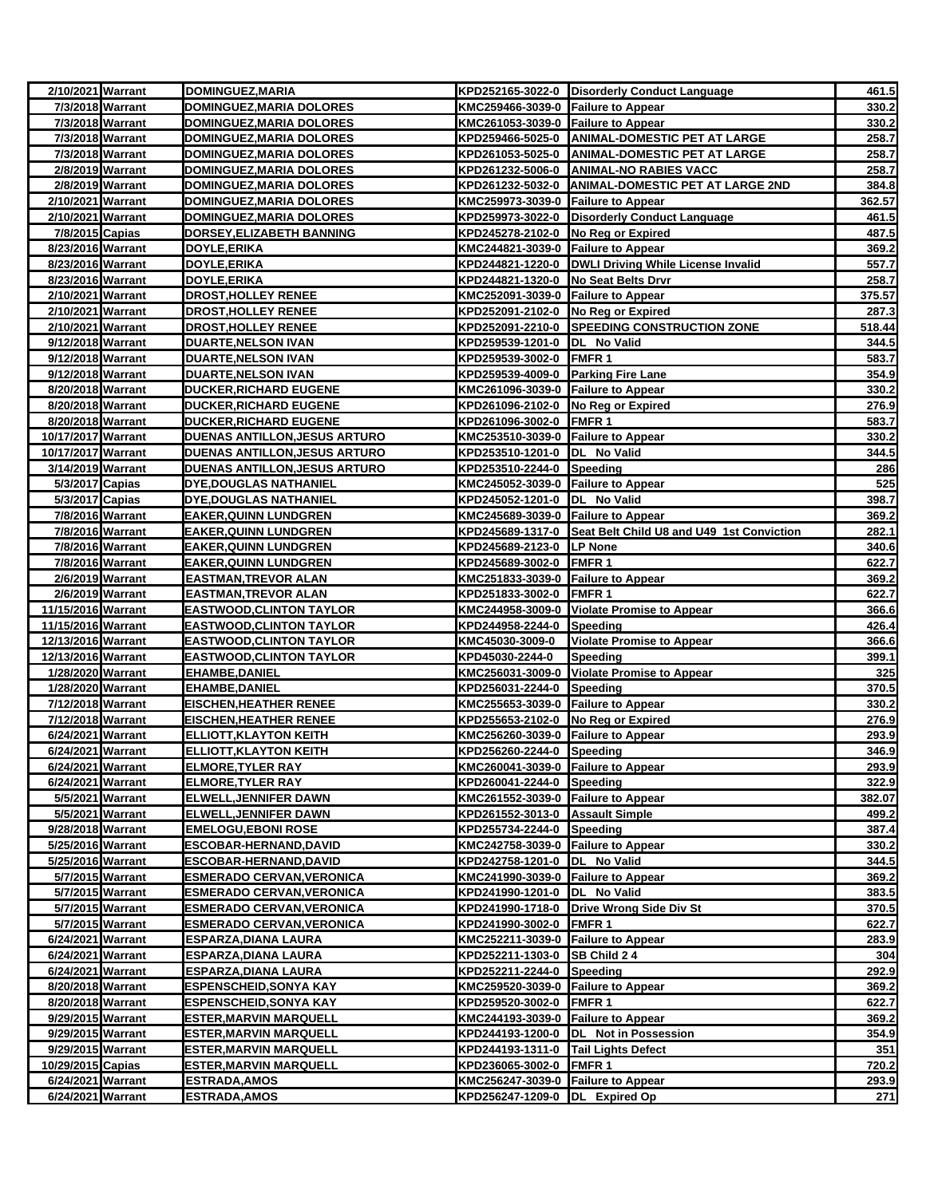| | | | | | |
|---|---|---|---|---|---|
| 2/10/2021 | Warrant | DOMINGUEZ,MARIA | KPD252165-3022-0 | Disorderly Conduct Language | 461.5 |
| 7/3/2018 | Warrant | DOMINGUEZ,MARIA DOLORES | KMC259466-3039-0 | Failure to Appear | 330.2 |
| 7/3/2018 | Warrant | DOMINGUEZ,MARIA DOLORES | KMC261053-3039-0 | Failure to Appear | 330.2 |
| 7/3/2018 | Warrant | DOMINGUEZ,MARIA DOLORES | KPD259466-5025-0 | ANIMAL-DOMESTIC PET AT LARGE | 258.7 |
| 7/3/2018 | Warrant | DOMINGUEZ,MARIA DOLORES | KPD261053-5025-0 | ANIMAL-DOMESTIC PET AT LARGE | 258.7 |
| 2/8/2019 | Warrant | DOMINGUEZ,MARIA DOLORES | KPD261232-5006-0 | ANIMAL-NO RABIES VACC | 258.7 |
| 2/8/2019 | Warrant | DOMINGUEZ,MARIA DOLORES | KPD261232-5032-0 | ANIMAL-DOMESTIC PET AT LARGE 2ND | 384.8 |
| 2/10/2021 | Warrant | DOMINGUEZ,MARIA DOLORES | KMC259973-3039-0 | Failure to Appear | 362.57 |
| 2/10/2021 | Warrant | DOMINGUEZ,MARIA DOLORES | KPD259973-3022-0 | Disorderly Conduct Language | 461.5 |
| 7/8/2015 | Capias | DORSEY,ELIZABETH BANNING | KPD245278-2102-0 | No Reg or Expired | 487.5 |
| 8/23/2016 | Warrant | DOYLE,ERIKA | KMC244821-3039-0 | Failure to Appear | 369.2 |
| 8/23/2016 | Warrant | DOYLE,ERIKA | KPD244821-1220-0 | DWLI Driving While License Invalid | 557.7 |
| 8/23/2016 | Warrant | DOYLE,ERIKA | KPD244821-1320-0 | No Seat Belts Drvr | 258.7 |
| 2/10/2021 | Warrant | DROST,HOLLEY RENEE | KMC252091-3039-0 | Failure to Appear | 375.57 |
| 2/10/2021 | Warrant | DROST,HOLLEY RENEE | KPD252091-2102-0 | No Reg or Expired | 287.3 |
| 2/10/2021 | Warrant | DROST,HOLLEY RENEE | KPD252091-2210-0 | SPEEDING CONSTRUCTION ZONE | 518.44 |
| 9/12/2018 | Warrant | DUARTE,NELSON IVAN | KPD259539-1201-0 | DL No Valid | 344.5 |
| 9/12/2018 | Warrant | DUARTE,NELSON IVAN | KPD259539-3002-0 | FMFR 1 | 583.7 |
| 9/12/2018 | Warrant | DUARTE,NELSON IVAN | KPD259539-4009-0 | Parking Fire Lane | 354.9 |
| 8/20/2018 | Warrant | DUCKER,RICHARD EUGENE | KMC261096-3039-0 | Failure to Appear | 330.2 |
| 8/20/2018 | Warrant | DUCKER,RICHARD EUGENE | KPD261096-2102-0 | No Reg or Expired | 276.9 |
| 8/20/2018 | Warrant | DUCKER,RICHARD EUGENE | KPD261096-3002-0 | FMFR 1 | 583.7 |
| 10/17/2017 | Warrant | DUENAS ANTILLON,JESUS ARTURO | KMC253510-3039-0 | Failure to Appear | 330.2 |
| 10/17/2017 | Warrant | DUENAS ANTILLON,JESUS ARTURO | KPD253510-1201-0 | DL No Valid | 344.5 |
| 3/14/2019 | Warrant | DUENAS ANTILLON,JESUS ARTURO | KPD253510-2244-0 | Speeding | 286 |
| 5/3/2017 | Capias | DYE,DOUGLAS NATHANIEL | KMC245052-3039-0 | Failure to Appear | 525 |
| 5/3/2017 | Capias | DYE,DOUGLAS NATHANIEL | KPD245052-1201-0 | DL No Valid | 398.7 |
| 7/8/2016 | Warrant | EAKER,QUINN LUNDGREN | KMC245689-3039-0 | Failure to Appear | 369.2 |
| 7/8/2016 | Warrant | EAKER,QUINN LUNDGREN | KPD245689-1317-0 | Seat Belt Child U8 and U49 1st Conviction | 282.1 |
| 7/8/2016 | Warrant | EAKER,QUINN LUNDGREN | KPD245689-2123-0 | LP None | 340.6 |
| 7/8/2016 | Warrant | EAKER,QUINN LUNDGREN | KPD245689-3002-0 | FMFR 1 | 622.7 |
| 2/6/2019 | Warrant | EASTMAN,TREVOR ALAN | KMC251833-3039-0 | Failure to Appear | 369.2 |
| 2/6/2019 | Warrant | EASTMAN,TREVOR ALAN | KPD251833-3002-0 | FMFR 1 | 622.7 |
| 11/15/2016 | Warrant | EASTWOOD,CLINTON TAYLOR | KMC244958-3009-0 | Violate Promise to Appear | 366.6 |
| 11/15/2016 | Warrant | EASTWOOD,CLINTON TAYLOR | KPD244958-2244-0 | Speeding | 426.4 |
| 12/13/2016 | Warrant | EASTWOOD,CLINTON TAYLOR | KMC45030-3009-0 | Violate Promise to Appear | 366.6 |
| 12/13/2016 | Warrant | EASTWOOD,CLINTON TAYLOR | KPD45030-2244-0 | Speeding | 399.1 |
| 1/28/2020 | Warrant | EHAMBE,DANIEL | KMC256031-3009-0 | Violate Promise to Appear | 325 |
| 1/28/2020 | Warrant | EHAMBE,DANIEL | KPD256031-2244-0 | Speeding | 370.5 |
| 7/12/2018 | Warrant | EISCHEN,HEATHER RENEE | KMC255653-3039-0 | Failure to Appear | 330.2 |
| 7/12/2018 | Warrant | EISCHEN,HEATHER RENEE | KPD255653-2102-0 | No Reg or Expired | 276.9 |
| 6/24/2021 | Warrant | ELLIOTT,KLAYTON KEITH | KMC256260-3039-0 | Failure to Appear | 293.9 |
| 6/24/2021 | Warrant | ELLIOTT,KLAYTON KEITH | KPD256260-2244-0 | Speeding | 346.9 |
| 6/24/2021 | Warrant | ELMORE,TYLER RAY | KMC260041-3039-0 | Failure to Appear | 293.9 |
| 6/24/2021 | Warrant | ELMORE,TYLER RAY | KPD260041-2244-0 | Speeding | 322.9 |
| 5/5/2021 | Warrant | ELWELL,JENNIFER DAWN | KMC261552-3039-0 | Failure to Appear | 382.07 |
| 5/5/2021 | Warrant | ELWELL,JENNIFER DAWN | KPD261552-3013-0 | Assault Simple | 499.2 |
| 9/28/2018 | Warrant | EMELOGU,EBONI ROSE | KPD255734-2244-0 | Speeding | 387.4 |
| 5/25/2016 | Warrant | ESCOBAR-HERNAND,DAVID | KMC242758-3039-0 | Failure to Appear | 330.2 |
| 5/25/2016 | Warrant | ESCOBAR-HERNAND,DAVID | KPD242758-1201-0 | DL No Valid | 344.5 |
| 5/7/2015 | Warrant | ESMERADO CERVAN,VERONICA | KMC241990-3039-0 | Failure to Appear | 369.2 |
| 5/7/2015 | Warrant | ESMERADO CERVAN,VERONICA | KPD241990-1201-0 | DL No Valid | 383.5 |
| 5/7/2015 | Warrant | ESMERADO CERVAN,VERONICA | KPD241990-1718-0 | Drive Wrong Side Div St | 370.5 |
| 5/7/2015 | Warrant | ESMERADO CERVAN,VERONICA | KPD241990-3002-0 | FMFR 1 | 622.7 |
| 6/24/2021 | Warrant | ESPARZA,DIANA LAURA | KMC252211-3039-0 | Failure to Appear | 283.9 |
| 6/24/2021 | Warrant | ESPARZA,DIANA LAURA | KPD252211-1303-0 | SB Child 2 4 | 304 |
| 6/24/2021 | Warrant | ESPARZA,DIANA LAURA | KPD252211-2244-0 | Speeding | 292.9 |
| 8/20/2018 | Warrant | ESPENSCHEID,SONYA KAY | KMC259520-3039-0 | Failure to Appear | 369.2 |
| 8/20/2018 | Warrant | ESPENSCHEID,SONYA KAY | KPD259520-3002-0 | FMFR 1 | 622.7 |
| 9/29/2015 | Warrant | ESTER,MARVIN MARQUELL | KMC244193-3039-0 | Failure to Appear | 369.2 |
| 9/29/2015 | Warrant | ESTER,MARVIN MARQUELL | KPD244193-1200-0 | DL Not in Possession | 354.9 |
| 9/29/2015 | Warrant | ESTER,MARVIN MARQUELL | KPD244193-1311-0 | Tail Lights Defect | 351 |
| 10/29/2015 | Capias | ESTER,MARVIN MARQUELL | KPD236065-3002-0 | FMFR 1 | 720.2 |
| 6/24/2021 | Warrant | ESTRADA,AMOS | KMC256247-3039-0 | Failure to Appear | 293.9 |
| 6/24/2021 | Warrant | ESTRADA,AMOS | KPD256247-1209-0 | DL Expired Op | 271 |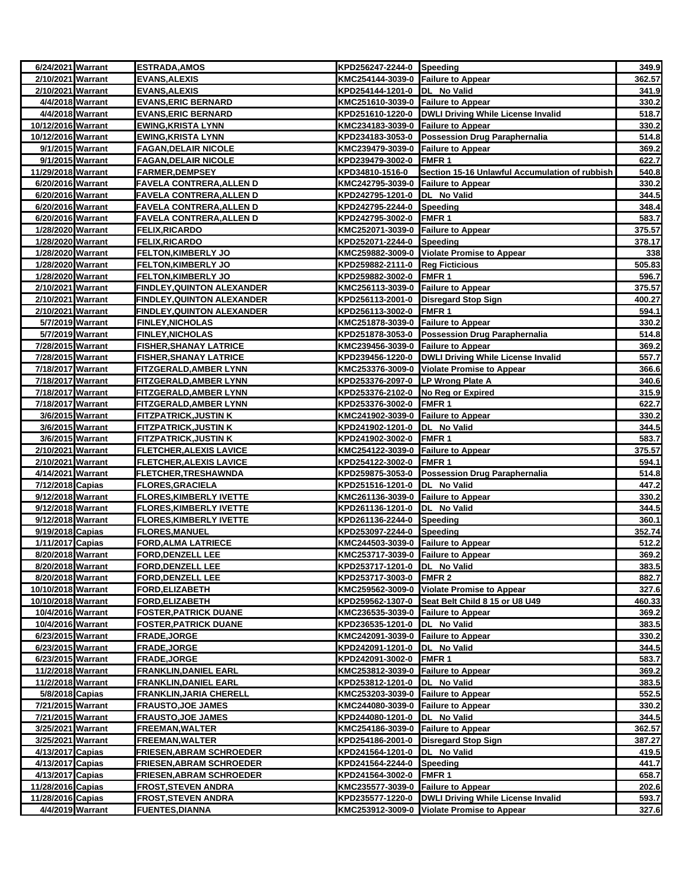| 6/24/2021 | Warrant | ESTRADA,AMOS | KPD256247-2244-0 | Speeding | 349.9 |
|---|---|---|---|---|---|
| 2/10/2021 | Warrant | EVANS,ALEXIS | KMC254144-3039-0 | Failure to Appear | 362.57 |
| 2/10/2021 | Warrant | EVANS,ALEXIS | KPD254144-1201-0 | DL No Valid | 341.9 |
| 4/4/2018 | Warrant | EVANS,ERIC BERNARD | KMC251610-3039-0 | Failure to Appear | 330.2 |
| 4/4/2018 | Warrant | EVANS,ERIC BERNARD | KPD251610-1220-0 | DWLI Driving While License Invalid | 518.7 |
| 10/12/2016 | Warrant | EWING,KRISTA LYNN | KMC234183-3039-0 | Failure to Appear | 330.2 |
| 10/12/2016 | Warrant | EWING,KRISTA LYNN | KPD234183-3053-0 | Possession Drug Paraphernalia | 514.8 |
| 9/1/2015 | Warrant | FAGAN,DELAIR NICOLE | KMC239479-3039-0 | Failure to Appear | 369.2 |
| 9/1/2015 | Warrant | FAGAN,DELAIR NICOLE | KPD239479-3002-0 | FMFR 1 | 622.7 |
| 11/29/2018 | Warrant | FARMER,DEMPSEY | KPD34810-1516-0 | Section 15-16 Unlawful Accumulation of rubbish | 540.8 |
| 6/20/2016 | Warrant | FAVELA CONTRERA,ALLEN D | KMC242795-3039-0 | Failure to Appear | 330.2 |
| 6/20/2016 | Warrant | FAVELA CONTRERA,ALLEN D | KPD242795-1201-0 | DL No Valid | 344.5 |
| 6/20/2016 | Warrant | FAVELA CONTRERA,ALLEN D | KPD242795-2244-0 | Speeding | 348.4 |
| 6/20/2016 | Warrant | FAVELA CONTRERA,ALLEN D | KPD242795-3002-0 | FMFR 1 | 583.7 |
| 1/28/2020 | Warrant | FELIX,RICARDO | KMC252071-3039-0 | Failure to Appear | 375.57 |
| 1/28/2020 | Warrant | FELIX,RICARDO | KPD252071-2244-0 | Speeding | 378.17 |
| 1/28/2020 | Warrant | FELTON,KIMBERLY JO | KMC259882-3009-0 | Violate Promise to Appear | 338 |
| 1/28/2020 | Warrant | FELTON,KIMBERLY JO | KPD259882-2111-0 | Reg Ficticious | 505.83 |
| 1/28/2020 | Warrant | FELTON,KIMBERLY JO | KPD259882-3002-0 | FMFR 1 | 596.7 |
| 2/10/2021 | Warrant | FINDLEY,QUINTON ALEXANDER | KMC256113-3039-0 | Failure to Appear | 375.57 |
| 2/10/2021 | Warrant | FINDLEY,QUINTON ALEXANDER | KPD256113-2001-0 | Disregard Stop Sign | 400.27 |
| 2/10/2021 | Warrant | FINDLEY,QUINTON ALEXANDER | KPD256113-3002-0 | FMFR 1 | 594.1 |
| 5/7/2019 | Warrant | FINLEY,NICHOLAS | KMC251878-3039-0 | Failure to Appear | 330.2 |
| 5/7/2019 | Warrant | FINLEY,NICHOLAS | KPD251878-3053-0 | Possession Drug Paraphernalia | 514.8 |
| 7/28/2015 | Warrant | FISHER,SHANAY LATRICE | KMC239456-3039-0 | Failure to Appear | 369.2 |
| 7/28/2015 | Warrant | FISHER,SHANAY LATRICE | KPD239456-1220-0 | DWLI Driving While License Invalid | 557.7 |
| 7/18/2017 | Warrant | FITZGERALD,AMBER LYNN | KMC253376-3009-0 | Violate Promise to Appear | 366.6 |
| 7/18/2017 | Warrant | FITZGERALD,AMBER LYNN | KPD253376-2097-0 | LP Wrong Plate A | 340.6 |
| 7/18/2017 | Warrant | FITZGERALD,AMBER LYNN | KPD253376-2102-0 | No Reg or Expired | 315.9 |
| 7/18/2017 | Warrant | FITZGERALD,AMBER LYNN | KPD253376-3002-0 | FMFR 1 | 622.7 |
| 3/6/2015 | Warrant | FITZPATRICK,JUSTIN K | KMC241902-3039-0 | Failure to Appear | 330.2 |
| 3/6/2015 | Warrant | FITZPATRICK,JUSTIN K | KPD241902-1201-0 | DL No Valid | 344.5 |
| 3/6/2015 | Warrant | FITZPATRICK,JUSTIN K | KPD241902-3002-0 | FMFR 1 | 583.7 |
| 2/10/2021 | Warrant | FLETCHER,ALEXIS LAVICE | KMC254122-3039-0 | Failure to Appear | 375.57 |
| 2/10/2021 | Warrant | FLETCHER,ALEXIS LAVICE | KPD254122-3002-0 | FMFR 1 | 594.1 |
| 4/14/2021 | Warrant | FLETCHER,TRESHAWNDA | KPD259875-3053-0 | Possession Drug Paraphernalia | 514.8 |
| 7/12/2018 | Capias | FLORES,GRACIELA | KPD251516-1201-0 | DL No Valid | 447.2 |
| 9/12/2018 | Warrant | FLORES,KIMBERLY IVETTE | KMC261136-3039-0 | Failure to Appear | 330.2 |
| 9/12/2018 | Warrant | FLORES,KIMBERLY IVETTE | KPD261136-1201-0 | DL No Valid | 344.5 |
| 9/12/2018 | Warrant | FLORES,KIMBERLY IVETTE | KPD261136-2244-0 | Speeding | 360.1 |
| 9/19/2018 | Capias | FLORES,MANUEL | KPD253097-2244-0 | Speeding | 352.74 |
| 1/11/2017 | Capias | FORD,ALMA LATRIECE | KMC244503-3039-0 | Failure to Appear | 512.2 |
| 8/20/2018 | Warrant | FORD,DENZELL LEE | KMC253717-3039-0 | Failure to Appear | 369.2 |
| 8/20/2018 | Warrant | FORD,DENZELL LEE | KPD253717-1201-0 | DL No Valid | 383.5 |
| 8/20/2018 | Warrant | FORD,DENZELL LEE | KPD253717-3003-0 | FMFR 2 | 882.7 |
| 10/10/2018 | Warrant | FORD,ELIZABETH | KMC259562-3009-0 | Violate Promise to Appear | 327.6 |
| 10/10/2018 | Warrant | FORD,ELIZABETH | KPD259562-1307-0 | Seat Belt Child 8 15 or U8 U49 | 460.33 |
| 10/4/2016 | Warrant | FOSTER,PATRICK DUANE | KMC236535-3039-0 | Failure to Appear | 369.2 |
| 10/4/2016 | Warrant | FOSTER,PATRICK DUANE | KPD236535-1201-0 | DL No Valid | 383.5 |
| 6/23/2015 | Warrant | FRADE,JORGE | KMC242091-3039-0 | Failure to Appear | 330.2 |
| 6/23/2015 | Warrant | FRADE,JORGE | KPD242091-1201-0 | DL No Valid | 344.5 |
| 6/23/2015 | Warrant | FRADE,JORGE | KPD242091-3002-0 | FMFR 1 | 583.7 |
| 11/2/2018 | Warrant | FRANKLIN,DANIEL EARL | KMC253812-3039-0 | Failure to Appear | 369.2 |
| 11/2/2018 | Warrant | FRANKLIN,DANIEL EARL | KPD253812-1201-0 | DL No Valid | 383.5 |
| 5/8/2018 | Capias | FRANKLIN,JARIA CHERELL | KMC253203-3039-0 | Failure to Appear | 552.5 |
| 7/21/2015 | Warrant | FRAUSTO,JOE JAMES | KMC244080-3039-0 | Failure to Appear | 330.2 |
| 7/21/2015 | Warrant | FRAUSTO,JOE JAMES | KPD244080-1201-0 | DL No Valid | 344.5 |
| 3/25/2021 | Warrant | FREEMAN,WALTER | KMC254186-3039-0 | Failure to Appear | 362.57 |
| 3/25/2021 | Warrant | FREEMAN,WALTER | KPD254186-2001-0 | Disregard Stop Sign | 387.27 |
| 4/13/2017 | Capias | FRIESEN,ABRAM SCHROEDER | KPD241564-1201-0 | DL No Valid | 419.5 |
| 4/13/2017 | Capias | FRIESEN,ABRAM SCHROEDER | KPD241564-2244-0 | Speeding | 441.7 |
| 4/13/2017 | Capias | FRIESEN,ABRAM SCHROEDER | KPD241564-3002-0 | FMFR 1 | 658.7 |
| 11/28/2016 | Capias | FROST,STEVEN ANDRA | KMC235577-3039-0 | Failure to Appear | 202.6 |
| 11/28/2016 | Capias | FROST,STEVEN ANDRA | KPD235577-1220-0 | DWLI Driving While License Invalid | 593.7 |
| 4/4/2019 | Warrant | FUENTES,DIANNA | KMC253912-3009-0 | Violate Promise to Appear | 327.6 |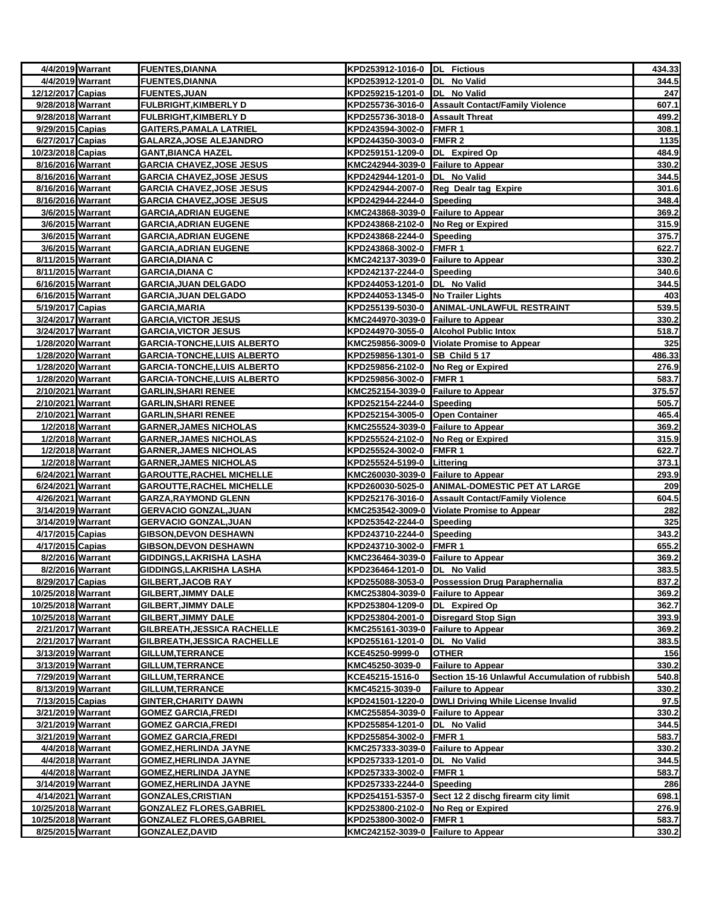| | | | | | |
|---|---|---|---|---|---|
| 4/4/2019 | Warrant | FUENTES,DIANNA | KPD253912-1016-0 | DL Fictious | 434.33 |
| 4/4/2019 | Warrant | FUENTES,DIANNA | KPD253912-1201-0 | DL No Valid | 344.5 |
| 12/12/2017 | Capias | FUENTES,JUAN | KPD259215-1201-0 | DL No Valid | 247 |
| 9/28/2018 | Warrant | FULBRIGHT,KIMBERLY D | KPD255736-3016-0 | Assault Contact/Family Violence | 607.1 |
| 9/28/2018 | Warrant | FULBRIGHT,KIMBERLY D | KPD255736-3018-0 | Assault Threat | 499.2 |
| 9/29/2015 | Capias | GAITERS,PAMALA LATRIEL | KPD243594-3002-0 | FMFR 1 | 308.1 |
| 6/27/2017 | Capias | GALARZA,JOSE ALEJANDRO | KPD244350-3003-0 | FMFR 2 | 1135 |
| 10/23/2018 | Capias | GANT,BIANCA HAZEL | KPD259151-1209-0 | DL Expired Op | 484.9 |
| 8/16/2016 | Warrant | GARCIA CHAVEZ,JOSE JESUS | KMC242944-3039-0 | Failure to Appear | 330.2 |
| 8/16/2016 | Warrant | GARCIA CHAVEZ,JOSE JESUS | KPD242944-1201-0 | DL No Valid | 344.5 |
| 8/16/2016 | Warrant | GARCIA CHAVEZ,JOSE JESUS | KPD242944-2007-0 | Reg Dealr tag Expire | 301.6 |
| 8/16/2016 | Warrant | GARCIA CHAVEZ,JOSE JESUS | KPD242944-2244-0 | Speeding | 348.4 |
| 3/6/2015 | Warrant | GARCIA,ADRIAN EUGENE | KMC243868-3039-0 | Failure to Appear | 369.2 |
| 3/6/2015 | Warrant | GARCIA,ADRIAN EUGENE | KPD243868-2102-0 | No Reg or Expired | 315.9 |
| 3/6/2015 | Warrant | GARCIA,ADRIAN EUGENE | KPD243868-2244-0 | Speeding | 375.7 |
| 3/6/2015 | Warrant | GARCIA,ADRIAN EUGENE | KPD243868-3002-0 | FMFR 1 | 622.7 |
| 8/11/2015 | Warrant | GARCIA,DIANA C | KMC242137-3039-0 | Failure to Appear | 330.2 |
| 8/11/2015 | Warrant | GARCIA,DIANA C | KPD242137-2244-0 | Speeding | 340.6 |
| 6/16/2015 | Warrant | GARCIA,JUAN DELGADO | KPD244053-1201-0 | DL No Valid | 344.5 |
| 6/16/2015 | Warrant | GARCIA,JUAN DELGADO | KPD244053-1345-0 | No Trailer Lights | 403 |
| 5/19/2017 | Capias | GARCIA,MARIA | KPD255139-5030-0 | ANIMAL-UNLAWFUL RESTRAINT | 539.5 |
| 3/24/2017 | Warrant | GARCIA,VICTOR JESUS | KMC244970-3039-0 | Failure to Appear | 330.2 |
| 3/24/2017 | Warrant | GARCIA,VICTOR JESUS | KPD244970-3055-0 | Alcohol Public Intox | 518.7 |
| 1/28/2020 | Warrant | GARCIA-TONCHE,LUIS ALBERTO | KMC259856-3009-0 | Violate Promise to Appear | 325 |
| 1/28/2020 | Warrant | GARCIA-TONCHE,LUIS ALBERTO | KPD259856-1301-0 | SB Child 5 17 | 486.33 |
| 1/28/2020 | Warrant | GARCIA-TONCHE,LUIS ALBERTO | KPD259856-2102-0 | No Reg or Expired | 276.9 |
| 1/28/2020 | Warrant | GARCIA-TONCHE,LUIS ALBERTO | KPD259856-3002-0 | FMFR 1 | 583.7 |
| 2/10/2021 | Warrant | GARLIN,SHARI RENEE | KMC252154-3039-0 | Failure to Appear | 375.57 |
| 2/10/2021 | Warrant | GARLIN,SHARI RENEE | KPD252154-2244-0 | Speeding | 505.7 |
| 2/10/2021 | Warrant | GARLIN,SHARI RENEE | KPD252154-3005-0 | Open Container | 465.4 |
| 1/2/2018 | Warrant | GARNER,JAMES NICHOLAS | KMC255524-3039-0 | Failure to Appear | 369.2 |
| 1/2/2018 | Warrant | GARNER,JAMES NICHOLAS | KPD255524-2102-0 | No Reg or Expired | 315.9 |
| 1/2/2018 | Warrant | GARNER,JAMES NICHOLAS | KPD255524-3002-0 | FMFR 1 | 622.7 |
| 1/2/2018 | Warrant | GARNER,JAMES NICHOLAS | KPD255524-5199-0 | Littering | 373.1 |
| 6/24/2021 | Warrant | GAROUTTE,RACHEL MICHELLE | KMC260030-3039-0 | Failure to Appear | 293.9 |
| 6/24/2021 | Warrant | GAROUTTE,RACHEL MICHELLE | KPD260030-5025-0 | ANIMAL-DOMESTIC PET AT LARGE | 209 |
| 4/26/2021 | Warrant | GARZA,RAYMOND GLENN | KPD252176-3016-0 | Assault Contact/Family Violence | 604.5 |
| 3/14/2019 | Warrant | GERVACIO GONZAL,JUAN | KMC253542-3009-0 | Violate Promise to Appear | 282 |
| 3/14/2019 | Warrant | GERVACIO GONZAL,JUAN | KPD253542-2244-0 | Speeding | 325 |
| 4/17/2015 | Capias | GIBSON,DEVON DESHAWN | KPD243710-2244-0 | Speeding | 343.2 |
| 4/17/2015 | Capias | GIBSON,DEVON DESHAWN | KPD243710-3002-0 | FMFR 1 | 655.2 |
| 8/2/2016 | Warrant | GIDDINGS,LAKRISHA LASHA | KMC236464-3039-0 | Failure to Appear | 369.2 |
| 8/2/2016 | Warrant | GIDDINGS,LAKRISHA LASHA | KPD236464-1201-0 | DL No Valid | 383.5 |
| 8/29/2017 | Capias | GILBERT,JACOB RAY | KPD255088-3053-0 | Possession Drug Paraphernalia | 837.2 |
| 10/25/2018 | Warrant | GILBERT,JIMMY DALE | KMC253804-3039-0 | Failure to Appear | 369.2 |
| 10/25/2018 | Warrant | GILBERT,JIMMY DALE | KPD253804-1209-0 | DL Expired Op | 362.7 |
| 10/25/2018 | Warrant | GILBERT,JIMMY DALE | KPD253804-2001-0 | Disregard Stop Sign | 393.9 |
| 2/21/2017 | Warrant | GILBREATH,JESSICA RACHELLE | KMC255161-3039-0 | Failure to Appear | 369.2 |
| 2/21/2017 | Warrant | GILBREATH,JESSICA RACHELLE | KPD255161-1201-0 | DL No Valid | 383.5 |
| 3/13/2019 | Warrant | GILLUM,TERRANCE | KCE45250-9999-0 | OTHER | 156 |
| 3/13/2019 | Warrant | GILLUM,TERRANCE | KMC45250-3039-0 | Failure to Appear | 330.2 |
| 7/29/2019 | Warrant | GILLUM,TERRANCE | KCE45215-1516-0 | Section 15-16 Unlawful Accumulation of rubbish | 540.8 |
| 8/13/2019 | Warrant | GILLUM,TERRANCE | KMC45215-3039-0 | Failure to Appear | 330.2 |
| 7/13/2015 | Capias | GINTER,CHARITY DAWN | KPD241501-1220-0 | DWLI Driving While License Invalid | 97.5 |
| 3/21/2019 | Warrant | GOMEZ GARCIA,FREDI | KMC255854-3039-0 | Failure to Appear | 330.2 |
| 3/21/2019 | Warrant | GOMEZ GARCIA,FREDI | KPD255854-1201-0 | DL No Valid | 344.5 |
| 3/21/2019 | Warrant | GOMEZ GARCIA,FREDI | KPD255854-3002-0 | FMFR 1 | 583.7 |
| 4/4/2018 | Warrant | GOMEZ,HERLINDA JAYNE | KMC257333-3039-0 | Failure to Appear | 330.2 |
| 4/4/2018 | Warrant | GOMEZ,HERLINDA JAYNE | KPD257333-1201-0 | DL No Valid | 344.5 |
| 4/4/2018 | Warrant | GOMEZ,HERLINDA JAYNE | KPD257333-3002-0 | FMFR 1 | 583.7 |
| 3/14/2019 | Warrant | GOMEZ,HERLINDA JAYNE | KPD257333-2244-0 | Speeding | 286 |
| 4/14/2021 | Warrant | GONZALES,CRISTIAN | KPD254151-5357-0 | Sect 12 2 dischg firearm city limit | 698.1 |
| 10/25/2018 | Warrant | GONZALEZ FLORES,GABRIEL | KPD253800-2102-0 | No Reg or Expired | 276.9 |
| 10/25/2018 | Warrant | GONZALEZ FLORES,GABRIEL | KPD253800-3002-0 | FMFR 1 | 583.7 |
| 8/25/2015 | Warrant | GONZALEZ,DAVID | KMC242152-3039-0 | Failure to Appear | 330.2 |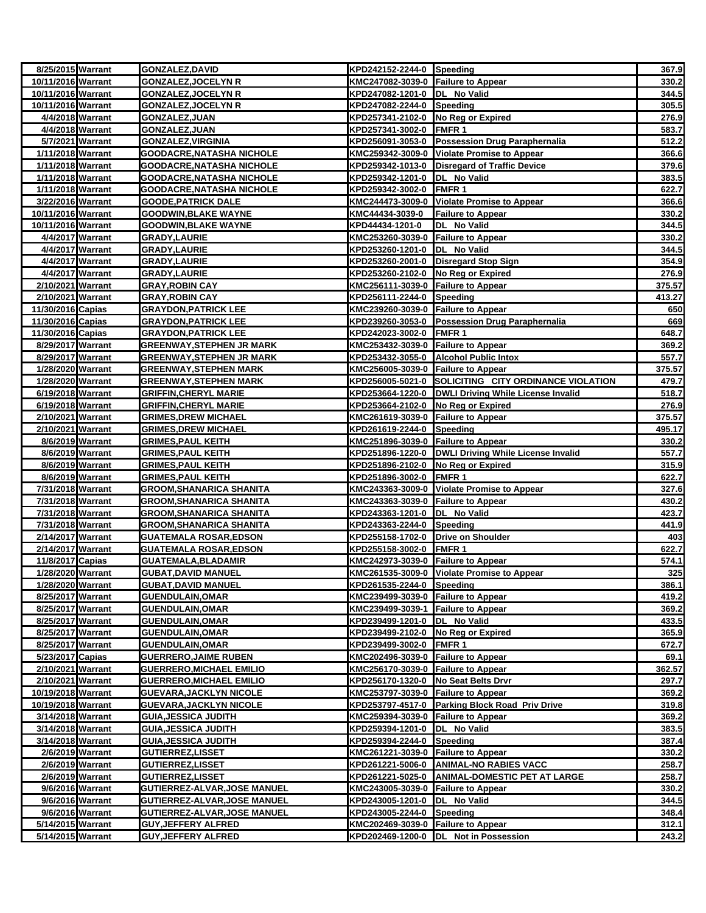| 8/25/2015 | Warrant | GONZALEZ,DAVID | KPD242152-2244-0 | Speeding | 367.9 |
|---|---|---|---|---|---|
| 10/11/2016 | Warrant | GONZALEZ,JOCELYN R | KMC247082-3039-0 | Failure to Appear | 330.2 |
| 10/11/2016 | Warrant | GONZALEZ,JOCELYN R | KPD247082-1201-0 | DL No Valid | 344.5 |
| 10/11/2016 | Warrant | GONZALEZ,JOCELYN R | KPD247082-2244-0 | Speeding | 305.5 |
| 4/4/2018 | Warrant | GONZALEZ,JUAN | KPD257341-2102-0 | No Reg or Expired | 276.9 |
| 4/4/2018 | Warrant | GONZALEZ,JUAN | KPD257341-3002-0 | FMFR 1 | 583.7 |
| 5/7/2021 | Warrant | GONZALEZ,VIRGINIA | KPD256091-3053-0 | Possession Drug Paraphernalia | 512.2 |
| 1/11/2018 | Warrant | GOODACRE,NATASHA NICHOLE | KMC259342-3009-0 | Violate Promise to Appear | 366.6 |
| 1/11/2018 | Warrant | GOODACRE,NATASHA NICHOLE | KPD259342-1013-0 | Disregard of Traffic Device | 379.6 |
| 1/11/2018 | Warrant | GOODACRE,NATASHA NICHOLE | KPD259342-1201-0 | DL No Valid | 383.5 |
| 1/11/2018 | Warrant | GOODACRE,NATASHA NICHOLE | KPD259342-3002-0 | FMFR 1 | 622.7 |
| 3/22/2016 | Warrant | GOODE,PATRICK DALE | KMC244473-3009-0 | Violate Promise to Appear | 366.6 |
| 10/11/2016 | Warrant | GOODWIN,BLAKE WAYNE | KMC44434-3039-0 | Failure to Appear | 330.2 |
| 10/11/2016 | Warrant | GOODWIN,BLAKE WAYNE | KPD44434-1201-0 | DL No Valid | 344.5 |
| 4/4/2017 | Warrant | GRADY,LAURIE | KMC253260-3039-0 | Failure to Appear | 330.2 |
| 4/4/2017 | Warrant | GRADY,LAURIE | KPD253260-1201-0 | DL No Valid | 344.5 |
| 4/4/2017 | Warrant | GRADY,LAURIE | KPD253260-2001-0 | Disregard Stop Sign | 354.9 |
| 4/4/2017 | Warrant | GRADY,LAURIE | KPD253260-2102-0 | No Reg or Expired | 276.9 |
| 2/10/2021 | Warrant | GRAY,ROBIN CAY | KMC256111-3039-0 | Failure to Appear | 375.57 |
| 2/10/2021 | Warrant | GRAY,ROBIN CAY | KPD256111-2244-0 | Speeding | 413.27 |
| 11/30/2016 | Capias | GRAYDON,PATRICK LEE | KMC239260-3039-0 | Failure to Appear | 650 |
| 11/30/2016 | Capias | GRAYDON,PATRICK LEE | KPD239260-3053-0 | Possession Drug Paraphernalia | 669 |
| 11/30/2016 | Capias | GRAYDON,PATRICK LEE | KPD242023-3002-0 | FMFR 1 | 648.7 |
| 8/29/2017 | Warrant | GREENWAY,STEPHEN JR MARK | KMC253432-3039-0 | Failure to Appear | 369.2 |
| 8/29/2017 | Warrant | GREENWAY,STEPHEN JR MARK | KPD253432-3055-0 | Alcohol Public Intox | 557.7 |
| 1/28/2020 | Warrant | GREENWAY,STEPHEN MARK | KMC256005-3039-0 | Failure to Appear | 375.57 |
| 1/28/2020 | Warrant | GREENWAY,STEPHEN MARK | KPD256005-5021-0 | SOLICITING CITY ORDINANCE VIOLATION | 479.7 |
| 6/19/2018 | Warrant | GRIFFIN,CHERYL MARIE | KPD253664-1220-0 | DWLI Driving While License Invalid | 518.7 |
| 6/19/2018 | Warrant | GRIFFIN,CHERYL MARIE | KPD253664-2102-0 | No Reg or Expired | 276.9 |
| 2/10/2021 | Warrant | GRIMES,DREW MICHAEL | KMC261619-3039-0 | Failure to Appear | 375.57 |
| 2/10/2021 | Warrant | GRIMES,DREW MICHAEL | KPD261619-2244-0 | Speeding | 495.17 |
| 8/6/2019 | Warrant | GRIMES,PAUL KEITH | KMC251896-3039-0 | Failure to Appear | 330.2 |
| 8/6/2019 | Warrant | GRIMES,PAUL KEITH | KPD251896-1220-0 | DWLI Driving While License Invalid | 557.7 |
| 8/6/2019 | Warrant | GRIMES,PAUL KEITH | KPD251896-2102-0 | No Reg or Expired | 315.9 |
| 8/6/2019 | Warrant | GRIMES,PAUL KEITH | KPD251896-3002-0 | FMFR 1 | 622.7 |
| 7/31/2018 | Warrant | GROOM,SHANARICA SHANITA | KMC243363-3009-0 | Violate Promise to Appear | 327.6 |
| 7/31/2018 | Warrant | GROOM,SHANARICA SHANITA | KMC243363-3039-0 | Failure to Appear | 430.2 |
| 7/31/2018 | Warrant | GROOM,SHANARICA SHANITA | KPD243363-1201-0 | DL No Valid | 423.7 |
| 7/31/2018 | Warrant | GROOM,SHANARICA SHANITA | KPD243363-2244-0 | Speeding | 441.9 |
| 2/14/2017 | Warrant | GUATEMALA ROSAR,EDSON | KPD255158-1702-0 | Drive on Shoulder | 403 |
| 2/14/2017 | Warrant | GUATEMALA ROSAR,EDSON | KPD255158-3002-0 | FMFR 1 | 622.7 |
| 11/8/2017 | Capias | GUATEMALA,BLADAMIR | KMC242973-3039-0 | Failure to Appear | 574.1 |
| 1/28/2020 | Warrant | GUBAT,DAVID MANUEL | KMC261535-3009-0 | Violate Promise to Appear | 325 |
| 1/28/2020 | Warrant | GUBAT,DAVID MANUEL | KPD261535-2244-0 | Speeding | 386.1 |
| 8/25/2017 | Warrant | GUENDULAIN,OMAR | KMC239499-3039-0 | Failure to Appear | 419.2 |
| 8/25/2017 | Warrant | GUENDULAIN,OMAR | KMC239499-3039-1 | Failure to Appear | 369.2 |
| 8/25/2017 | Warrant | GUENDULAIN,OMAR | KPD239499-1201-0 | DL No Valid | 433.5 |
| 8/25/2017 | Warrant | GUENDULAIN,OMAR | KPD239499-2102-0 | No Reg or Expired | 365.9 |
| 8/25/2017 | Warrant | GUENDULAIN,OMAR | KPD239499-3002-0 | FMFR 1 | 672.7 |
| 5/23/2017 | Capias | GUERRERO,JAIME RUBEN | KMC202496-3039-0 | Failure to Appear | 69.1 |
| 2/10/2021 | Warrant | GUERRERO,MICHAEL EMILIO | KMC256170-3039-0 | Failure to Appear | 362.57 |
| 2/10/2021 | Warrant | GUERRERO,MICHAEL EMILIO | KPD256170-1320-0 | No Seat Belts Drvr | 297.7 |
| 10/19/2018 | Warrant | GUEVARA,JACKLYN NICOLE | KMC253797-3039-0 | Failure to Appear | 369.2 |
| 10/19/2018 | Warrant | GUEVARA,JACKLYN NICOLE | KPD253797-4517-0 | Parking Block Road Priv Drive | 319.8 |
| 3/14/2018 | Warrant | GUIA,JESSICA JUDITH | KMC259394-3039-0 | Failure to Appear | 369.2 |
| 3/14/2018 | Warrant | GUIA,JESSICA JUDITH | KPD259394-1201-0 | DL No Valid | 383.5 |
| 3/14/2018 | Warrant | GUIA,JESSICA JUDITH | KPD259394-2244-0 | Speeding | 387.4 |
| 2/6/2019 | Warrant | GUTIERREZ,LISSET | KMC261221-3039-0 | Failure to Appear | 330.2 |
| 2/6/2019 | Warrant | GUTIERREZ,LISSET | KPD261221-5006-0 | ANIMAL-NO RABIES VACC | 258.7 |
| 2/6/2019 | Warrant | GUTIERREZ,LISSET | KPD261221-5025-0 | ANIMAL-DOMESTIC PET AT LARGE | 258.7 |
| 9/6/2016 | Warrant | GUTIERREZ-ALVAR,JOSE MANUEL | KMC243005-3039-0 | Failure to Appear | 330.2 |
| 9/6/2016 | Warrant | GUTIERREZ-ALVAR,JOSE MANUEL | KPD243005-1201-0 | DL No Valid | 344.5 |
| 9/6/2016 | Warrant | GUTIERREZ-ALVAR,JOSE MANUEL | KPD243005-2244-0 | Speeding | 348.4 |
| 5/14/2015 | Warrant | GUY,JEFFERY ALFRED | KMC202469-3039-0 | Failure to Appear | 312.1 |
| 5/14/2015 | Warrant | GUY,JEFFERY ALFRED | KPD202469-1200-0 | DL Not in Possession | 243.2 |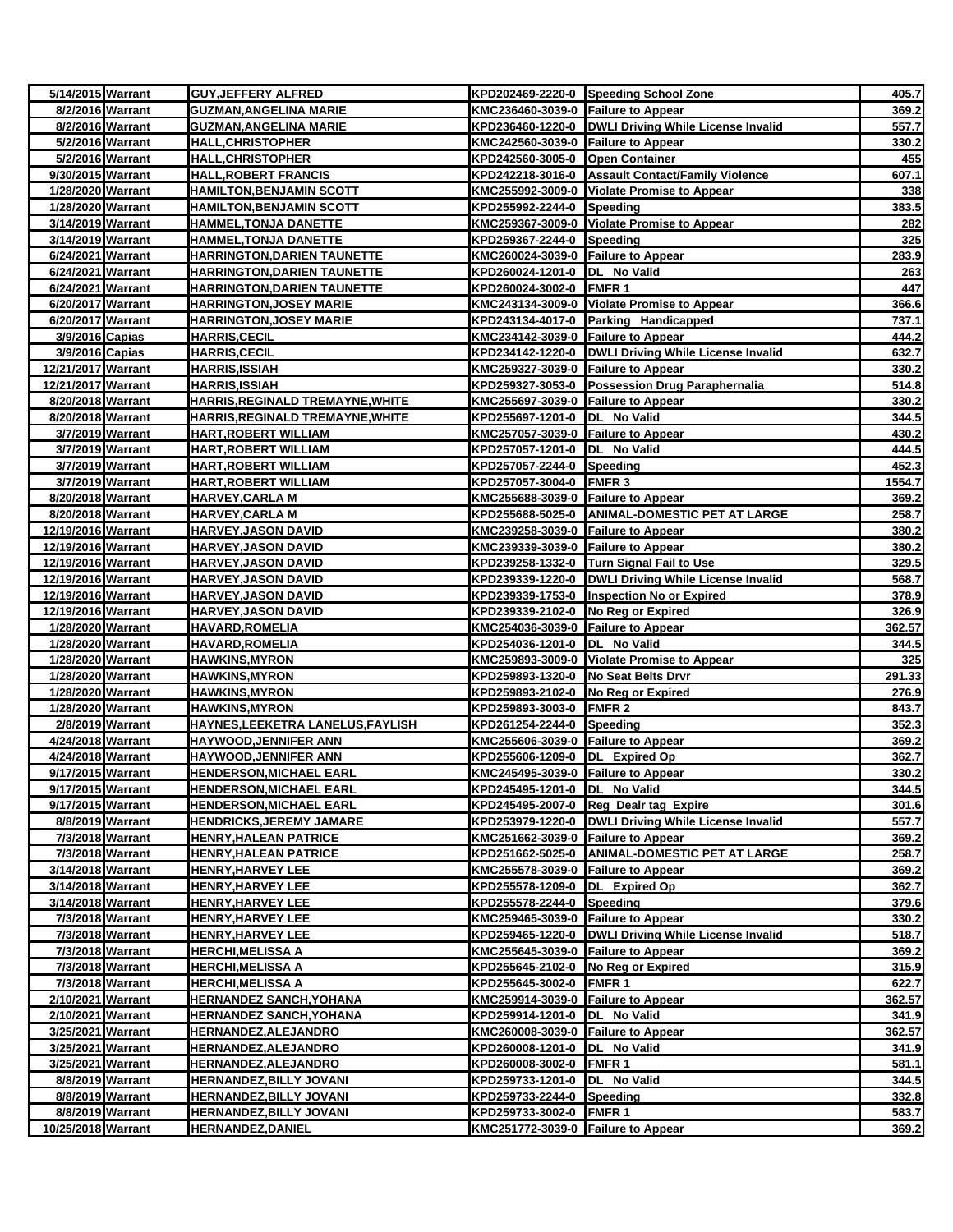| | | | | | |
|---|---|---|---|---|---|
| 5/14/2015 | Warrant | GUY,JEFFERY ALFRED | KPD202469-2220-0 | Speeding School Zone | 405.7 |
| 8/2/2016 | Warrant | GUZMAN,ANGELINA MARIE | KMC236460-3039-0 | Failure to Appear | 369.2 |
| 8/2/2016 | Warrant | GUZMAN,ANGELINA MARIE | KPD236460-1220-0 | DWLI Driving While License Invalid | 557.7 |
| 5/2/2016 | Warrant | HALL,CHRISTOPHER | KMC242560-3039-0 | Failure to Appear | 330.2 |
| 5/2/2016 | Warrant | HALL,CHRISTOPHER | KPD242560-3005-0 | Open Container | 455 |
| 9/30/2015 | Warrant | HALL,ROBERT FRANCIS | KPD242218-3016-0 | Assault Contact/Family Violence | 607.1 |
| 1/28/2020 | Warrant | HAMILTON,BENJAMIN SCOTT | KMC255992-3009-0 | Violate Promise to Appear | 338 |
| 1/28/2020 | Warrant | HAMILTON,BENJAMIN SCOTT | KPD255992-2244-0 | Speeding | 383.5 |
| 3/14/2019 | Warrant | HAMMEL,TONJA DANETTE | KMC259367-3009-0 | Violate Promise to Appear | 282 |
| 3/14/2019 | Warrant | HAMMEL,TONJA DANETTE | KPD259367-2244-0 | Speeding | 325 |
| 6/24/2021 | Warrant | HARRINGTON,DARIEN TAUNETTE | KMC260024-3039-0 | Failure to Appear | 283.9 |
| 6/24/2021 | Warrant | HARRINGTON,DARIEN TAUNETTE | KPD260024-1201-0 | DL No Valid | 263 |
| 6/24/2021 | Warrant | HARRINGTON,DARIEN TAUNETTE | KPD260024-3002-0 | FMFR 1 | 447 |
| 6/20/2017 | Warrant | HARRINGTON,JOSEY MARIE | KMC243134-3009-0 | Violate Promise to Appear | 366.6 |
| 6/20/2017 | Warrant | HARRINGTON,JOSEY MARIE | KPD243134-4017-0 | Parking Handicapped | 737.1 |
| 3/9/2016 | Capias | HARRIS,CECIL | KMC234142-3039-0 | Failure to Appear | 444.2 |
| 3/9/2016 | Capias | HARRIS,CECIL | KPD234142-1220-0 | DWLI Driving While License Invalid | 632.7 |
| 12/21/2017 | Warrant | HARRIS,ISSIAH | KMC259327-3039-0 | Failure to Appear | 330.2 |
| 12/21/2017 | Warrant | HARRIS,ISSIAH | KPD259327-3053-0 | Possession Drug Paraphernalia | 514.8 |
| 8/20/2018 | Warrant | HARRIS,REGINALD TREMAYNE,WHITE | KMC255697-3039-0 | Failure to Appear | 330.2 |
| 8/20/2018 | Warrant | HARRIS,REGINALD TREMAYNE,WHITE | KPD255697-1201-0 | DL No Valid | 344.5 |
| 3/7/2019 | Warrant | HART,ROBERT WILLIAM | KMC257057-3039-0 | Failure to Appear | 430.2 |
| 3/7/2019 | Warrant | HART,ROBERT WILLIAM | KPD257057-1201-0 | DL No Valid | 444.5 |
| 3/7/2019 | Warrant | HART,ROBERT WILLIAM | KPD257057-2244-0 | Speeding | 452.3 |
| 3/7/2019 | Warrant | HART,ROBERT WILLIAM | KPD257057-3004-0 | FMFR 3 | 1554.7 |
| 8/20/2018 | Warrant | HARVEY,CARLA M | KMC255688-3039-0 | Failure to Appear | 369.2 |
| 8/20/2018 | Warrant | HARVEY,CARLA M | KPD255688-5025-0 | ANIMAL-DOMESTIC PET AT LARGE | 258.7 |
| 12/19/2016 | Warrant | HARVEY,JASON DAVID | KMC239258-3039-0 | Failure to Appear | 380.2 |
| 12/19/2016 | Warrant | HARVEY,JASON DAVID | KMC239339-3039-0 | Failure to Appear | 380.2 |
| 12/19/2016 | Warrant | HARVEY,JASON DAVID | KPD239258-1332-0 | Turn Signal Fail to Use | 329.5 |
| 12/19/2016 | Warrant | HARVEY,JASON DAVID | KPD239339-1220-0 | DWLI Driving While License Invalid | 568.7 |
| 12/19/2016 | Warrant | HARVEY,JASON DAVID | KPD239339-1753-0 | Inspection No or Expired | 378.9 |
| 12/19/2016 | Warrant | HARVEY,JASON DAVID | KPD239339-2102-0 | No Reg or Expired | 326.9 |
| 1/28/2020 | Warrant | HAVARD,ROMELIA | KMC254036-3039-0 | Failure to Appear | 362.57 |
| 1/28/2020 | Warrant | HAVARD,ROMELIA | KPD254036-1201-0 | DL No Valid | 344.5 |
| 1/28/2020 | Warrant | HAWKINS,MYRON | KMC259893-3009-0 | Violate Promise to Appear | 325 |
| 1/28/2020 | Warrant | HAWKINS,MYRON | KPD259893-1320-0 | No Seat Belts Drvr | 291.33 |
| 1/28/2020 | Warrant | HAWKINS,MYRON | KPD259893-2102-0 | No Reg or Expired | 276.9 |
| 1/28/2020 | Warrant | HAWKINS,MYRON | KPD259893-3003-0 | FMFR 2 | 843.7 |
| 2/8/2019 | Warrant | HAYNES,LEEKETRA LANELUS,FAYLISH | KPD261254-2244-0 | Speeding | 352.3 |
| 4/24/2018 | Warrant | HAYWOOD,JENNIFER ANN | KMC255606-3039-0 | Failure to Appear | 369.2 |
| 4/24/2018 | Warrant | HAYWOOD,JENNIFER ANN | KPD255606-1209-0 | DL Expired Op | 362.7 |
| 9/17/2015 | Warrant | HENDERSON,MICHAEL EARL | KMC245495-3039-0 | Failure to Appear | 330.2 |
| 9/17/2015 | Warrant | HENDERSON,MICHAEL EARL | KPD245495-1201-0 | DL No Valid | 344.5 |
| 9/17/2015 | Warrant | HENDERSON,MICHAEL EARL | KPD245495-2007-0 | Reg Dealr tag Expire | 301.6 |
| 8/8/2019 | Warrant | HENDRICKS,JEREMY JAMARE | KPD253979-1220-0 | DWLI Driving While License Invalid | 557.7 |
| 7/3/2018 | Warrant | HENRY,HALEAN PATRICE | KMC251662-3039-0 | Failure to Appear | 369.2 |
| 7/3/2018 | Warrant | HENRY,HALEAN PATRICE | KPD251662-5025-0 | ANIMAL-DOMESTIC PET AT LARGE | 258.7 |
| 3/14/2018 | Warrant | HENRY,HARVEY LEE | KMC255578-3039-0 | Failure to Appear | 369.2 |
| 3/14/2018 | Warrant | HENRY,HARVEY LEE | KPD255578-1209-0 | DL Expired Op | 362.7 |
| 3/14/2018 | Warrant | HENRY,HARVEY LEE | KPD255578-2244-0 | Speeding | 379.6 |
| 7/3/2018 | Warrant | HENRY,HARVEY LEE | KMC259465-3039-0 | Failure to Appear | 330.2 |
| 7/3/2018 | Warrant | HENRY,HARVEY LEE | KPD259465-1220-0 | DWLI Driving While License Invalid | 518.7 |
| 7/3/2018 | Warrant | HERCHI,MELISSA A | KMC255645-3039-0 | Failure to Appear | 369.2 |
| 7/3/2018 | Warrant | HERCHI,MELISSA A | KPD255645-2102-0 | No Reg or Expired | 315.9 |
| 7/3/2018 | Warrant | HERCHI,MELISSA A | KPD255645-3002-0 | FMFR 1 | 622.7 |
| 2/10/2021 | Warrant | HERNANDEZ SANCH,YOHANA | KMC259914-3039-0 | Failure to Appear | 362.57 |
| 2/10/2021 | Warrant | HERNANDEZ SANCH,YOHANA | KPD259914-1201-0 | DL No Valid | 341.9 |
| 3/25/2021 | Warrant | HERNANDEZ,ALEJANDRO | KMC260008-3039-0 | Failure to Appear | 362.57 |
| 3/25/2021 | Warrant | HERNANDEZ,ALEJANDRO | KPD260008-1201-0 | DL No Valid | 341.9 |
| 3/25/2021 | Warrant | HERNANDEZ,ALEJANDRO | KPD260008-3002-0 | FMFR 1 | 581.1 |
| 8/8/2019 | Warrant | HERNANDEZ,BILLY JOVANI | KPD259733-1201-0 | DL No Valid | 344.5 |
| 8/8/2019 | Warrant | HERNANDEZ,BILLY JOVANI | KPD259733-2244-0 | Speeding | 332.8 |
| 8/8/2019 | Warrant | HERNANDEZ,BILLY JOVANI | KPD259733-3002-0 | FMFR 1 | 583.7 |
| 10/25/2018 | Warrant | HERNANDEZ,DANIEL | KMC251772-3039-0 | Failure to Appear | 369.2 |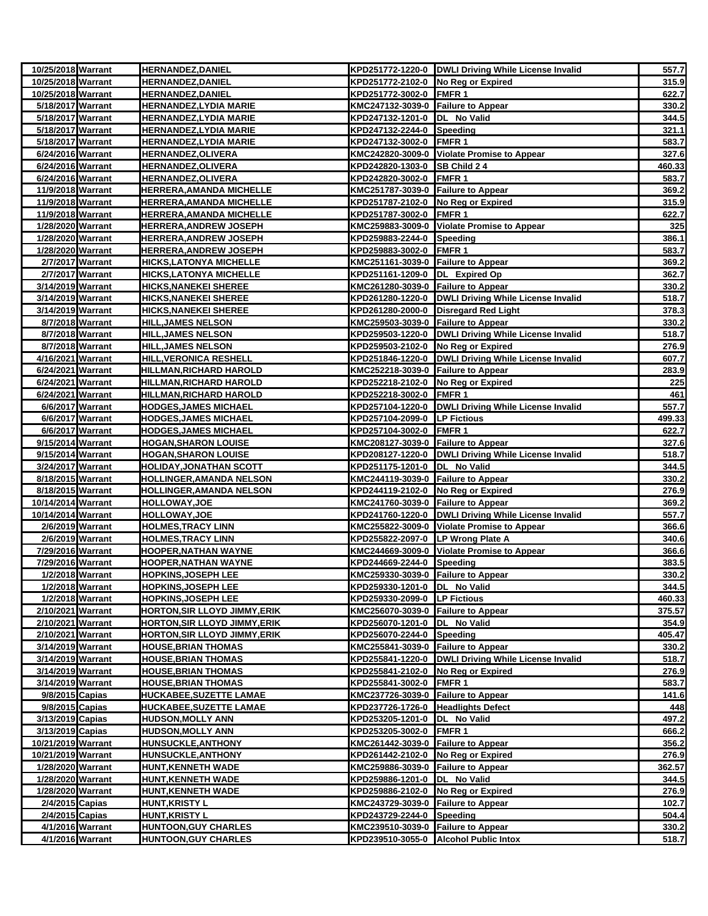| | | | | | |
|---|---|---|---|---|---|
| 10/25/2018 | Warrant | HERNANDEZ,DANIEL | KPD251772-1220-0 | DWLI Driving While License Invalid | 557.7 |
| 10/25/2018 | Warrant | HERNANDEZ,DANIEL | KPD251772-2102-0 | No Reg or Expired | 315.9 |
| 10/25/2018 | Warrant | HERNANDEZ,DANIEL | KPD251772-3002-0 | FMFR 1 | 622.7 |
| 5/18/2017 | Warrant | HERNANDEZ,LYDIA MARIE | KMC247132-3039-0 | Failure to Appear | 330.2 |
| 5/18/2017 | Warrant | HERNANDEZ,LYDIA MARIE | KPD247132-1201-0 | DL No Valid | 344.5 |
| 5/18/2017 | Warrant | HERNANDEZ,LYDIA MARIE | KPD247132-2244-0 | Speeding | 321.1 |
| 5/18/2017 | Warrant | HERNANDEZ,LYDIA MARIE | KPD247132-3002-0 | FMFR 1 | 583.7 |
| 6/24/2016 | Warrant | HERNANDEZ,OLIVERA | KMC242820-3009-0 | Violate Promise to Appear | 327.6 |
| 6/24/2016 | Warrant | HERNANDEZ,OLIVERA | KPD242820-1303-0 | SB Child 2 4 | 460.33 |
| 6/24/2016 | Warrant | HERNANDEZ,OLIVERA | KPD242820-3002-0 | FMFR 1 | 583.7 |
| 11/9/2018 | Warrant | HERRERA,AMANDA MICHELLE | KMC251787-3039-0 | Failure to Appear | 369.2 |
| 11/9/2018 | Warrant | HERRERA,AMANDA MICHELLE | KPD251787-2102-0 | No Reg or Expired | 315.9 |
| 11/9/2018 | Warrant | HERRERA,AMANDA MICHELLE | KPD251787-3002-0 | FMFR 1 | 622.7 |
| 1/28/2020 | Warrant | HERRERA,ANDREW JOSEPH | KMC259883-3009-0 | Violate Promise to Appear | 325 |
| 1/28/2020 | Warrant | HERRERA,ANDREW JOSEPH | KPD259883-2244-0 | Speeding | 386.1 |
| 1/28/2020 | Warrant | HERRERA,ANDREW JOSEPH | KPD259883-3002-0 | FMFR 1 | 583.7 |
| 2/7/2017 | Warrant | HICKS,LATONYA MICHELLE | KMC251161-3039-0 | Failure to Appear | 369.2 |
| 2/7/2017 | Warrant | HICKS,LATONYA MICHELLE | KPD251161-1209-0 | DL Expired Op | 362.7 |
| 3/14/2019 | Warrant | HICKS,NANEKEI SHEREE | KMC261280-3039-0 | Failure to Appear | 330.2 |
| 3/14/2019 | Warrant | HICKS,NANEKEI SHEREE | KPD261280-1220-0 | DWLI Driving While License Invalid | 518.7 |
| 3/14/2019 | Warrant | HICKS,NANEKEI SHEREE | KPD261280-2000-0 | Disregard Red Light | 378.3 |
| 8/7/2018 | Warrant | HILL,JAMES NELSON | KMC259503-3039-0 | Failure to Appear | 330.2 |
| 8/7/2018 | Warrant | HILL,JAMES NELSON | KPD259503-1220-0 | DWLI Driving While License Invalid | 518.7 |
| 8/7/2018 | Warrant | HILL,JAMES NELSON | KPD259503-2102-0 | No Reg or Expired | 276.9 |
| 4/16/2021 | Warrant | HILL,VERONICA RESHELL | KPD251846-1220-0 | DWLI Driving While License Invalid | 607.7 |
| 6/24/2021 | Warrant | HILLMAN,RICHARD HAROLD | KMC252218-3039-0 | Failure to Appear | 283.9 |
| 6/24/2021 | Warrant | HILLMAN,RICHARD HAROLD | KPD252218-2102-0 | No Reg or Expired | 225 |
| 6/24/2021 | Warrant | HILLMAN,RICHARD HAROLD | KPD252218-3002-0 | FMFR 1 | 461 |
| 6/6/2017 | Warrant | HODGES,JAMES MICHAEL | KPD257104-1220-0 | DWLI Driving While License Invalid | 557.7 |
| 6/6/2017 | Warrant | HODGES,JAMES MICHAEL | KPD257104-2099-0 | LP Fictious | 499.33 |
| 6/6/2017 | Warrant | HODGES,JAMES MICHAEL | KPD257104-3002-0 | FMFR 1 | 622.7 |
| 9/15/2014 | Warrant | HOGAN,SHARON LOUISE | KMC208127-3039-0 | Failure to Appear | 327.6 |
| 9/15/2014 | Warrant | HOGAN,SHARON LOUISE | KPD208127-1220-0 | DWLI Driving While License Invalid | 518.7 |
| 3/24/2017 | Warrant | HOLIDAY,JONATHAN SCOTT | KPD251175-1201-0 | DL No Valid | 344.5 |
| 8/18/2015 | Warrant | HOLLINGER,AMANDA NELSON | KMC244119-3039-0 | Failure to Appear | 330.2 |
| 8/18/2015 | Warrant | HOLLINGER,AMANDA NELSON | KPD244119-2102-0 | No Reg or Expired | 276.9 |
| 10/14/2014 | Warrant | HOLLOWAY,JOE | KMC241760-3039-0 | Failure to Appear | 369.2 |
| 10/14/2014 | Warrant | HOLLOWAY,JOE | KPD241760-1220-0 | DWLI Driving While License Invalid | 557.7 |
| 2/6/2019 | Warrant | HOLMES,TRACY LINN | KMC255822-3009-0 | Violate Promise to Appear | 366.6 |
| 2/6/2019 | Warrant | HOLMES,TRACY LINN | KPD255822-2097-0 | LP Wrong Plate A | 340.6 |
| 7/29/2016 | Warrant | HOOPER,NATHAN WAYNE | KMC244669-3009-0 | Violate Promise to Appear | 366.6 |
| 7/29/2016 | Warrant | HOOPER,NATHAN WAYNE | KPD244669-2244-0 | Speeding | 383.5 |
| 1/2/2018 | Warrant | HOPKINS,JOSEPH LEE | KMC259330-3039-0 | Failure to Appear | 330.2 |
| 1/2/2018 | Warrant | HOPKINS,JOSEPH LEE | KPD259330-1201-0 | DL No Valid | 344.5 |
| 1/2/2018 | Warrant | HOPKINS,JOSEPH LEE | KPD259330-2099-0 | LP Fictious | 460.33 |
| 2/10/2021 | Warrant | HORTON,SIR LLOYD JIMMY,ERIK | KMC256070-3039-0 | Failure to Appear | 375.57 |
| 2/10/2021 | Warrant | HORTON,SIR LLOYD JIMMY,ERIK | KPD256070-1201-0 | DL No Valid | 354.9 |
| 2/10/2021 | Warrant | HORTON,SIR LLOYD JIMMY,ERIK | KPD256070-2244-0 | Speeding | 405.47 |
| 3/14/2019 | Warrant | HOUSE,BRIAN THOMAS | KMC255841-3039-0 | Failure to Appear | 330.2 |
| 3/14/2019 | Warrant | HOUSE,BRIAN THOMAS | KPD255841-1220-0 | DWLI Driving While License Invalid | 518.7 |
| 3/14/2019 | Warrant | HOUSE,BRIAN THOMAS | KPD255841-2102-0 | No Reg or Expired | 276.9 |
| 3/14/2019 | Warrant | HOUSE,BRIAN THOMAS | KPD255841-3002-0 | FMFR 1 | 583.7 |
| 9/8/2015 | Capias | HUCKABEE,SUZETTE LAMAE | KMC237726-3039-0 | Failure to Appear | 141.6 |
| 9/8/2015 | Capias | HUCKABEE,SUZETTE LAMAE | KPD237726-1726-0 | Headlights Defect | 448 |
| 3/13/2019 | Capias | HUDSON,MOLLY ANN | KPD253205-1201-0 | DL No Valid | 497.2 |
| 3/13/2019 | Capias | HUDSON,MOLLY ANN | KPD253205-3002-0 | FMFR 1 | 666.2 |
| 10/21/2019 | Warrant | HUNSUCKLE,ANTHONY | KMC261442-3039-0 | Failure to Appear | 356.2 |
| 10/21/2019 | Warrant | HUNSUCKLE,ANTHONY | KPD261442-2102-0 | No Reg or Expired | 276.9 |
| 1/28/2020 | Warrant | HUNT,KENNETH WADE | KMC259886-3039-0 | Failure to Appear | 362.57 |
| 1/28/2020 | Warrant | HUNT,KENNETH WADE | KPD259886-1201-0 | DL No Valid | 344.5 |
| 1/28/2020 | Warrant | HUNT,KENNETH WADE | KPD259886-2102-0 | No Reg or Expired | 276.9 |
| 2/4/2015 | Capias | HUNT,KRISTY L | KMC243729-3039-0 | Failure to Appear | 102.7 |
| 2/4/2015 | Capias | HUNT,KRISTY L | KPD243729-2244-0 | Speeding | 504.4 |
| 4/1/2016 | Warrant | HUNTOON,GUY CHARLES | KMC239510-3039-0 | Failure to Appear | 330.2 |
| 4/1/2016 | Warrant | HUNTOON,GUY CHARLES | KPD239510-3055-0 | Alcohol Public Intox | 518.7 |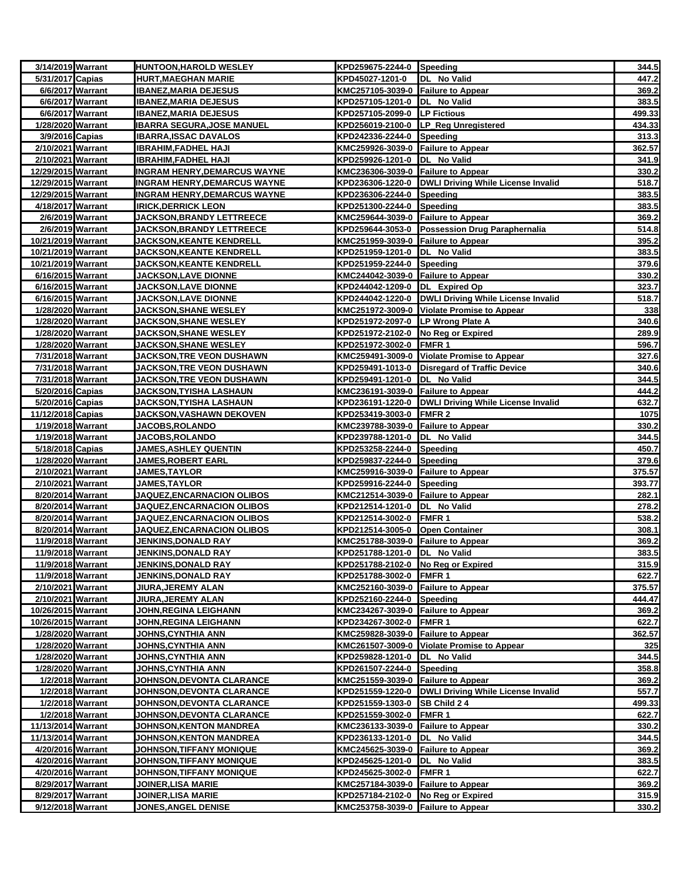| | | | | | |
|---|---|---|---|---|---|
| 3/14/2019 | Warrant | HUNTOON,HAROLD WESLEY | KPD259675-2244-0 | Speeding | 344.5 |
| 5/31/2017 | Capias | HURT,MAEGHAN MARIE | KPD45027-1201-0 | DL No Valid | 447.2 |
| 6/6/2017 | Warrant | IBANEZ,MARIA DEJESUS | KMC257105-3039-0 | Failure to Appear | 369.2 |
| 6/6/2017 | Warrant | IBANEZ,MARIA DEJESUS | KPD257105-1201-0 | DL No Valid | 383.5 |
| 6/6/2017 | Warrant | IBANEZ,MARIA DEJESUS | KPD257105-2099-0 | LP Fictious | 499.33 |
| 1/28/2020 | Warrant | IBARRA SEGURA,JOSE MANUEL | KPD256019-2100-0 | LP Reg Unregistered | 434.33 |
| 3/9/2016 | Capias | IBARRA,ISSAC DAVALOS | KPD242336-2244-0 | Speeding | 313.3 |
| 2/10/2021 | Warrant | IBRAHIM,FADHEL HAJI | KMC259926-3039-0 | Failure to Appear | 362.57 |
| 2/10/2021 | Warrant | IBRAHIM,FADHEL HAJI | KPD259926-1201-0 | DL No Valid | 341.9 |
| 12/29/2015 | Warrant | INGRAM HENRY,DEMARCUS WAYNE | KMC236306-3039-0 | Failure to Appear | 330.2 |
| 12/29/2015 | Warrant | INGRAM HENRY,DEMARCUS WAYNE | KPD236306-1220-0 | DWLI Driving While License Invalid | 518.7 |
| 12/29/2015 | Warrant | INGRAM HENRY,DEMARCUS WAYNE | KPD236306-2244-0 | Speeding | 383.5 |
| 4/18/2017 | Warrant | IRICK,DERRICK LEON | KPD251300-2244-0 | Speeding | 383.5 |
| 2/6/2019 | Warrant | JACKSON,BRANDY LETTREECE | KMC259644-3039-0 | Failure to Appear | 369.2 |
| 2/6/2019 | Warrant | JACKSON,BRANDY LETTREECE | KPD259644-3053-0 | Possession Drug Paraphernalia | 514.8 |
| 10/21/2019 | Warrant | JACKSON,KEANTE KENDRELL | KMC251959-3039-0 | Failure to Appear | 395.2 |
| 10/21/2019 | Warrant | JACKSON,KEANTE KENDRELL | KPD251959-1201-0 | DL No Valid | 383.5 |
| 10/21/2019 | Warrant | JACKSON,KEANTE KENDRELL | KPD251959-2244-0 | Speeding | 379.6 |
| 6/16/2015 | Warrant | JACKSON,LAVE DIONNE | KMC244042-3039-0 | Failure to Appear | 330.2 |
| 6/16/2015 | Warrant | JACKSON,LAVE DIONNE | KPD244042-1209-0 | DL Expired Op | 323.7 |
| 6/16/2015 | Warrant | JACKSON,LAVE DIONNE | KPD244042-1220-0 | DWLI Driving While License Invalid | 518.7 |
| 1/28/2020 | Warrant | JACKSON,SHANE WESLEY | KMC251972-3009-0 | Violate Promise to Appear | 338 |
| 1/28/2020 | Warrant | JACKSON,SHANE WESLEY | KPD251972-2097-0 | LP Wrong Plate A | 340.6 |
| 1/28/2020 | Warrant | JACKSON,SHANE WESLEY | KPD251972-2102-0 | No Reg or Expired | 289.9 |
| 1/28/2020 | Warrant | JACKSON,SHANE WESLEY | KPD251972-3002-0 | FMFR 1 | 596.7 |
| 7/31/2018 | Warrant | JACKSON,TRE VEON DUSHAWN | KMC259491-3009-0 | Violate Promise to Appear | 327.6 |
| 7/31/2018 | Warrant | JACKSON,TRE VEON DUSHAWN | KPD259491-1013-0 | Disregard of Traffic Device | 340.6 |
| 7/31/2018 | Warrant | JACKSON,TRE VEON DUSHAWN | KPD259491-1201-0 | DL No Valid | 344.5 |
| 5/20/2016 | Capias | JACKSON,TYISHA LASHAUN | KMC236191-3039-0 | Failure to Appear | 444.2 |
| 5/20/2016 | Capias | JACKSON,TYISHA LASHAUN | KPD236191-1220-0 | DWLI Driving While License Invalid | 632.7 |
| 11/12/2018 | Capias | JACKSON,VASHAWN DEKOVEN | KPD253419-3003-0 | FMFR 2 | 1075 |
| 1/19/2018 | Warrant | JACOBS,ROLANDO | KMC239788-3039-0 | Failure to Appear | 330.2 |
| 1/19/2018 | Warrant | JACOBS,ROLANDO | KPD239788-1201-0 | DL No Valid | 344.5 |
| 5/18/2018 | Capias | JAMES,ASHLEY QUENTIN | KPD253258-2244-0 | Speeding | 450.7 |
| 1/28/2020 | Warrant | JAMES,ROBERT EARL | KPD259837-2244-0 | Speeding | 379.6 |
| 2/10/2021 | Warrant | JAMES,TAYLOR | KMC259916-3039-0 | Failure to Appear | 375.57 |
| 2/10/2021 | Warrant | JAMES,TAYLOR | KPD259916-2244-0 | Speeding | 393.77 |
| 8/20/2014 | Warrant | JAQUEZ,ENCARNACION OLIBOS | KMC212514-3039-0 | Failure to Appear | 282.1 |
| 8/20/2014 | Warrant | JAQUEZ,ENCARNACION OLIBOS | KPD212514-1201-0 | DL No Valid | 278.2 |
| 8/20/2014 | Warrant | JAQUEZ,ENCARNACION OLIBOS | KPD212514-3002-0 | FMFR 1 | 538.2 |
| 8/20/2014 | Warrant | JAQUEZ,ENCARNACION OLIBOS | KPD212514-3005-0 | Open Container | 308.1 |
| 11/9/2018 | Warrant | JENKINS,DONALD RAY | KMC251788-3039-0 | Failure to Appear | 369.2 |
| 11/9/2018 | Warrant | JENKINS,DONALD RAY | KPD251788-1201-0 | DL No Valid | 383.5 |
| 11/9/2018 | Warrant | JENKINS,DONALD RAY | KPD251788-2102-0 | No Reg or Expired | 315.9 |
| 11/9/2018 | Warrant | JENKINS,DONALD RAY | KPD251788-3002-0 | FMFR 1 | 622.7 |
| 2/10/2021 | Warrant | JIURA,JEREMY ALAN | KMC252160-3039-0 | Failure to Appear | 375.57 |
| 2/10/2021 | Warrant | JIURA,JEREMY ALAN | KPD252160-2244-0 | Speeding | 444.47 |
| 10/26/2015 | Warrant | JOHN,REGINA LEIGHANN | KMC234267-3039-0 | Failure to Appear | 369.2 |
| 10/26/2015 | Warrant | JOHN,REGINA LEIGHANN | KPD234267-3002-0 | FMFR 1 | 622.7 |
| 1/28/2020 | Warrant | JOHNS,CYNTHIA ANN | KMC259828-3039-0 | Failure to Appear | 362.57 |
| 1/28/2020 | Warrant | JOHNS,CYNTHIA ANN | KMC261507-3009-0 | Violate Promise to Appear | 325 |
| 1/28/2020 | Warrant | JOHNS,CYNTHIA ANN | KPD259828-1201-0 | DL No Valid | 344.5 |
| 1/28/2020 | Warrant | JOHNS,CYNTHIA ANN | KPD261507-2244-0 | Speeding | 358.8 |
| 1/2/2018 | Warrant | JOHNSON,DEVONTA CLARANCE | KMC251559-3039-0 | Failure to Appear | 369.2 |
| 1/2/2018 | Warrant | JOHNSON,DEVONTA CLARANCE | KPD251559-1220-0 | DWLI Driving While License Invalid | 557.7 |
| 1/2/2018 | Warrant | JOHNSON,DEVONTA CLARANCE | KPD251559-1303-0 | SB Child 2 4 | 499.33 |
| 1/2/2018 | Warrant | JOHNSON,DEVONTA CLARANCE | KPD251559-3002-0 | FMFR 1 | 622.7 |
| 11/13/2014 | Warrant | JOHNSON,KENTON MANDREA | KMC236133-3039-0 | Failure to Appear | 330.2 |
| 11/13/2014 | Warrant | JOHNSON,KENTON MANDREA | KPD236133-1201-0 | DL No Valid | 344.5 |
| 4/20/2016 | Warrant | JOHNSON,TIFFANY MONIQUE | KMC245625-3039-0 | Failure to Appear | 369.2 |
| 4/20/2016 | Warrant | JOHNSON,TIFFANY MONIQUE | KPD245625-1201-0 | DL No Valid | 383.5 |
| 4/20/2016 | Warrant | JOHNSON,TIFFANY MONIQUE | KPD245625-3002-0 | FMFR 1 | 622.7 |
| 8/29/2017 | Warrant | JOINER,LISA MARIE | KMC257184-3039-0 | Failure to Appear | 369.2 |
| 8/29/2017 | Warrant | JOINER,LISA MARIE | KPD257184-2102-0 | No Reg or Expired | 315.9 |
| 9/12/2018 | Warrant | JONES,ANGEL DENISE | KMC253758-3039-0 | Failure to Appear | 330.2 |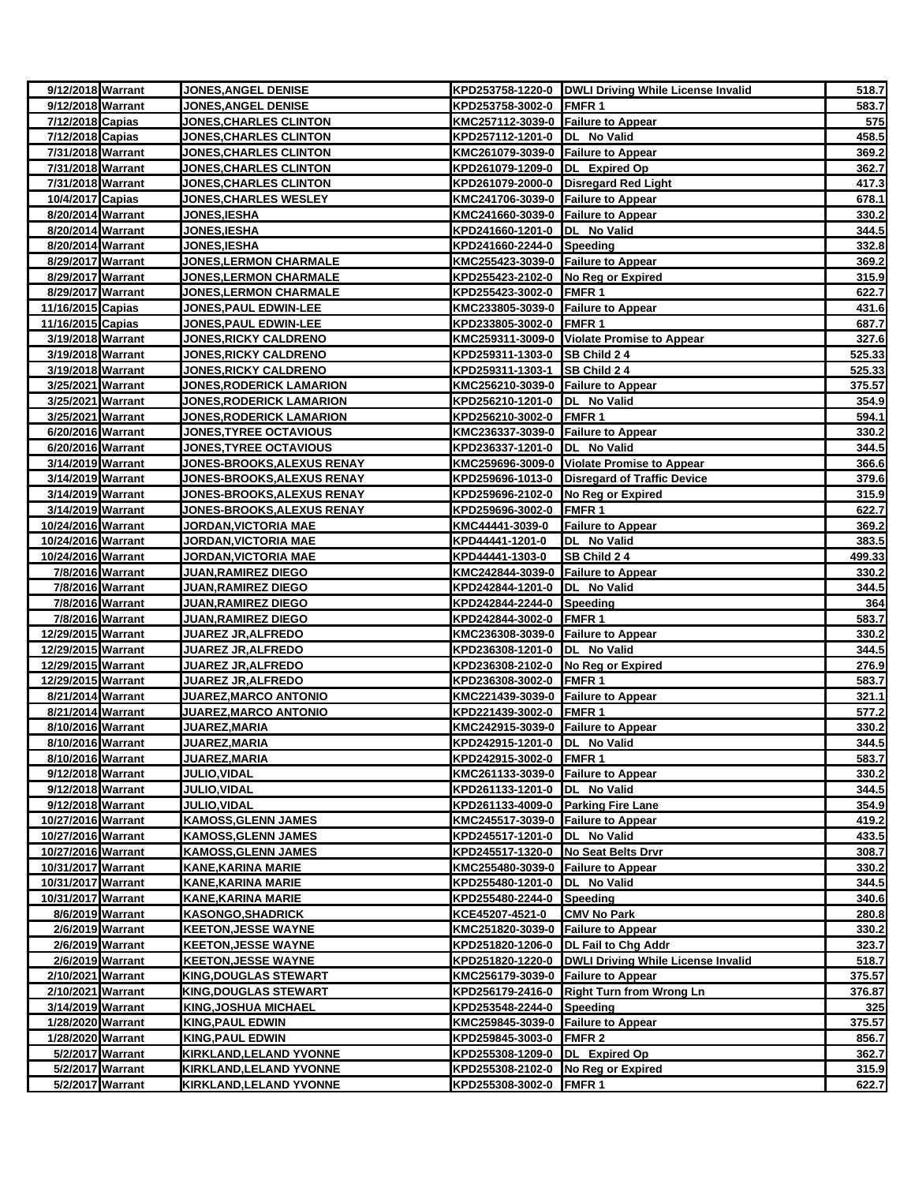| 9/12/2018 | Warrant | JONES,ANGEL DENISE | KPD253758-1220-0 | DWLI Driving While License Invalid | 518.7 |
|---|---|---|---|---|---|
| 9/12/2018 | Warrant | JONES,ANGEL DENISE | KPD253758-3002-0 | FMFR 1 | 583.7 |
| 7/12/2018 | Capias | JONES,CHARLES CLINTON | KMC257112-3039-0 | Failure to Appear | 575 |
| 7/12/2018 | Capias | JONES,CHARLES CLINTON | KPD257112-1201-0 | DL No Valid | 458.5 |
| 7/31/2018 | Warrant | JONES,CHARLES CLINTON | KMC261079-3039-0 | Failure to Appear | 369.2 |
| 7/31/2018 | Warrant | JONES,CHARLES CLINTON | KPD261079-1209-0 | DL Expired Op | 362.7 |
| 7/31/2018 | Warrant | JONES,CHARLES CLINTON | KPD261079-2000-0 | Disregard Red Light | 417.3 |
| 10/4/2017 | Capias | JONES,CHARLES WESLEY | KMC241706-3039-0 | Failure to Appear | 678.1 |
| 8/20/2014 | Warrant | JONES,IESHA | KMC241660-3039-0 | Failure to Appear | 330.2 |
| 8/20/2014 | Warrant | JONES,IESHA | KPD241660-1201-0 | DL No Valid | 344.5 |
| 8/20/2014 | Warrant | JONES,IESHA | KPD241660-2244-0 | Speeding | 332.8 |
| 8/29/2017 | Warrant | JONES,LERMON CHARMALE | KMC255423-3039-0 | Failure to Appear | 369.2 |
| 8/29/2017 | Warrant | JONES,LERMON CHARMALE | KPD255423-2102-0 | No Reg or Expired | 315.9 |
| 8/29/2017 | Warrant | JONES,LERMON CHARMALE | KPD255423-3002-0 | FMFR 1 | 622.7 |
| 11/16/2015 | Capias | JONES,PAUL EDWIN-LEE | KMC233805-3039-0 | Failure to Appear | 431.6 |
| 11/16/2015 | Capias | JONES,PAUL EDWIN-LEE | KPD233805-3002-0 | FMFR 1 | 687.7 |
| 3/19/2018 | Warrant | JONES,RICKY CALDRENO | KMC259311-3009-0 | Violate Promise to Appear | 327.6 |
| 3/19/2018 | Warrant | JONES,RICKY CALDRENO | KPD259311-1303-0 | SB Child 2 4 | 525.33 |
| 3/19/2018 | Warrant | JONES,RICKY CALDRENO | KPD259311-1303-1 | SB Child 2 4 | 525.33 |
| 3/25/2021 | Warrant | JONES,RODERICK LAMARION | KMC256210-3039-0 | Failure to Appear | 375.57 |
| 3/25/2021 | Warrant | JONES,RODERICK LAMARION | KPD256210-1201-0 | DL No Valid | 354.9 |
| 3/25/2021 | Warrant | JONES,RODERICK LAMARION | KPD256210-3002-0 | FMFR 1 | 594.1 |
| 6/20/2016 | Warrant | JONES,TYREE OCTAVIOUS | KMC236337-3039-0 | Failure to Appear | 330.2 |
| 6/20/2016 | Warrant | JONES,TYREE OCTAVIOUS | KPD236337-1201-0 | DL No Valid | 344.5 |
| 3/14/2019 | Warrant | JONES-BROOKS,ALEXUS RENAY | KMC259696-3009-0 | Violate Promise to Appear | 366.6 |
| 3/14/2019 | Warrant | JONES-BROOKS,ALEXUS RENAY | KPD259696-1013-0 | Disregard of Traffic Device | 379.6 |
| 3/14/2019 | Warrant | JONES-BROOKS,ALEXUS RENAY | KPD259696-2102-0 | No Reg or Expired | 315.9 |
| 3/14/2019 | Warrant | JONES-BROOKS,ALEXUS RENAY | KPD259696-3002-0 | FMFR 1 | 622.7 |
| 10/24/2016 | Warrant | JORDAN,VICTORIA MAE | KMC44441-3039-0 | Failure to Appear | 369.2 |
| 10/24/2016 | Warrant | JORDAN,VICTORIA MAE | KPD44441-1201-0 | DL No Valid | 383.5 |
| 10/24/2016 | Warrant | JORDAN,VICTORIA MAE | KPD44441-1303-0 | SB Child 2 4 | 499.33 |
| 7/8/2016 | Warrant | JUAN,RAMIREZ DIEGO | KMC242844-3039-0 | Failure to Appear | 330.2 |
| 7/8/2016 | Warrant | JUAN,RAMIREZ DIEGO | KPD242844-1201-0 | DL No Valid | 344.5 |
| 7/8/2016 | Warrant | JUAN,RAMIREZ DIEGO | KPD242844-2244-0 | Speeding | 364 |
| 7/8/2016 | Warrant | JUAN,RAMIREZ DIEGO | KPD242844-3002-0 | FMFR 1 | 583.7 |
| 12/29/2015 | Warrant | JUAREZ JR,ALFREDO | KMC236308-3039-0 | Failure to Appear | 330.2 |
| 12/29/2015 | Warrant | JUAREZ JR,ALFREDO | KPD236308-1201-0 | DL No Valid | 344.5 |
| 12/29/2015 | Warrant | JUAREZ JR,ALFREDO | KPD236308-2102-0 | No Reg or Expired | 276.9 |
| 12/29/2015 | Warrant | JUAREZ JR,ALFREDO | KPD236308-3002-0 | FMFR 1 | 583.7 |
| 8/21/2014 | Warrant | JUAREZ,MARCO ANTONIO | KMC221439-3039-0 | Failure to Appear | 321.1 |
| 8/21/2014 | Warrant | JUAREZ,MARCO ANTONIO | KPD221439-3002-0 | FMFR 1 | 577.2 |
| 8/10/2016 | Warrant | JUAREZ,MARIA | KMC242915-3039-0 | Failure to Appear | 330.2 |
| 8/10/2016 | Warrant | JUAREZ,MARIA | KPD242915-1201-0 | DL No Valid | 344.5 |
| 8/10/2016 | Warrant | JUAREZ,MARIA | KPD242915-3002-0 | FMFR 1 | 583.7 |
| 9/12/2018 | Warrant | JULIO,VIDAL | KMC261133-3039-0 | Failure to Appear | 330.2 |
| 9/12/2018 | Warrant | JULIO,VIDAL | KPD261133-1201-0 | DL No Valid | 344.5 |
| 9/12/2018 | Warrant | JULIO,VIDAL | KPD261133-4009-0 | Parking Fire Lane | 354.9 |
| 10/27/2016 | Warrant | KAMOSS,GLENN JAMES | KMC245517-3039-0 | Failure to Appear | 419.2 |
| 10/27/2016 | Warrant | KAMOSS,GLENN JAMES | KPD245517-1201-0 | DL No Valid | 433.5 |
| 10/27/2016 | Warrant | KAMOSS,GLENN JAMES | KPD245517-1320-0 | No Seat Belts Drvr | 308.7 |
| 10/31/2017 | Warrant | KANE,KARINA MARIE | KMC255480-3039-0 | Failure to Appear | 330.2 |
| 10/31/2017 | Warrant | KANE,KARINA MARIE | KPD255480-1201-0 | DL No Valid | 344.5 |
| 10/31/2017 | Warrant | KANE,KARINA MARIE | KPD255480-2244-0 | Speeding | 340.6 |
| 8/6/2019 | Warrant | KASONGO,SHADRICK | KCE45207-4521-0 | CMV No Park | 280.8 |
| 2/6/2019 | Warrant | KEETON,JESSE WAYNE | KMC251820-3039-0 | Failure to Appear | 330.2 |
| 2/6/2019 | Warrant | KEETON,JESSE WAYNE | KPD251820-1206-0 | DL Fail to Chg Addr | 323.7 |
| 2/6/2019 | Warrant | KEETON,JESSE WAYNE | KPD251820-1220-0 | DWLI Driving While License Invalid | 518.7 |
| 2/10/2021 | Warrant | KING,DOUGLAS STEWART | KMC256179-3039-0 | Failure to Appear | 375.57 |
| 2/10/2021 | Warrant | KING,DOUGLAS STEWART | KPD256179-2416-0 | Right Turn from Wrong Ln | 376.87 |
| 3/14/2019 | Warrant | KING,JOSHUA MICHAEL | KPD253548-2244-0 | Speeding | 325 |
| 1/28/2020 | Warrant | KING,PAUL EDWIN | KMC259845-3039-0 | Failure to Appear | 375.57 |
| 1/28/2020 | Warrant | KING,PAUL EDWIN | KPD259845-3003-0 | FMFR 2 | 856.7 |
| 5/2/2017 | Warrant | KIRKLAND,LELAND YVONNE | KPD255308-1209-0 | DL Expired Op | 362.7 |
| 5/2/2017 | Warrant | KIRKLAND,LELAND YVONNE | KPD255308-2102-0 | No Reg or Expired | 315.9 |
| 5/2/2017 | Warrant | KIRKLAND,LELAND YVONNE | KPD255308-3002-0 | FMFR 1 | 622.7 |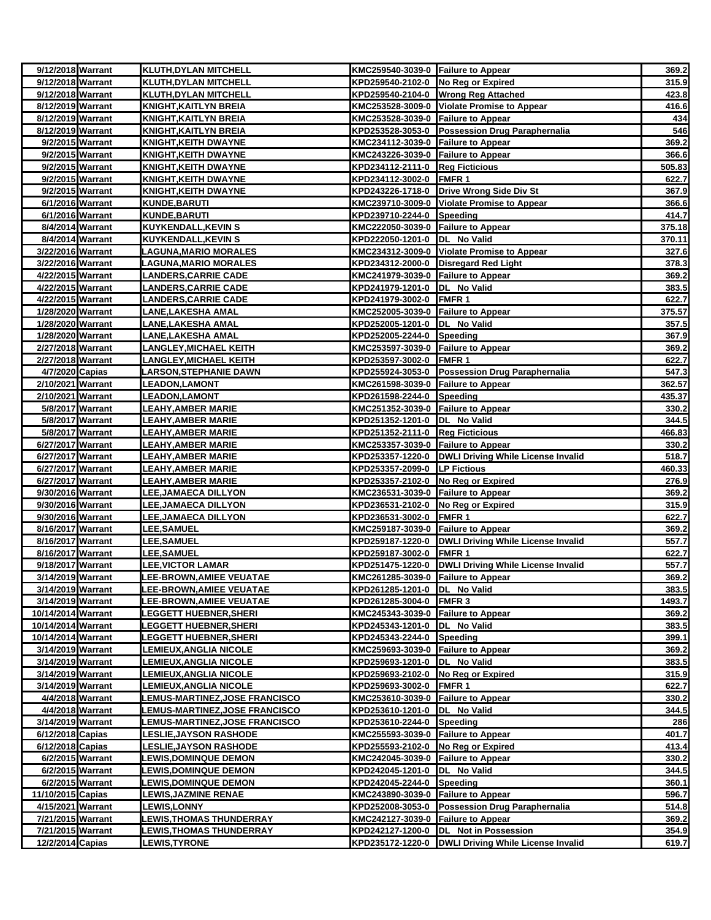| | | | | | |
|---|---|---|---|---|---|
| 9/12/2018 | Warrant | KLUTH,DYLAN MITCHELL | KMC259540-3039-0 | Failure to Appear | 369.2 |
| 9/12/2018 | Warrant | KLUTH,DYLAN MITCHELL | KPD259540-2102-0 | No Reg or Expired | 315.9 |
| 9/12/2018 | Warrant | KLUTH,DYLAN MITCHELL | KPD259540-2104-0 | Wrong Reg Attached | 423.8 |
| 8/12/2019 | Warrant | KNIGHT,KAITLYN BREIA | KMC253528-3009-0 | Violate Promise to Appear | 416.6 |
| 8/12/2019 | Warrant | KNIGHT,KAITLYN BREIA | KMC253528-3039-0 | Failure to Appear | 434 |
| 8/12/2019 | Warrant | KNIGHT,KAITLYN BREIA | KPD253528-3053-0 | Possession Drug Paraphernalia | 546 |
| 9/2/2015 | Warrant | KNIGHT,KEITH DWAYNE | KMC234112-3039-0 | Failure to Appear | 369.2 |
| 9/2/2015 | Warrant | KNIGHT,KEITH DWAYNE | KMC243226-3039-0 | Failure to Appear | 366.6 |
| 9/2/2015 | Warrant | KNIGHT,KEITH DWAYNE | KPD234112-2111-0 | Reg Ficticious | 505.83 |
| 9/2/2015 | Warrant | KNIGHT,KEITH DWAYNE | KPD234112-3002-0 | FMFR 1 | 622.7 |
| 9/2/2015 | Warrant | KNIGHT,KEITH DWAYNE | KPD243226-1718-0 | Drive Wrong Side Div St | 367.9 |
| 6/1/2016 | Warrant | KUNDE,BARUTI | KMC239710-3009-0 | Violate Promise to Appear | 366.6 |
| 6/1/2016 | Warrant | KUNDE,BARUTI | KPD239710-2244-0 | Speeding | 414.7 |
| 8/4/2014 | Warrant | KUYKENDALL,KEVIN S | KMC222050-3039-0 | Failure to Appear | 375.18 |
| 8/4/2014 | Warrant | KUYKENDALL,KEVIN S | KPD222050-1201-0 | DL No Valid | 370.11 |
| 3/22/2016 | Warrant | LAGUNA,MARIO MORALES | KMC234312-3009-0 | Violate Promise to Appear | 327.6 |
| 3/22/2016 | Warrant | LAGUNA,MARIO MORALES | KPD234312-2000-0 | Disregard Red Light | 378.3 |
| 4/22/2015 | Warrant | LANDERS,CARRIE CADE | KMC241979-3039-0 | Failure to Appear | 369.2 |
| 4/22/2015 | Warrant | LANDERS,CARRIE CADE | KPD241979-1201-0 | DL No Valid | 383.5 |
| 4/22/2015 | Warrant | LANDERS,CARRIE CADE | KPD241979-3002-0 | FMFR 1 | 622.7 |
| 1/28/2020 | Warrant | LANE,LAKESHA AMAL | KMC252005-3039-0 | Failure to Appear | 375.57 |
| 1/28/2020 | Warrant | LANE,LAKESHA AMAL | KPD252005-1201-0 | DL No Valid | 357.5 |
| 1/28/2020 | Warrant | LANE,LAKESHA AMAL | KPD252005-2244-0 | Speeding | 367.9 |
| 2/27/2018 | Warrant | LANGLEY,MICHAEL KEITH | KMC253597-3039-0 | Failure to Appear | 369.2 |
| 2/27/2018 | Warrant | LANGLEY,MICHAEL KEITH | KPD253597-3002-0 | FMFR 1 | 622.7 |
| 4/7/2020 | Capias | LARSON,STEPHANIE DAWN | KPD255924-3053-0 | Possession Drug Paraphernalia | 547.3 |
| 2/10/2021 | Warrant | LEADON,LAMONT | KMC261598-3039-0 | Failure to Appear | 362.57 |
| 2/10/2021 | Warrant | LEADON,LAMONT | KPD261598-2244-0 | Speeding | 435.37 |
| 5/8/2017 | Warrant | LEAHY,AMBER MARIE | KMC251352-3039-0 | Failure to Appear | 330.2 |
| 5/8/2017 | Warrant | LEAHY,AMBER MARIE | KPD251352-1201-0 | DL No Valid | 344.5 |
| 5/8/2017 | Warrant | LEAHY,AMBER MARIE | KPD251352-2111-0 | Reg Ficticious | 466.83 |
| 6/27/2017 | Warrant | LEAHY,AMBER MARIE | KMC253357-3039-0 | Failure to Appear | 330.2 |
| 6/27/2017 | Warrant | LEAHY,AMBER MARIE | KPD253357-1220-0 | DWLI Driving While License Invalid | 518.7 |
| 6/27/2017 | Warrant | LEAHY,AMBER MARIE | KPD253357-2099-0 | LP Fictious | 460.33 |
| 6/27/2017 | Warrant | LEAHY,AMBER MARIE | KPD253357-2102-0 | No Reg or Expired | 276.9 |
| 9/30/2016 | Warrant | LEE,JAMAECA DILLYON | KMC236531-3039-0 | Failure to Appear | 369.2 |
| 9/30/2016 | Warrant | LEE,JAMAECA DILLYON | KPD236531-2102-0 | No Reg or Expired | 315.9 |
| 9/30/2016 | Warrant | LEE,JAMAECA DILLYON | KPD236531-3002-0 | FMFR 1 | 622.7 |
| 8/16/2017 | Warrant | LEE,SAMUEL | KMC259187-3039-0 | Failure to Appear | 369.2 |
| 8/16/2017 | Warrant | LEE,SAMUEL | KPD259187-1220-0 | DWLI Driving While License Invalid | 557.7 |
| 8/16/2017 | Warrant | LEE,SAMUEL | KPD259187-3002-0 | FMFR 1 | 622.7 |
| 9/18/2017 | Warrant | LEE,VICTOR LAMAR | KPD251475-1220-0 | DWLI Driving While License Invalid | 557.7 |
| 3/14/2019 | Warrant | LEE-BROWN,AMIEE VEUATAE | KMC261285-3039-0 | Failure to Appear | 369.2 |
| 3/14/2019 | Warrant | LEE-BROWN,AMIEE VEUATAE | KPD261285-1201-0 | DL No Valid | 383.5 |
| 3/14/2019 | Warrant | LEE-BROWN,AMIEE VEUATAE | KPD261285-3004-0 | FMFR 3 | 1493.7 |
| 10/14/2014 | Warrant | LEGGETT HUEBNER,SHERI | KMC245343-3039-0 | Failure to Appear | 369.2 |
| 10/14/2014 | Warrant | LEGGETT HUEBNER,SHERI | KPD245343-1201-0 | DL No Valid | 383.5 |
| 10/14/2014 | Warrant | LEGGETT HUEBNER,SHERI | KPD245343-2244-0 | Speeding | 399.1 |
| 3/14/2019 | Warrant | LEMIEUX,ANGLIA NICOLE | KMC259693-3039-0 | Failure to Appear | 369.2 |
| 3/14/2019 | Warrant | LEMIEUX,ANGLIA NICOLE | KPD259693-1201-0 | DL No Valid | 383.5 |
| 3/14/2019 | Warrant | LEMIEUX,ANGLIA NICOLE | KPD259693-2102-0 | No Reg or Expired | 315.9 |
| 3/14/2019 | Warrant | LEMIEUX,ANGLIA NICOLE | KPD259693-3002-0 | FMFR 1 | 622.7 |
| 4/4/2018 | Warrant | LEMUS-MARTINEZ,JOSE FRANCISCO | KMC253610-3039-0 | Failure to Appear | 330.2 |
| 4/4/2018 | Warrant | LEMUS-MARTINEZ,JOSE FRANCISCO | KPD253610-1201-0 | DL No Valid | 344.5 |
| 3/14/2019 | Warrant | LEMUS-MARTINEZ,JOSE FRANCISCO | KPD253610-2244-0 | Speeding | 286 |
| 6/12/2018 | Capias | LESLIE,JAYSON RASHODE | KMC255593-3039-0 | Failure to Appear | 401.7 |
| 6/12/2018 | Capias | LESLIE,JAYSON RASHODE | KPD255593-2102-0 | No Reg or Expired | 413.4 |
| 6/2/2015 | Warrant | LEWIS,DOMINQUE DEMON | KMC242045-3039-0 | Failure to Appear | 330.2 |
| 6/2/2015 | Warrant | LEWIS,DOMINQUE DEMON | KPD242045-1201-0 | DL No Valid | 344.5 |
| 6/2/2015 | Warrant | LEWIS,DOMINQUE DEMON | KPD242045-2244-0 | Speeding | 360.1 |
| 11/10/2015 | Capias | LEWIS,JAZMINE RENAE | KMC243890-3039-0 | Failure to Appear | 596.7 |
| 4/15/2021 | Warrant | LEWIS,LONNY | KPD252008-3053-0 | Possession Drug Paraphernalia | 514.8 |
| 7/21/2015 | Warrant | LEWIS,THOMAS THUNDERRAY | KMC242127-3039-0 | Failure to Appear | 369.2 |
| 7/21/2015 | Warrant | LEWIS,THOMAS THUNDERRAY | KPD242127-1200-0 | DL Not in Possession | 354.9 |
| 12/2/2014 | Capias | LEWIS,TYRONE | KPD235172-1220-0 | DWLI Driving While License Invalid | 619.7 |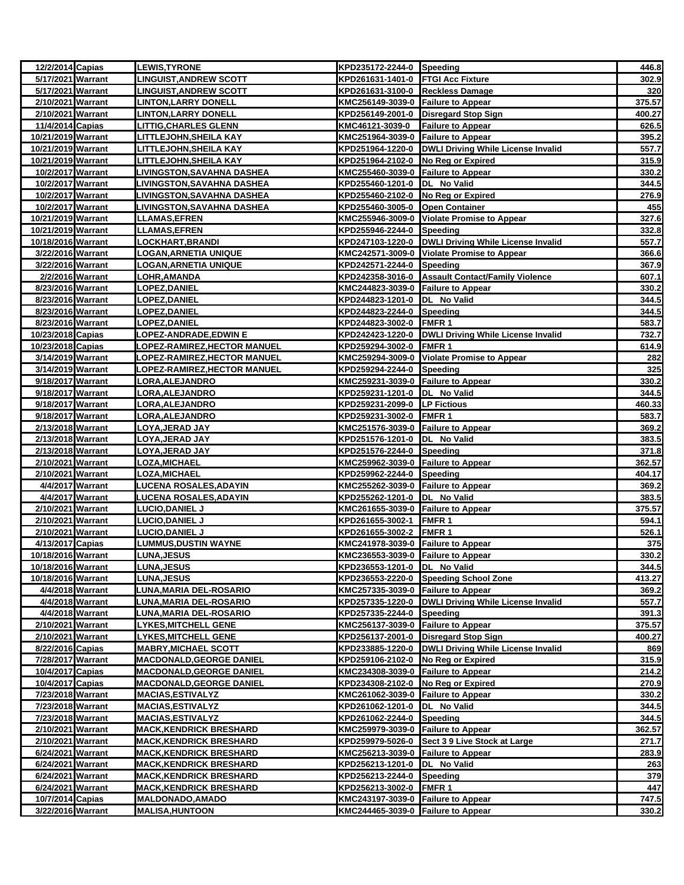| | | | | | |
|---|---|---|---|---|---|
| 12/2/2014 | Capias | LEWIS,TYRONE | KPD235172-2244-0 | Speeding | 446.8 |
| 5/17/2021 | Warrant | LINGUIST,ANDREW SCOTT | KPD261631-1401-0 | FTGI Acc Fixture | 302.9 |
| 5/17/2021 | Warrant | LINGUIST,ANDREW SCOTT | KPD261631-3100-0 | Reckless Damage | 320 |
| 2/10/2021 | Warrant | LINTON,LARRY DONELL | KMC256149-3039-0 | Failure to Appear | 375.57 |
| 2/10/2021 | Warrant | LINTON,LARRY DONELL | KPD256149-2001-0 | Disregard Stop Sign | 400.27 |
| 11/4/2014 | Capias | LITTIG,CHARLES GLENN | KMC46121-3039-0 | Failure to Appear | 626.5 |
| 10/21/2019 | Warrant | LITTLEJOHN,SHEILA KAY | KMC251964-3039-0 | Failure to Appear | 395.2 |
| 10/21/2019 | Warrant | LITTLEJOHN,SHEILA KAY | KPD251964-1220-0 | DWLI Driving While License Invalid | 557.7 |
| 10/21/2019 | Warrant | LITTLEJOHN,SHEILA KAY | KPD251964-2102-0 | No Reg or Expired | 315.9 |
| 10/2/2017 | Warrant | LIVINGSTON,SAVAHNA DASHEA | KMC255460-3039-0 | Failure to Appear | 330.2 |
| 10/2/2017 | Warrant | LIVINGSTON,SAVAHNA DASHEA | KPD255460-1201-0 | DL No Valid | 344.5 |
| 10/2/2017 | Warrant | LIVINGSTON,SAVAHNA DASHEA | KPD255460-2102-0 | No Reg or Expired | 276.9 |
| 10/2/2017 | Warrant | LIVINGSTON,SAVAHNA DASHEA | KPD255460-3005-0 | Open Container | 455 |
| 10/21/2019 | Warrant | LLAMAS,EFREN | KMC255946-3009-0 | Violate Promise to Appear | 327.6 |
| 10/21/2019 | Warrant | LLAMAS,EFREN | KPD255946-2244-0 | Speeding | 332.8 |
| 10/18/2016 | Warrant | LOCKHART,BRANDI | KPD247103-1220-0 | DWLI Driving While License Invalid | 557.7 |
| 3/22/2016 | Warrant | LOGAN,ARNETIA UNIQUE | KMC242571-3009-0 | Violate Promise to Appear | 366.6 |
| 3/22/2016 | Warrant | LOGAN,ARNETIA UNIQUE | KPD242571-2244-0 | Speeding | 367.9 |
| 2/2/2016 | Warrant | LOHR,AMANDA | KPD242358-3016-0 | Assault Contact/Family Violence | 607.1 |
| 8/23/2016 | Warrant | LOPEZ,DANIEL | KMC244823-3039-0 | Failure to Appear | 330.2 |
| 8/23/2016 | Warrant | LOPEZ,DANIEL | KPD244823-1201-0 | DL No Valid | 344.5 |
| 8/23/2016 | Warrant | LOPEZ,DANIEL | KPD244823-2244-0 | Speeding | 344.5 |
| 8/23/2016 | Warrant | LOPEZ,DANIEL | KPD244823-3002-0 | FMFR 1 | 583.7 |
| 10/23/2018 | Capias | LOPEZ-ANDRADE,EDWIN E | KPD242423-1220-0 | DWLI Driving While License Invalid | 732.7 |
| 10/23/2018 | Capias | LOPEZ-RAMIREZ,HECTOR MANUEL | KPD259294-3002-0 | FMFR 1 | 614.9 |
| 3/14/2019 | Warrant | LOPEZ-RAMIREZ,HECTOR MANUEL | KMC259294-3009-0 | Violate Promise to Appear | 282 |
| 3/14/2019 | Warrant | LOPEZ-RAMIREZ,HECTOR MANUEL | KPD259294-2244-0 | Speeding | 325 |
| 9/18/2017 | Warrant | LORA,ALEJANDRO | KMC259231-3039-0 | Failure to Appear | 330.2 |
| 9/18/2017 | Warrant | LORA,ALEJANDRO | KPD259231-1201-0 | DL No Valid | 344.5 |
| 9/18/2017 | Warrant | LORA,ALEJANDRO | KPD259231-2099-0 | LP Fictious | 460.33 |
| 9/18/2017 | Warrant | LORA,ALEJANDRO | KPD259231-3002-0 | FMFR 1 | 583.7 |
| 2/13/2018 | Warrant | LOYA,JERAD JAY | KMC251576-3039-0 | Failure to Appear | 369.2 |
| 2/13/2018 | Warrant | LOYA,JERAD JAY | KPD251576-1201-0 | DL No Valid | 383.5 |
| 2/13/2018 | Warrant | LOYA,JERAD JAY | KPD251576-2244-0 | Speeding | 371.8 |
| 2/10/2021 | Warrant | LOZA,MICHAEL | KMC259962-3039-0 | Failure to Appear | 362.57 |
| 2/10/2021 | Warrant | LOZA,MICHAEL | KPD259962-2244-0 | Speeding | 404.17 |
| 4/4/2017 | Warrant | LUCENA ROSALES,ADAYIN | KMC255262-3039-0 | Failure to Appear | 369.2 |
| 4/4/2017 | Warrant | LUCENA ROSALES,ADAYIN | KPD255262-1201-0 | DL No Valid | 383.5 |
| 2/10/2021 | Warrant | LUCIO,DANIEL J | KMC261655-3039-0 | Failure to Appear | 375.57 |
| 2/10/2021 | Warrant | LUCIO,DANIEL J | KPD261655-3002-1 | FMFR 1 | 594.1 |
| 2/10/2021 | Warrant | LUCIO,DANIEL J | KPD261655-3002-2 | FMFR 1 | 526.1 |
| 4/13/2017 | Capias | LUMMUS,DUSTIN WAYNE | KMC241978-3039-0 | Failure to Appear | 375 |
| 10/18/2016 | Warrant | LUNA,JESUS | KMC236553-3039-0 | Failure to Appear | 330.2 |
| 10/18/2016 | Warrant | LUNA,JESUS | KPD236553-1201-0 | DL No Valid | 344.5 |
| 10/18/2016 | Warrant | LUNA,JESUS | KPD236553-2220-0 | Speeding School Zone | 413.27 |
| 4/4/2018 | Warrant | LUNA,MARIA DEL-ROSARIO | KMC257335-3039-0 | Failure to Appear | 369.2 |
| 4/4/2018 | Warrant | LUNA,MARIA DEL-ROSARIO | KPD257335-1220-0 | DWLI Driving While License Invalid | 557.7 |
| 4/4/2018 | Warrant | LUNA,MARIA DEL-ROSARIO | KPD257335-2244-0 | Speeding | 391.3 |
| 2/10/2021 | Warrant | LYKES,MITCHELL GENE | KMC256137-3039-0 | Failure to Appear | 375.57 |
| 2/10/2021 | Warrant | LYKES,MITCHELL GENE | KPD256137-2001-0 | Disregard Stop Sign | 400.27 |
| 8/22/2016 | Capias | MABRY,MICHAEL SCOTT | KPD233885-1220-0 | DWLI Driving While License Invalid | 869 |
| 7/28/2017 | Warrant | MACDONALD,GEORGE DANIEL | KPD259106-2102-0 | No Reg or Expired | 315.9 |
| 10/4/2017 | Capias | MACDONALD,GEORGE DANIEL | KMC234308-3039-0 | Failure to Appear | 214.2 |
| 10/4/2017 | Capias | MACDONALD,GEORGE DANIEL | KPD234308-2102-0 | No Reg or Expired | 270.9 |
| 7/23/2018 | Warrant | MACIAS,ESTIVALYZ | KMC261062-3039-0 | Failure to Appear | 330.2 |
| 7/23/2018 | Warrant | MACIAS,ESTIVALYZ | KPD261062-1201-0 | DL No Valid | 344.5 |
| 7/23/2018 | Warrant | MACIAS,ESTIVALYZ | KPD261062-2244-0 | Speeding | 344.5 |
| 2/10/2021 | Warrant | MACK,KENDRICK BRESHARD | KMC259979-3039-0 | Failure to Appear | 362.57 |
| 2/10/2021 | Warrant | MACK,KENDRICK BRESHARD | KPD259979-5026-0 | Sect 3 9 Live Stock at Large | 271.7 |
| 6/24/2021 | Warrant | MACK,KENDRICK BRESHARD | KMC256213-3039-0 | Failure to Appear | 283.9 |
| 6/24/2021 | Warrant | MACK,KENDRICK BRESHARD | KPD256213-1201-0 | DL No Valid | 263 |
| 6/24/2021 | Warrant | MACK,KENDRICK BRESHARD | KPD256213-2244-0 | Speeding | 379 |
| 6/24/2021 | Warrant | MACK,KENDRICK BRESHARD | KPD256213-3002-0 | FMFR 1 | 447 |
| 10/7/2014 | Capias | MALDONADO,AMADO | KMC243197-3039-0 | Failure to Appear | 747.5 |
| 3/22/2016 | Warrant | MALISA,HUNTOON | KMC244465-3039-0 | Failure to Appear | 330.2 |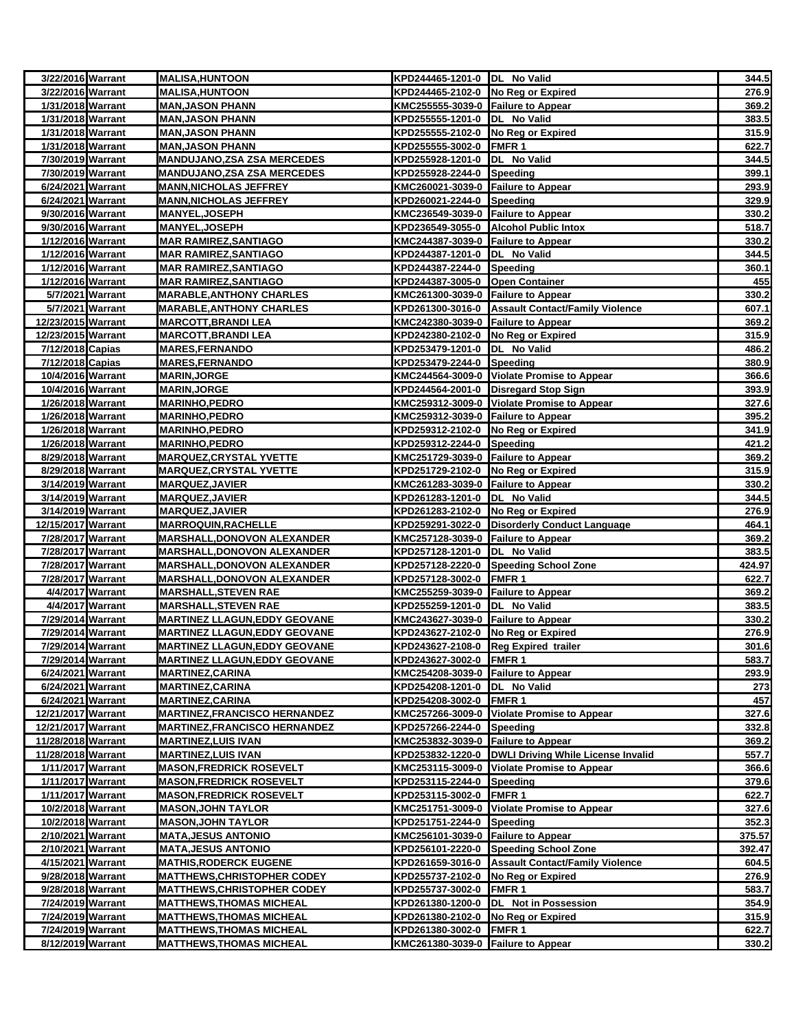| | | | | | |
|---|---|---|---|---|---|
| 3/22/2016 | Warrant | MALISA,HUNTOON | KPD244465-1201-0 | DL No Valid | 344.5 |
| 3/22/2016 | Warrant | MALISA,HUNTOON | KPD244465-2102-0 | No Reg or Expired | 276.9 |
| 1/31/2018 | Warrant | MAN,JASON PHANN | KMC255555-3039-0 | Failure to Appear | 369.2 |
| 1/31/2018 | Warrant | MAN,JASON PHANN | KPD255555-1201-0 | DL No Valid | 383.5 |
| 1/31/2018 | Warrant | MAN,JASON PHANN | KPD255555-2102-0 | No Reg or Expired | 315.9 |
| 1/31/2018 | Warrant | MAN,JASON PHANN | KPD255555-3002-0 | FMFR 1 | 622.7 |
| 7/30/2019 | Warrant | MANDUJANO,ZSA ZSA MERCEDES | KPD255928-1201-0 | DL No Valid | 344.5 |
| 7/30/2019 | Warrant | MANDUJANO,ZSA ZSA MERCEDES | KPD255928-2244-0 | Speeding | 399.1 |
| 6/24/2021 | Warrant | MANN,NICHOLAS JEFFREY | KMC260021-3039-0 | Failure to Appear | 293.9 |
| 6/24/2021 | Warrant | MANN,NICHOLAS JEFFREY | KPD260021-2244-0 | Speeding | 329.9 |
| 9/30/2016 | Warrant | MANYEL,JOSEPH | KMC236549-3039-0 | Failure to Appear | 330.2 |
| 9/30/2016 | Warrant | MANYEL,JOSEPH | KPD236549-3055-0 | Alcohol Public Intox | 518.7 |
| 1/12/2016 | Warrant | MAR RAMIREZ,SANTIAGO | KMC244387-3039-0 | Failure to Appear | 330.2 |
| 1/12/2016 | Warrant | MAR RAMIREZ,SANTIAGO | KPD244387-1201-0 | DL No Valid | 344.5 |
| 1/12/2016 | Warrant | MAR RAMIREZ,SANTIAGO | KPD244387-2244-0 | Speeding | 360.1 |
| 1/12/2016 | Warrant | MAR RAMIREZ,SANTIAGO | KPD244387-3005-0 | Open Container | 455 |
| 5/7/2021 | Warrant | MARABLE,ANTHONY CHARLES | KMC261300-3039-0 | Failure to Appear | 330.2 |
| 5/7/2021 | Warrant | MARABLE,ANTHONY CHARLES | KPD261300-3016-0 | Assault Contact/Family Violence | 607.1 |
| 12/23/2015 | Warrant | MARCOTT,BRANDI LEA | KMC242380-3039-0 | Failure to Appear | 369.2 |
| 12/23/2015 | Warrant | MARCOTT,BRANDI LEA | KPD242380-2102-0 | No Reg or Expired | 315.9 |
| 7/12/2018 | Capias | MARES,FERNANDO | KPD253479-1201-0 | DL No Valid | 486.2 |
| 7/12/2018 | Capias | MARES,FERNANDO | KPD253479-2244-0 | Speeding | 380.9 |
| 10/4/2016 | Warrant | MARIN,JORGE | KMC244564-3009-0 | Violate Promise to Appear | 366.6 |
| 10/4/2016 | Warrant | MARIN,JORGE | KPD244564-2001-0 | Disregard Stop Sign | 393.9 |
| 1/26/2018 | Warrant | MARINHO,PEDRO | KMC259312-3009-0 | Violate Promise to Appear | 327.6 |
| 1/26/2018 | Warrant | MARINHO,PEDRO | KMC259312-3039-0 | Failure to Appear | 395.2 |
| 1/26/2018 | Warrant | MARINHO,PEDRO | KPD259312-2102-0 | No Reg or Expired | 341.9 |
| 1/26/2018 | Warrant | MARINHO,PEDRO | KPD259312-2244-0 | Speeding | 421.2 |
| 8/29/2018 | Warrant | MARQUEZ,CRYSTAL YVETTE | KMC251729-3039-0 | Failure to Appear | 369.2 |
| 8/29/2018 | Warrant | MARQUEZ,CRYSTAL YVETTE | KPD251729-2102-0 | No Reg or Expired | 315.9 |
| 3/14/2019 | Warrant | MARQUEZ,JAVIER | KMC261283-3039-0 | Failure to Appear | 330.2 |
| 3/14/2019 | Warrant | MARQUEZ,JAVIER | KPD261283-1201-0 | DL No Valid | 344.5 |
| 3/14/2019 | Warrant | MARQUEZ,JAVIER | KPD261283-2102-0 | No Reg or Expired | 276.9 |
| 12/15/2017 | Warrant | MARROQUIN,RACHELLE | KPD259291-3022-0 | Disorderly Conduct Language | 464.1 |
| 7/28/2017 | Warrant | MARSHALL,DONOVON ALEXANDER | KMC257128-3039-0 | Failure to Appear | 369.2 |
| 7/28/2017 | Warrant | MARSHALL,DONOVON ALEXANDER | KPD257128-1201-0 | DL No Valid | 383.5 |
| 7/28/2017 | Warrant | MARSHALL,DONOVON ALEXANDER | KPD257128-2220-0 | Speeding School Zone | 424.97 |
| 7/28/2017 | Warrant | MARSHALL,DONOVON ALEXANDER | KPD257128-3002-0 | FMFR 1 | 622.7 |
| 4/4/2017 | Warrant | MARSHALL,STEVEN RAE | KMC255259-3039-0 | Failure to Appear | 369.2 |
| 4/4/2017 | Warrant | MARSHALL,STEVEN RAE | KPD255259-1201-0 | DL No Valid | 383.5 |
| 7/29/2014 | Warrant | MARTINEZ LLAGUN,EDDY GEOVANE | KMC243627-3039-0 | Failure to Appear | 330.2 |
| 7/29/2014 | Warrant | MARTINEZ LLAGUN,EDDY GEOVANE | KPD243627-2102-0 | No Reg or Expired | 276.9 |
| 7/29/2014 | Warrant | MARTINEZ LLAGUN,EDDY GEOVANE | KPD243627-2108-0 | Reg Expired trailer | 301.6 |
| 7/29/2014 | Warrant | MARTINEZ LLAGUN,EDDY GEOVANE | KPD243627-3002-0 | FMFR 1 | 583.7 |
| 6/24/2021 | Warrant | MARTINEZ,CARINA | KMC254208-3039-0 | Failure to Appear | 293.9 |
| 6/24/2021 | Warrant | MARTINEZ,CARINA | KPD254208-1201-0 | DL No Valid | 273 |
| 6/24/2021 | Warrant | MARTINEZ,CARINA | KPD254208-3002-0 | FMFR 1 | 457 |
| 12/21/2017 | Warrant | MARTINEZ,FRANCISCO HERNANDEZ | KMC257266-3009-0 | Violate Promise to Appear | 327.6 |
| 12/21/2017 | Warrant | MARTINEZ,FRANCISCO HERNANDEZ | KPD257266-2244-0 | Speeding | 332.8 |
| 11/28/2018 | Warrant | MARTINEZ,LUIS IVAN | KMC253832-3039-0 | Failure to Appear | 369.2 |
| 11/28/2018 | Warrant | MARTINEZ,LUIS IVAN | KPD253832-1220-0 | DWLI Driving While License Invalid | 557.7 |
| 1/11/2017 | Warrant | MASON,FREDRICK ROSEVELT | KMC253115-3009-0 | Violate Promise to Appear | 366.6 |
| 1/11/2017 | Warrant | MASON,FREDRICK ROSEVELT | KPD253115-2244-0 | Speeding | 379.6 |
| 1/11/2017 | Warrant | MASON,FREDRICK ROSEVELT | KPD253115-3002-0 | FMFR 1 | 622.7 |
| 10/2/2018 | Warrant | MASON,JOHN TAYLOR | KMC251751-3009-0 | Violate Promise to Appear | 327.6 |
| 10/2/2018 | Warrant | MASON,JOHN TAYLOR | KPD251751-2244-0 | Speeding | 352.3 |
| 2/10/2021 | Warrant | MATA,JESUS ANTONIO | KMC256101-3039-0 | Failure to Appear | 375.57 |
| 2/10/2021 | Warrant | MATA,JESUS ANTONIO | KPD256101-2220-0 | Speeding School Zone | 392.47 |
| 4/15/2021 | Warrant | MATHIS,RODERCK EUGENE | KPD261659-3016-0 | Assault Contact/Family Violence | 604.5 |
| 9/28/2018 | Warrant | MATTHEWS,CHRISTOPHER CODEY | KPD255737-2102-0 | No Reg or Expired | 276.9 |
| 9/28/2018 | Warrant | MATTHEWS,CHRISTOPHER CODEY | KPD255737-3002-0 | FMFR 1 | 583.7 |
| 7/24/2019 | Warrant | MATTHEWS,THOMAS MICHEAL | KPD261380-1200-0 | DL Not in Possession | 354.9 |
| 7/24/2019 | Warrant | MATTHEWS,THOMAS MICHEAL | KPD261380-2102-0 | No Reg or Expired | 315.9 |
| 7/24/2019 | Warrant | MATTHEWS,THOMAS MICHEAL | KPD261380-3002-0 | FMFR 1 | 622.7 |
| 8/12/2019 | Warrant | MATTHEWS,THOMAS MICHEAL | KMC261380-3039-0 | Failure to Appear | 330.2 |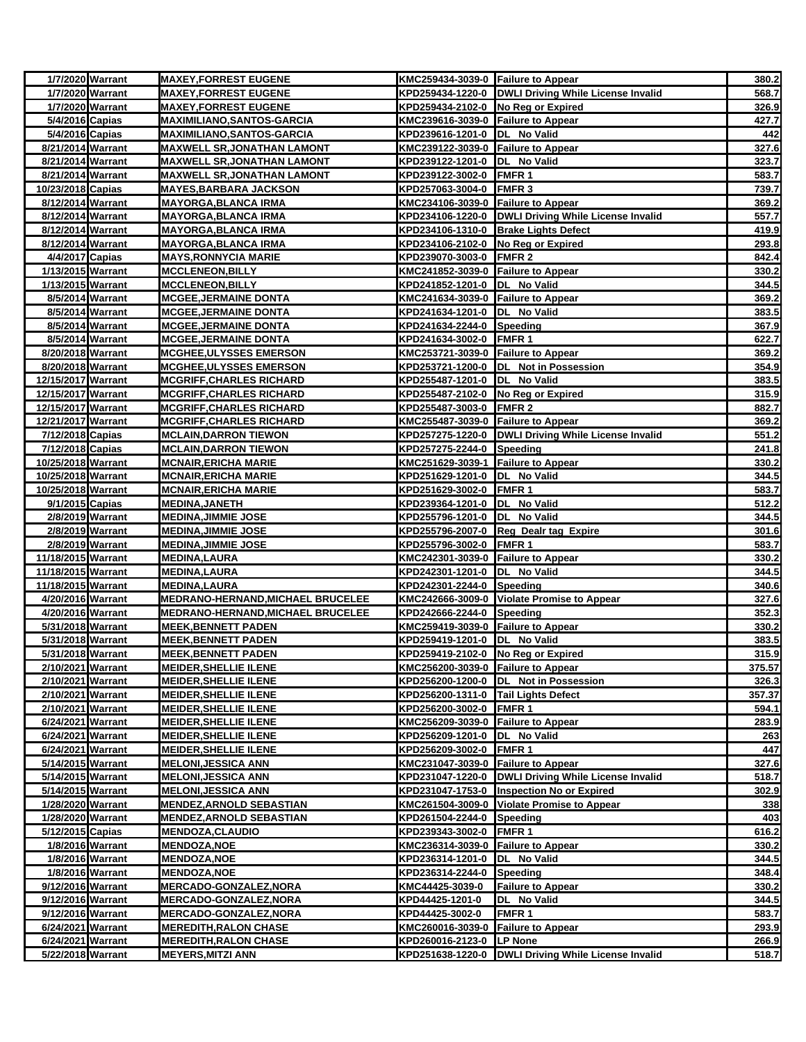| | | | | | |
|---|---|---|---|---|---|
| 1/7/2020 | Warrant | MAXEY,FORREST EUGENE | KMC259434-3039-0 | Failure to Appear | 380.2 |
| 1/7/2020 | Warrant | MAXEY,FORREST EUGENE | KPD259434-1220-0 | DWLI Driving While License Invalid | 568.7 |
| 1/7/2020 | Warrant | MAXEY,FORREST EUGENE | KPD259434-2102-0 | No Reg or Expired | 326.9 |
| 5/4/2016 | Capias | MAXIMILIANO,SANTOS-GARCIA | KMC239616-3039-0 | Failure to Appear | 427.7 |
| 5/4/2016 | Capias | MAXIMILIANO,SANTOS-GARCIA | KPD239616-1201-0 | DL No Valid | 442 |
| 8/21/2014 | Warrant | MAXWELL SR,JONATHAN LAMONT | KMC239122-3039-0 | Failure to Appear | 327.6 |
| 8/21/2014 | Warrant | MAXWELL SR,JONATHAN LAMONT | KPD239122-1201-0 | DL No Valid | 323.7 |
| 8/21/2014 | Warrant | MAXWELL SR,JONATHAN LAMONT | KPD239122-3002-0 | FMFR 1 | 583.7 |
| 10/23/2018 | Capias | MAYES,BARBARA JACKSON | KPD257063-3004-0 | FMFR 3 | 739.7 |
| 8/12/2014 | Warrant | MAYORGA,BLANCA IRMA | KMC234106-3039-0 | Failure to Appear | 369.2 |
| 8/12/2014 | Warrant | MAYORGA,BLANCA IRMA | KPD234106-1220-0 | DWLI Driving While License Invalid | 557.7 |
| 8/12/2014 | Warrant | MAYORGA,BLANCA IRMA | KPD234106-1310-0 | Brake Lights Defect | 419.9 |
| 8/12/2014 | Warrant | MAYORGA,BLANCA IRMA | KPD234106-2102-0 | No Reg or Expired | 293.8 |
| 4/4/2017 | Capias | MAYS,RONNYCIA MARIE | KPD239070-3003-0 | FMFR 2 | 842.4 |
| 1/13/2015 | Warrant | MCCLENEON,BILLY | KMC241852-3039-0 | Failure to Appear | 330.2 |
| 1/13/2015 | Warrant | MCCLENEON,BILLY | KPD241852-1201-0 | DL No Valid | 344.5 |
| 8/5/2014 | Warrant | MCGEE,JERMAINE DONTA | KMC241634-3039-0 | Failure to Appear | 369.2 |
| 8/5/2014 | Warrant | MCGEE,JERMAINE DONTA | KPD241634-1201-0 | DL No Valid | 383.5 |
| 8/5/2014 | Warrant | MCGEE,JERMAINE DONTA | KPD241634-2244-0 | Speeding | 367.9 |
| 8/5/2014 | Warrant | MCGEE,JERMAINE DONTA | KPD241634-3002-0 | FMFR 1 | 622.7 |
| 8/20/2018 | Warrant | MCGHEE,ULYSSES EMERSON | KMC253721-3039-0 | Failure to Appear | 369.2 |
| 8/20/2018 | Warrant | MCGHEE,ULYSSES EMERSON | KPD253721-1200-0 | DL Not in Possession | 354.9 |
| 12/15/2017 | Warrant | MCGRIFF,CHARLES RICHARD | KPD255487-1201-0 | DL No Valid | 383.5 |
| 12/15/2017 | Warrant | MCGRIFF,CHARLES RICHARD | KPD255487-2102-0 | No Reg or Expired | 315.9 |
| 12/15/2017 | Warrant | MCGRIFF,CHARLES RICHARD | KPD255487-3003-0 | FMFR 2 | 882.7 |
| 12/21/2017 | Warrant | MCGRIFF,CHARLES RICHARD | KMC255487-3039-0 | Failure to Appear | 369.2 |
| 7/12/2018 | Capias | MCLAIN,DARRON TIEWON | KPD257275-1220-0 | DWLI Driving While License Invalid | 551.2 |
| 7/12/2018 | Capias | MCLAIN,DARRON TIEWON | KPD257275-2244-0 | Speeding | 241.8 |
| 10/25/2018 | Warrant | MCNAIR,ERICHA MARIE | KMC251629-3039-1 | Failure to Appear | 330.2 |
| 10/25/2018 | Warrant | MCNAIR,ERICHA MARIE | KPD251629-1201-0 | DL No Valid | 344.5 |
| 10/25/2018 | Warrant | MCNAIR,ERICHA MARIE | KPD251629-3002-0 | FMFR 1 | 583.7 |
| 9/1/2015 | Capias | MEDINA,JANETH | KPD239364-1201-0 | DL No Valid | 512.2 |
| 2/8/2019 | Warrant | MEDINA,JIMMIE JOSE | KPD255796-1201-0 | DL No Valid | 344.5 |
| 2/8/2019 | Warrant | MEDINA,JIMMIE JOSE | KPD255796-2007-0 | Reg Dealr tag Expire | 301.6 |
| 2/8/2019 | Warrant | MEDINA,JIMMIE JOSE | KPD255796-3002-0 | FMFR 1 | 583.7 |
| 11/18/2015 | Warrant | MEDINA,LAURA | KMC242301-3039-0 | Failure to Appear | 330.2 |
| 11/18/2015 | Warrant | MEDINA,LAURA | KPD242301-1201-0 | DL No Valid | 344.5 |
| 11/18/2015 | Warrant | MEDINA,LAURA | KPD242301-2244-0 | Speeding | 340.6 |
| 4/20/2016 | Warrant | MEDRANO-HERNAND,MICHAEL BRUCELEE | KMC242666-3009-0 | Violate Promise to Appear | 327.6 |
| 4/20/2016 | Warrant | MEDRANO-HERNAND,MICHAEL BRUCELEE | KPD242666-2244-0 | Speeding | 352.3 |
| 5/31/2018 | Warrant | MEEK,BENNETT PADEN | KMC259419-3039-0 | Failure to Appear | 330.2 |
| 5/31/2018 | Warrant | MEEK,BENNETT PADEN | KPD259419-1201-0 | DL No Valid | 383.5 |
| 5/31/2018 | Warrant | MEEK,BENNETT PADEN | KPD259419-2102-0 | No Reg or Expired | 315.9 |
| 2/10/2021 | Warrant | MEIDER,SHELLIE ILENE | KMC256200-3039-0 | Failure to Appear | 375.57 |
| 2/10/2021 | Warrant | MEIDER,SHELLIE ILENE | KPD256200-1200-0 | DL Not in Possession | 326.3 |
| 2/10/2021 | Warrant | MEIDER,SHELLIE ILENE | KPD256200-1311-0 | Tail Lights Defect | 357.37 |
| 2/10/2021 | Warrant | MEIDER,SHELLIE ILENE | KPD256200-3002-0 | FMFR 1 | 594.1 |
| 6/24/2021 | Warrant | MEIDER,SHELLIE ILENE | KMC256209-3039-0 | Failure to Appear | 283.9 |
| 6/24/2021 | Warrant | MEIDER,SHELLIE ILENE | KPD256209-1201-0 | DL No Valid | 263 |
| 6/24/2021 | Warrant | MEIDER,SHELLIE ILENE | KPD256209-3002-0 | FMFR 1 | 447 |
| 5/14/2015 | Warrant | MELONI,JESSICA ANN | KMC231047-3039-0 | Failure to Appear | 327.6 |
| 5/14/2015 | Warrant | MELONI,JESSICA ANN | KPD231047-1220-0 | DWLI Driving While License Invalid | 518.7 |
| 5/14/2015 | Warrant | MELONI,JESSICA ANN | KPD231047-1753-0 | Inspection No or Expired | 302.9 |
| 1/28/2020 | Warrant | MENDEZ,ARNOLD SEBASTIAN | KMC261504-3009-0 | Violate Promise to Appear | 338 |
| 1/28/2020 | Warrant | MENDEZ,ARNOLD SEBASTIAN | KPD261504-2244-0 | Speeding | 403 |
| 5/12/2015 | Capias | MENDOZA,CLAUDIO | KPD239343-3002-0 | FMFR 1 | 616.2 |
| 1/8/2016 | Warrant | MENDOZA,NOE | KMC236314-3039-0 | Failure to Appear | 330.2 |
| 1/8/2016 | Warrant | MENDOZA,NOE | KPD236314-1201-0 | DL No Valid | 344.5 |
| 1/8/2016 | Warrant | MENDOZA,NOE | KPD236314-2244-0 | Speeding | 348.4 |
| 9/12/2016 | Warrant | MERCADO-GONZALEZ,NORA | KMC44425-3039-0 | Failure to Appear | 330.2 |
| 9/12/2016 | Warrant | MERCADO-GONZALEZ,NORA | KPD44425-1201-0 | DL No Valid | 344.5 |
| 9/12/2016 | Warrant | MERCADO-GONZALEZ,NORA | KPD44425-3002-0 | FMFR 1 | 583.7 |
| 6/24/2021 | Warrant | MEREDITH,RALON CHASE | KMC260016-3039-0 | Failure to Appear | 293.9 |
| 6/24/2021 | Warrant | MEREDITH,RALON CHASE | KPD260016-2123-0 | LP None | 266.9 |
| 5/22/2018 | Warrant | MEYERS,MITZI ANN | KPD251638-1220-0 | DWLI Driving While License Invalid | 518.7 |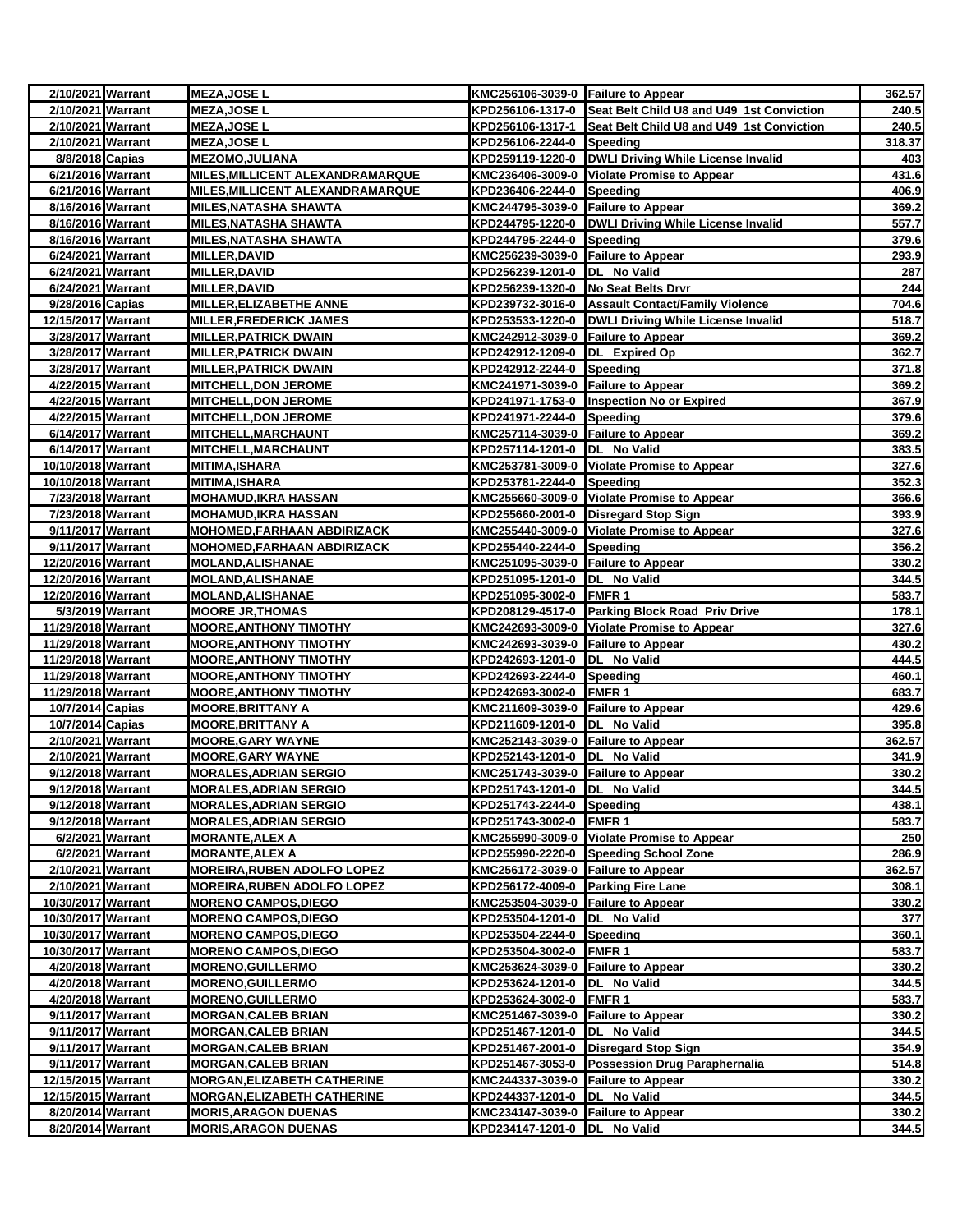| | | | | | |
|---|---|---|---|---|---|
| 2/10/2021 | Warrant | MEZA,JOSE L | KMC256106-3039-0 | Failure to Appear | 362.57 |
| 2/10/2021 | Warrant | MEZA,JOSE L | KPD256106-1317-0 | Seat Belt Child U8 and U49 1st Conviction | 240.5 |
| 2/10/2021 | Warrant | MEZA,JOSE L | KPD256106-1317-1 | Seat Belt Child U8 and U49 1st Conviction | 240.5 |
| 2/10/2021 | Warrant | MEZA,JOSE L | KPD256106-2244-0 | Speeding | 318.37 |
| 8/8/2018 | Capias | MEZOMO,JULIANA | KPD259119-1220-0 | DWLI Driving While License Invalid | 403 |
| 6/21/2016 | Warrant | MILES,MILLICENT ALEXANDRAMARQUE | KMC236406-3009-0 | Violate Promise to Appear | 431.6 |
| 6/21/2016 | Warrant | MILES,MILLICENT ALEXANDRAMARQUE | KPD236406-2244-0 | Speeding | 406.9 |
| 8/16/2016 | Warrant | MILES,NATASHA SHAWTA | KMC244795-3039-0 | Failure to Appear | 369.2 |
| 8/16/2016 | Warrant | MILES,NATASHA SHAWTA | KPD244795-1220-0 | DWLI Driving While License Invalid | 557.7 |
| 8/16/2016 | Warrant | MILES,NATASHA SHAWTA | KPD244795-2244-0 | Speeding | 379.6 |
| 6/24/2021 | Warrant | MILLER,DAVID | KMC256239-3039-0 | Failure to Appear | 293.9 |
| 6/24/2021 | Warrant | MILLER,DAVID | KPD256239-1201-0 | DL No Valid | 287 |
| 6/24/2021 | Warrant | MILLER,DAVID | KPD256239-1320-0 | No Seat Belts Drvr | 244 |
| 9/28/2016 | Capias | MILLER,ELIZABETHE ANNE | KPD239732-3016-0 | Assault Contact/Family Violence | 704.6 |
| 12/15/2017 | Warrant | MILLER,FREDERICK JAMES | KPD253533-1220-0 | DWLI Driving While License Invalid | 518.7 |
| 3/28/2017 | Warrant | MILLER,PATRICK DWAIN | KMC242912-3039-0 | Failure to Appear | 369.2 |
| 3/28/2017 | Warrant | MILLER,PATRICK DWAIN | KPD242912-1209-0 | DL Expired Op | 362.7 |
| 3/28/2017 | Warrant | MILLER,PATRICK DWAIN | KPD242912-2244-0 | Speeding | 371.8 |
| 4/22/2015 | Warrant | MITCHELL,DON JEROME | KMC241971-3039-0 | Failure to Appear | 369.2 |
| 4/22/2015 | Warrant | MITCHELL,DON JEROME | KPD241971-1753-0 | Inspection No or Expired | 367.9 |
| 4/22/2015 | Warrant | MITCHELL,DON JEROME | KPD241971-2244-0 | Speeding | 379.6 |
| 6/14/2017 | Warrant | MITCHELL,MARCHAUNT | KMC257114-3039-0 | Failure to Appear | 369.2 |
| 6/14/2017 | Warrant | MITCHELL,MARCHAUNT | KPD257114-1201-0 | DL No Valid | 383.5 |
| 10/10/2018 | Warrant | MITIMA,ISHARA | KMC253781-3009-0 | Violate Promise to Appear | 327.6 |
| 10/10/2018 | Warrant | MITIMA,ISHARA | KPD253781-2244-0 | Speeding | 352.3 |
| 7/23/2018 | Warrant | MOHAMUD,IKRA HASSAN | KMC255660-3009-0 | Violate Promise to Appear | 366.6 |
| 7/23/2018 | Warrant | MOHAMUD,IKRA HASSAN | KPD255660-2001-0 | Disregard Stop Sign | 393.9 |
| 9/11/2017 | Warrant | MOHOMED,FARHAAN ABDIRIZACK | KMC255440-3009-0 | Violate Promise to Appear | 327.6 |
| 9/11/2017 | Warrant | MOHOMED,FARHAAN ABDIRIZACK | KPD255440-2244-0 | Speeding | 356.2 |
| 12/20/2016 | Warrant | MOLAND,ALISHANAE | KMC251095-3039-0 | Failure to Appear | 330.2 |
| 12/20/2016 | Warrant | MOLAND,ALISHANAE | KPD251095-1201-0 | DL No Valid | 344.5 |
| 12/20/2016 | Warrant | MOLAND,ALISHANAE | KPD251095-3002-0 | FMFR 1 | 583.7 |
| 5/3/2019 | Warrant | MOORE JR,THOMAS | KPD208129-4517-0 | Parking Block Road Priv Drive | 178.1 |
| 11/29/2018 | Warrant | MOORE,ANTHONY TIMOTHY | KMC242693-3009-0 | Violate Promise to Appear | 327.6 |
| 11/29/2018 | Warrant | MOORE,ANTHONY TIMOTHY | KMC242693-3039-0 | Failure to Appear | 430.2 |
| 11/29/2018 | Warrant | MOORE,ANTHONY TIMOTHY | KPD242693-1201-0 | DL No Valid | 444.5 |
| 11/29/2018 | Warrant | MOORE,ANTHONY TIMOTHY | KPD242693-2244-0 | Speeding | 460.1 |
| 11/29/2018 | Warrant | MOORE,ANTHONY TIMOTHY | KPD242693-3002-0 | FMFR 1 | 683.7 |
| 10/7/2014 | Capias | MOORE,BRITTANY A | KMC211609-3039-0 | Failure to Appear | 429.6 |
| 10/7/2014 | Capias | MOORE,BRITTANY A | KPD211609-1201-0 | DL No Valid | 395.8 |
| 2/10/2021 | Warrant | MOORE,GARY WAYNE | KMC252143-3039-0 | Failure to Appear | 362.57 |
| 2/10/2021 | Warrant | MOORE,GARY WAYNE | KPD252143-1201-0 | DL No Valid | 341.9 |
| 9/12/2018 | Warrant | MORALES,ADRIAN SERGIO | KMC251743-3039-0 | Failure to Appear | 330.2 |
| 9/12/2018 | Warrant | MORALES,ADRIAN SERGIO | KPD251743-1201-0 | DL No Valid | 344.5 |
| 9/12/2018 | Warrant | MORALES,ADRIAN SERGIO | KPD251743-2244-0 | Speeding | 438.1 |
| 9/12/2018 | Warrant | MORALES,ADRIAN SERGIO | KPD251743-3002-0 | FMFR 1 | 583.7 |
| 6/2/2021 | Warrant | MORANTE,ALEX A | KMC255990-3009-0 | Violate Promise to Appear | 250 |
| 6/2/2021 | Warrant | MORANTE,ALEX A | KPD255990-2220-0 | Speeding School Zone | 286.9 |
| 2/10/2021 | Warrant | MOREIRA,RUBEN ADOLFO LOPEZ | KMC256172-3039-0 | Failure to Appear | 362.57 |
| 2/10/2021 | Warrant | MOREIRA,RUBEN ADOLFO LOPEZ | KPD256172-4009-0 | Parking Fire Lane | 308.1 |
| 10/30/2017 | Warrant | MORENO CAMPOS,DIEGO | KMC253504-3039-0 | Failure to Appear | 330.2 |
| 10/30/2017 | Warrant | MORENO CAMPOS,DIEGO | KPD253504-1201-0 | DL No Valid | 377 |
| 10/30/2017 | Warrant | MORENO CAMPOS,DIEGO | KPD253504-2244-0 | Speeding | 360.1 |
| 10/30/2017 | Warrant | MORENO CAMPOS,DIEGO | KPD253504-3002-0 | FMFR 1 | 583.7 |
| 4/20/2018 | Warrant | MORENO,GUILLERMO | KMC253624-3039-0 | Failure to Appear | 330.2 |
| 4/20/2018 | Warrant | MORENO,GUILLERMO | KPD253624-1201-0 | DL No Valid | 344.5 |
| 4/20/2018 | Warrant | MORENO,GUILLERMO | KPD253624-3002-0 | FMFR 1 | 583.7 |
| 9/11/2017 | Warrant | MORGAN,CALEB BRIAN | KMC251467-3039-0 | Failure to Appear | 330.2 |
| 9/11/2017 | Warrant | MORGAN,CALEB BRIAN | KPD251467-1201-0 | DL No Valid | 344.5 |
| 9/11/2017 | Warrant | MORGAN,CALEB BRIAN | KPD251467-2001-0 | Disregard Stop Sign | 354.9 |
| 9/11/2017 | Warrant | MORGAN,CALEB BRIAN | KPD251467-3053-0 | Possession Drug Paraphernalia | 514.8 |
| 12/15/2015 | Warrant | MORGAN,ELIZABETH CATHERINE | KMC244337-3039-0 | Failure to Appear | 330.2 |
| 12/15/2015 | Warrant | MORGAN,ELIZABETH CATHERINE | KPD244337-1201-0 | DL No Valid | 344.5 |
| 8/20/2014 | Warrant | MORIS,ARAGON DUENAS | KMC234147-3039-0 | Failure to Appear | 330.2 |
| 8/20/2014 | Warrant | MORIS,ARAGON DUENAS | KPD234147-1201-0 | DL No Valid | 344.5 |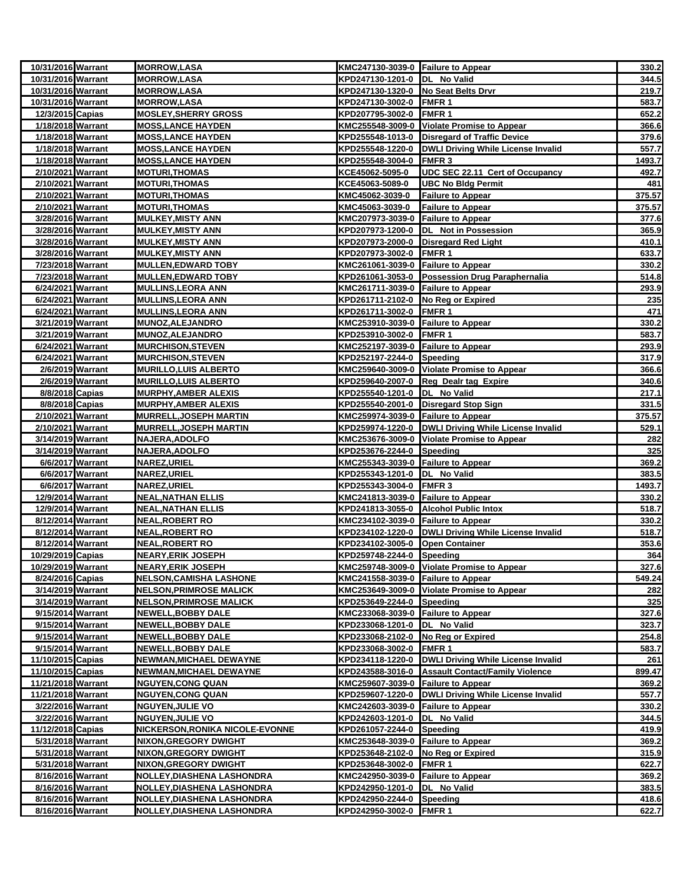| | | | | | |
|---|---|---|---|---|---|
| 10/31/2016 | Warrant | MORROW,LASA | KMC247130-3039-0 | Failure to Appear | 330.2 |
| 10/31/2016 | Warrant | MORROW,LASA | KPD247130-1201-0 | DL No Valid | 344.5 |
| 10/31/2016 | Warrant | MORROW,LASA | KPD247130-1320-0 | No Seat Belts Drvr | 219.7 |
| 10/31/2016 | Warrant | MORROW,LASA | KPD247130-3002-0 | FMFR 1 | 583.7 |
| 12/3/2015 | Capias | MOSLEY,SHERRY GROSS | KPD207795-3002-0 | FMFR 1 | 652.2 |
| 1/18/2018 | Warrant | MOSS,LANCE HAYDEN | KMC255548-3009-0 | Violate Promise to Appear | 366.6 |
| 1/18/2018 | Warrant | MOSS,LANCE HAYDEN | KPD255548-1013-0 | Disregard of Traffic Device | 379.6 |
| 1/18/2018 | Warrant | MOSS,LANCE HAYDEN | KPD255548-1220-0 | DWLI Driving While License Invalid | 557.7 |
| 1/18/2018 | Warrant | MOSS,LANCE HAYDEN | KPD255548-3004-0 | FMFR 3 | 1493.7 |
| 2/10/2021 | Warrant | MOTURI,THOMAS | KCE45062-5095-0 | UDC SEC 22.11 Cert of Occupancy | 492.7 |
| 2/10/2021 | Warrant | MOTURI,THOMAS | KCE45063-5089-0 | UBC No Bldg Permit | 481 |
| 2/10/2021 | Warrant | MOTURI,THOMAS | KMC45062-3039-0 | Failure to Appear | 375.57 |
| 2/10/2021 | Warrant | MOTURI,THOMAS | KMC45063-3039-0 | Failure to Appear | 375.57 |
| 3/28/2016 | Warrant | MULKEY,MISTY ANN | KMC207973-3039-0 | Failure to Appear | 377.6 |
| 3/28/2016 | Warrant | MULKEY,MISTY ANN | KPD207973-1200-0 | DL Not in Possession | 365.9 |
| 3/28/2016 | Warrant | MULKEY,MISTY ANN | KPD207973-2000-0 | Disregard Red Light | 410.1 |
| 3/28/2016 | Warrant | MULKEY,MISTY ANN | KPD207973-3002-0 | FMFR 1 | 633.7 |
| 7/23/2018 | Warrant | MULLEN,EDWARD TOBY | KMC261061-3039-0 | Failure to Appear | 330.2 |
| 7/23/2018 | Warrant | MULLEN,EDWARD TOBY | KPD261061-3053-0 | Possession Drug Paraphernalia | 514.8 |
| 6/24/2021 | Warrant | MULLINS,LEORA ANN | KMC261711-3039-0 | Failure to Appear | 293.9 |
| 6/24/2021 | Warrant | MULLINS,LEORA ANN | KPD261711-2102-0 | No Reg or Expired | 235 |
| 6/24/2021 | Warrant | MULLINS,LEORA ANN | KPD261711-3002-0 | FMFR 1 | 471 |
| 3/21/2019 | Warrant | MUNOZ,ALEJANDRO | KMC253910-3039-0 | Failure to Appear | 330.2 |
| 3/21/2019 | Warrant | MUNOZ,ALEJANDRO | KPD253910-3002-0 | FMFR 1 | 583.7 |
| 6/24/2021 | Warrant | MURCHISON,STEVEN | KMC252197-3039-0 | Failure to Appear | 293.9 |
| 6/24/2021 | Warrant | MURCHISON,STEVEN | KPD252197-2244-0 | Speeding | 317.9 |
| 2/6/2019 | Warrant | MURILLO,LUIS ALBERTO | KMC259640-3009-0 | Violate Promise to Appear | 366.6 |
| 2/6/2019 | Warrant | MURILLO,LUIS ALBERTO | KPD259640-2007-0 | Reg Dealr tag Expire | 340.6 |
| 8/8/2018 | Capias | MURPHY,AMBER ALEXIS | KPD255540-1201-0 | DL No Valid | 217.1 |
| 8/8/2018 | Capias | MURPHY,AMBER ALEXIS | KPD255540-2001-0 | Disregard Stop Sign | 331.5 |
| 2/10/2021 | Warrant | MURRELL,JOSEPH MARTIN | KMC259974-3039-0 | Failure to Appear | 375.57 |
| 2/10/2021 | Warrant | MURRELL,JOSEPH MARTIN | KPD259974-1220-0 | DWLI Driving While License Invalid | 529.1 |
| 3/14/2019 | Warrant | NAJERA,ADOLFO | KMC253676-3009-0 | Violate Promise to Appear | 282 |
| 3/14/2019 | Warrant | NAJERA,ADOLFO | KPD253676-2244-0 | Speeding | 325 |
| 6/6/2017 | Warrant | NAREZ,URIEL | KMC255343-3039-0 | Failure to Appear | 369.2 |
| 6/6/2017 | Warrant | NAREZ,URIEL | KPD255343-1201-0 | DL No Valid | 383.5 |
| 6/6/2017 | Warrant | NAREZ,URIEL | KPD255343-3004-0 | FMFR 3 | 1493.7 |
| 12/9/2014 | Warrant | NEAL,NATHAN ELLIS | KMC241813-3039-0 | Failure to Appear | 330.2 |
| 12/9/2014 | Warrant | NEAL,NATHAN ELLIS | KPD241813-3055-0 | Alcohol Public Intox | 518.7 |
| 8/12/2014 | Warrant | NEAL,ROBERT RO | KMC234102-3039-0 | Failure to Appear | 330.2 |
| 8/12/2014 | Warrant | NEAL,ROBERT RO | KPD234102-1220-0 | DWLI Driving While License Invalid | 518.7 |
| 8/12/2014 | Warrant | NEAL,ROBERT RO | KPD234102-3005-0 | Open Container | 353.6 |
| 10/29/2019 | Capias | NEARY,ERIK JOSEPH | KPD259748-2244-0 | Speeding | 364 |
| 10/29/2019 | Warrant | NEARY,ERIK JOSEPH | KMC259748-3009-0 | Violate Promise to Appear | 327.6 |
| 8/24/2016 | Capias | NELSON,CAMISHA LASHONE | KMC241558-3039-0 | Failure to Appear | 549.24 |
| 3/14/2019 | Warrant | NELSON,PRIMROSE MALICK | KMC253649-3009-0 | Violate Promise to Appear | 282 |
| 3/14/2019 | Warrant | NELSON,PRIMROSE MALICK | KPD253649-2244-0 | Speeding | 325 |
| 9/15/2014 | Warrant | NEWELL,BOBBY DALE | KMC233068-3039-0 | Failure to Appear | 327.6 |
| 9/15/2014 | Warrant | NEWELL,BOBBY DALE | KPD233068-1201-0 | DL No Valid | 323.7 |
| 9/15/2014 | Warrant | NEWELL,BOBBY DALE | KPD233068-2102-0 | No Reg or Expired | 254.8 |
| 9/15/2014 | Warrant | NEWELL,BOBBY DALE | KPD233068-3002-0 | FMFR 1 | 583.7 |
| 11/10/2015 | Capias | NEWMAN,MICHAEL DEWAYNE | KPD234118-1220-0 | DWLI Driving While License Invalid | 261 |
| 11/10/2015 | Capias | NEWMAN,MICHAEL DEWAYNE | KPD243588-3016-0 | Assault Contact/Family Violence | 899.47 |
| 11/21/2018 | Warrant | NGUYEN,CONG QUAN | KMC259607-3039-0 | Failure to Appear | 369.2 |
| 11/21/2018 | Warrant | NGUYEN,CONG QUAN | KPD259607-1220-0 | DWLI Driving While License Invalid | 557.7 |
| 3/22/2016 | Warrant | NGUYEN,JULIE VO | KMC242603-3039-0 | Failure to Appear | 330.2 |
| 3/22/2016 | Warrant | NGUYEN,JULIE VO | KPD242603-1201-0 | DL No Valid | 344.5 |
| 11/12/2018 | Capias | NICKERSON,RONIKA NICOLE-EVONNE | KPD261057-2244-0 | Speeding | 419.9 |
| 5/31/2018 | Warrant | NIXON,GREGORY DWIGHT | KMC253648-3039-0 | Failure to Appear | 369.2 |
| 5/31/2018 | Warrant | NIXON,GREGORY DWIGHT | KPD253648-2102-0 | No Reg or Expired | 315.9 |
| 5/31/2018 | Warrant | NIXON,GREGORY DWIGHT | KPD253648-3002-0 | FMFR 1 | 622.7 |
| 8/16/2016 | Warrant | NOLLEY,DIASHENA LASHONDRA | KMC242950-3039-0 | Failure to Appear | 369.2 |
| 8/16/2016 | Warrant | NOLLEY,DIASHENA LASHONDRA | KPD242950-1201-0 | DL No Valid | 383.5 |
| 8/16/2016 | Warrant | NOLLEY,DIASHENA LASHONDRA | KPD242950-2244-0 | Speeding | 418.6 |
| 8/16/2016 | Warrant | NOLLEY,DIASHENA LASHONDRA | KPD242950-3002-0 | FMFR 1 | 622.7 |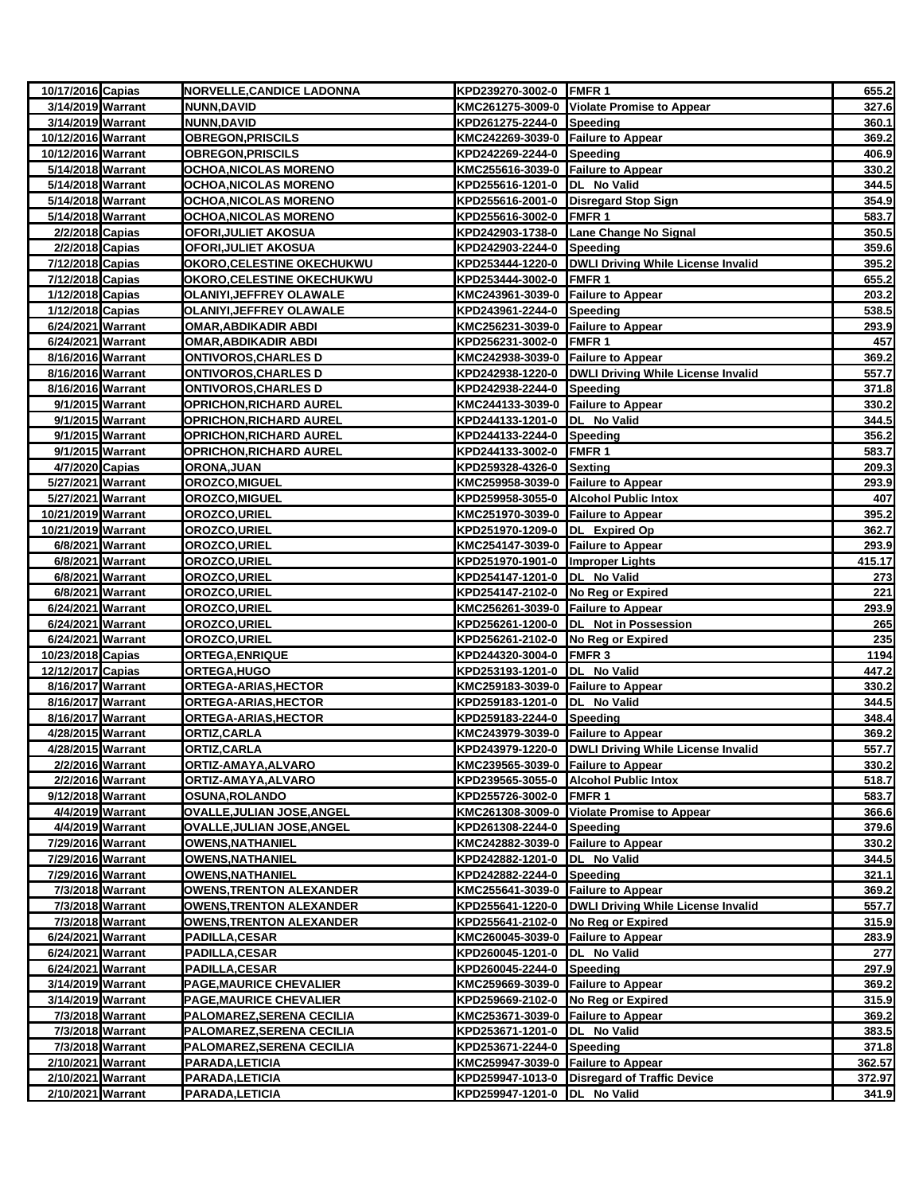| | | | | | |
|---|---|---|---|---|---|
| 10/17/2016 | Capias | NORVELLE,CANDICE LADONNA | KPD239270-3002-0 | FMFR 1 | 655.2 |
| 3/14/2019 | Warrant | NUNN,DAVID | KMC261275-3009-0 | Violate Promise to Appear | 327.6 |
| 3/14/2019 | Warrant | NUNN,DAVID | KPD261275-2244-0 | Speeding | 360.1 |
| 10/12/2016 | Warrant | OBREGON,PRISCILS | KMC242269-3039-0 | Failure to Appear | 369.2 |
| 10/12/2016 | Warrant | OBREGON,PRISCILS | KPD242269-2244-0 | Speeding | 406.9 |
| 5/14/2018 | Warrant | OCHOA,NICOLAS MORENO | KMC255616-3039-0 | Failure to Appear | 330.2 |
| 5/14/2018 | Warrant | OCHOA,NICOLAS MORENO | KPD255616-1201-0 | DL No Valid | 344.5 |
| 5/14/2018 | Warrant | OCHOA,NICOLAS MORENO | KPD255616-2001-0 | Disregard Stop Sign | 354.9 |
| 5/14/2018 | Warrant | OCHOA,NICOLAS MORENO | KPD255616-3002-0 | FMFR 1 | 583.7 |
| 2/2/2018 | Capias | OFORI,JULIET AKOSUA | KPD242903-1738-0 | Lane Change No Signal | 350.5 |
| 2/2/2018 | Capias | OFORI,JULIET AKOSUA | KPD242903-2244-0 | Speeding | 359.6 |
| 7/12/2018 | Capias | OKORO,CELESTINE OKECHUKWU | KPD253444-1220-0 | DWLI Driving While License Invalid | 395.2 |
| 7/12/2018 | Capias | OKORO,CELESTINE OKECHUKWU | KPD253444-3002-0 | FMFR 1 | 655.2 |
| 1/12/2018 | Capias | OLANIYI,JEFFREY OLAWALE | KMC243961-3039-0 | Failure to Appear | 203.2 |
| 1/12/2018 | Capias | OLANIYI,JEFFREY OLAWALE | KPD243961-2244-0 | Speeding | 538.5 |
| 6/24/2021 | Warrant | OMAR,ABDIKADIR ABDI | KMC256231-3039-0 | Failure to Appear | 293.9 |
| 6/24/2021 | Warrant | OMAR,ABDIKADIR ABDI | KPD256231-3002-0 | FMFR 1 | 457 |
| 8/16/2016 | Warrant | ONTIVOROS,CHARLES D | KMC242938-3039-0 | Failure to Appear | 369.2 |
| 8/16/2016 | Warrant | ONTIVOROS,CHARLES D | KPD242938-1220-0 | DWLI Driving While License Invalid | 557.7 |
| 8/16/2016 | Warrant | ONTIVOROS,CHARLES D | KPD242938-2244-0 | Speeding | 371.8 |
| 9/1/2015 | Warrant | OPRICHON,RICHARD AUREL | KMC244133-3039-0 | Failure to Appear | 330.2 |
| 9/1/2015 | Warrant | OPRICHON,RICHARD AUREL | KPD244133-1201-0 | DL No Valid | 344.5 |
| 9/1/2015 | Warrant | OPRICHON,RICHARD AUREL | KPD244133-2244-0 | Speeding | 356.2 |
| 9/1/2015 | Warrant | OPRICHON,RICHARD AUREL | KPD244133-3002-0 | FMFR 1 | 583.7 |
| 4/7/2020 | Capias | ORONA,JUAN | KPD259328-4326-0 | Sexting | 209.3 |
| 5/27/2021 | Warrant | OROZCO,MIGUEL | KMC259958-3039-0 | Failure to Appear | 293.9 |
| 5/27/2021 | Warrant | OROZCO,MIGUEL | KPD259958-3055-0 | Alcohol Public Intox | 407 |
| 10/21/2019 | Warrant | OROZCO,URIEL | KMC251970-3039-0 | Failure to Appear | 395.2 |
| 10/21/2019 | Warrant | OROZCO,URIEL | KPD251970-1209-0 | DL Expired Op | 362.7 |
| 6/8/2021 | Warrant | OROZCO,URIEL | KMC254147-3039-0 | Failure to Appear | 293.9 |
| 6/8/2021 | Warrant | OROZCO,URIEL | KPD251970-1901-0 | Improper Lights | 415.17 |
| 6/8/2021 | Warrant | OROZCO,URIEL | KPD254147-1201-0 | DL No Valid | 273 |
| 6/8/2021 | Warrant | OROZCO,URIEL | KPD254147-2102-0 | No Reg or Expired | 221 |
| 6/24/2021 | Warrant | OROZCO,URIEL | KMC256261-3039-0 | Failure to Appear | 293.9 |
| 6/24/2021 | Warrant | OROZCO,URIEL | KPD256261-1200-0 | DL Not in Possession | 265 |
| 6/24/2021 | Warrant | OROZCO,URIEL | KPD256261-2102-0 | No Reg or Expired | 235 |
| 10/23/2018 | Capias | ORTEGA,ENRIQUE | KPD244320-3004-0 | FMFR 3 | 1194 |
| 12/12/2017 | Capias | ORTEGA,HUGO | KPD253193-1201-0 | DL No Valid | 447.2 |
| 8/16/2017 | Warrant | ORTEGA-ARIAS,HECTOR | KMC259183-3039-0 | Failure to Appear | 330.2 |
| 8/16/2017 | Warrant | ORTEGA-ARIAS,HECTOR | KPD259183-1201-0 | DL No Valid | 344.5 |
| 8/16/2017 | Warrant | ORTEGA-ARIAS,HECTOR | KPD259183-2244-0 | Speeding | 348.4 |
| 4/28/2015 | Warrant | ORTIZ,CARLA | KMC243979-3039-0 | Failure to Appear | 369.2 |
| 4/28/2015 | Warrant | ORTIZ,CARLA | KPD243979-1220-0 | DWLI Driving While License Invalid | 557.7 |
| 2/2/2016 | Warrant | ORTIZ-AMAYA,ALVARO | KMC239565-3039-0 | Failure to Appear | 330.2 |
| 2/2/2016 | Warrant | ORTIZ-AMAYA,ALVARO | KPD239565-3055-0 | Alcohol Public Intox | 518.7 |
| 9/12/2018 | Warrant | OSUNA,ROLANDO | KPD255726-3002-0 | FMFR 1 | 583.7 |
| 4/4/2019 | Warrant | OVALLE,JULIAN JOSE,ANGEL | KMC261308-3009-0 | Violate Promise to Appear | 366.6 |
| 4/4/2019 | Warrant | OVALLE,JULIAN JOSE,ANGEL | KPD261308-2244-0 | Speeding | 379.6 |
| 7/29/2016 | Warrant | OWENS,NATHANIEL | KMC242882-3039-0 | Failure to Appear | 330.2 |
| 7/29/2016 | Warrant | OWENS,NATHANIEL | KPD242882-1201-0 | DL No Valid | 344.5 |
| 7/29/2016 | Warrant | OWENS,NATHANIEL | KPD242882-2244-0 | Speeding | 321.1 |
| 7/3/2018 | Warrant | OWENS,TRENTON ALEXANDER | KMC255641-3039-0 | Failure to Appear | 369.2 |
| 7/3/2018 | Warrant | OWENS,TRENTON ALEXANDER | KPD255641-1220-0 | DWLI Driving While License Invalid | 557.7 |
| 7/3/2018 | Warrant | OWENS,TRENTON ALEXANDER | KPD255641-2102-0 | No Reg or Expired | 315.9 |
| 6/24/2021 | Warrant | PADILLA,CESAR | KMC260045-3039-0 | Failure to Appear | 283.9 |
| 6/24/2021 | Warrant | PADILLA,CESAR | KPD260045-1201-0 | DL No Valid | 277 |
| 6/24/2021 | Warrant | PADILLA,CESAR | KPD260045-2244-0 | Speeding | 297.9 |
| 3/14/2019 | Warrant | PAGE,MAURICE CHEVALIER | KMC259669-3039-0 | Failure to Appear | 369.2 |
| 3/14/2019 | Warrant | PAGE,MAURICE CHEVALIER | KPD259669-2102-0 | No Reg or Expired | 315.9 |
| 7/3/2018 | Warrant | PALOMAREZ,SERENA CECILIA | KMC253671-3039-0 | Failure to Appear | 369.2 |
| 7/3/2018 | Warrant | PALOMAREZ,SERENA CECILIA | KPD253671-1201-0 | DL No Valid | 383.5 |
| 7/3/2018 | Warrant | PALOMAREZ,SERENA CECILIA | KPD253671-2244-0 | Speeding | 371.8 |
| 2/10/2021 | Warrant | PARADA,LETICIA | KMC259947-3039-0 | Failure to Appear | 362.57 |
| 2/10/2021 | Warrant | PARADA,LETICIA | KPD259947-1013-0 | Disregard of Traffic Device | 372.97 |
| 2/10/2021 | Warrant | PARADA,LETICIA | KPD259947-1201-0 | DL No Valid | 341.9 |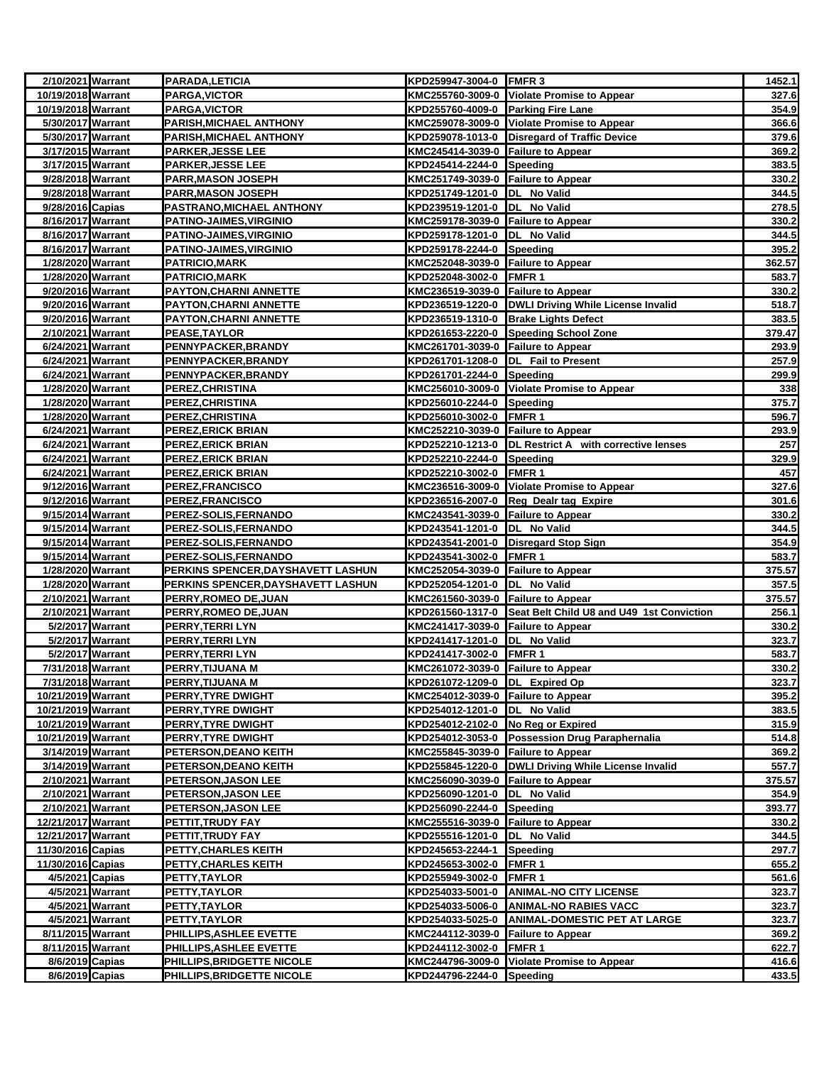| | | | | | |
|---|---|---|---|---|---|
| 2/10/2021 | Warrant | PARADA,LETICIA | KPD259947-3004-0 | FMFR 3 | 1452.1 |
| 10/19/2018 | Warrant | PARGA,VICTOR | KMC255760-3009-0 | Violate Promise to Appear | 327.6 |
| 10/19/2018 | Warrant | PARGA,VICTOR | KPD255760-4009-0 | Parking Fire Lane | 354.9 |
| 5/30/2017 | Warrant | PARISH,MICHAEL ANTHONY | KMC259078-3009-0 | Violate Promise to Appear | 366.6 |
| 5/30/2017 | Warrant | PARISH,MICHAEL ANTHONY | KPD259078-1013-0 | Disregard of Traffic Device | 379.6 |
| 3/17/2015 | Warrant | PARKER,JESSE LEE | KMC245414-3039-0 | Failure to Appear | 369.2 |
| 3/17/2015 | Warrant | PARKER,JESSE LEE | KPD245414-2244-0 | Speeding | 383.5 |
| 9/28/2018 | Warrant | PARR,MASON JOSEPH | KMC251749-3039-0 | Failure to Appear | 330.2 |
| 9/28/2018 | Warrant | PARR,MASON JOSEPH | KPD251749-1201-0 | DL No Valid | 344.5 |
| 9/28/2016 | Capias | PASTRANO,MICHAEL ANTHONY | KPD239519-1201-0 | DL No Valid | 278.5 |
| 8/16/2017 | Warrant | PATINO-JAIMES,VIRGINIO | KMC259178-3039-0 | Failure to Appear | 330.2 |
| 8/16/2017 | Warrant | PATINO-JAIMES,VIRGINIO | KPD259178-1201-0 | DL No Valid | 344.5 |
| 8/16/2017 | Warrant | PATINO-JAIMES,VIRGINIO | KPD259178-2244-0 | Speeding | 395.2 |
| 1/28/2020 | Warrant | PATRICIO,MARK | KMC252048-3039-0 | Failure to Appear | 362.57 |
| 1/28/2020 | Warrant | PATRICIO,MARK | KPD252048-3002-0 | FMFR 1 | 583.7 |
| 9/20/2016 | Warrant | PAYTON,CHARNI ANNETTE | KMC236519-3039-0 | Failure to Appear | 330.2 |
| 9/20/2016 | Warrant | PAYTON,CHARNI ANNETTE | KPD236519-1220-0 | DWLI Driving While License Invalid | 518.7 |
| 9/20/2016 | Warrant | PAYTON,CHARNI ANNETTE | KPD236519-1310-0 | Brake Lights Defect | 383.5 |
| 2/10/2021 | Warrant | PEASE,TAYLOR | KPD261653-2220-0 | Speeding School Zone | 379.47 |
| 6/24/2021 | Warrant | PENNYPACKER,BRANDY | KMC261701-3039-0 | Failure to Appear | 293.9 |
| 6/24/2021 | Warrant | PENNYPACKER,BRANDY | KPD261701-1208-0 | DL Fail to Present | 257.9 |
| 6/24/2021 | Warrant | PENNYPACKER,BRANDY | KPD261701-2244-0 | Speeding | 299.9 |
| 1/28/2020 | Warrant | PEREZ,CHRISTINA | KMC256010-3009-0 | Violate Promise to Appear | 338 |
| 1/28/2020 | Warrant | PEREZ,CHRISTINA | KPD256010-2244-0 | Speeding | 375.7 |
| 1/28/2020 | Warrant | PEREZ,CHRISTINA | KPD256010-3002-0 | FMFR 1 | 596.7 |
| 6/24/2021 | Warrant | PEREZ,ERICK BRIAN | KMC252210-3039-0 | Failure to Appear | 293.9 |
| 6/24/2021 | Warrant | PEREZ,ERICK BRIAN | KPD252210-1213-0 | DL Restrict A with corrective lenses | 257 |
| 6/24/2021 | Warrant | PEREZ,ERICK BRIAN | KPD252210-2244-0 | Speeding | 329.9 |
| 6/24/2021 | Warrant | PEREZ,ERICK BRIAN | KPD252210-3002-0 | FMFR 1 | 457 |
| 9/12/2016 | Warrant | PEREZ,FRANCISCO | KMC236516-3009-0 | Violate Promise to Appear | 327.6 |
| 9/12/2016 | Warrant | PEREZ,FRANCISCO | KPD236516-2007-0 | Reg Dealr tag Expire | 301.6 |
| 9/15/2014 | Warrant | PEREZ-SOLIS,FERNANDO | KMC243541-3039-0 | Failure to Appear | 330.2 |
| 9/15/2014 | Warrant | PEREZ-SOLIS,FERNANDO | KPD243541-1201-0 | DL No Valid | 344.5 |
| 9/15/2014 | Warrant | PEREZ-SOLIS,FERNANDO | KPD243541-2001-0 | Disregard Stop Sign | 354.9 |
| 9/15/2014 | Warrant | PEREZ-SOLIS,FERNANDO | KPD243541-3002-0 | FMFR 1 | 583.7 |
| 1/28/2020 | Warrant | PERKINS SPENCER,DAYSHAVETT LASHUN | KMC252054-3039-0 | Failure to Appear | 375.57 |
| 1/28/2020 | Warrant | PERKINS SPENCER,DAYSHAVETT LASHUN | KPD252054-1201-0 | DL No Valid | 357.5 |
| 2/10/2021 | Warrant | PERRY,ROMEO DE,JUAN | KMC261560-3039-0 | Failure to Appear | 375.57 |
| 2/10/2021 | Warrant | PERRY,ROMEO DE,JUAN | KPD261560-1317-0 | Seat Belt Child U8 and U49 1st Conviction | 256.1 |
| 5/2/2017 | Warrant | PERRY,TERRI LYN | KMC241417-3039-0 | Failure to Appear | 330.2 |
| 5/2/2017 | Warrant | PERRY,TERRI LYN | KPD241417-1201-0 | DL No Valid | 323.7 |
| 5/2/2017 | Warrant | PERRY,TERRI LYN | KPD241417-3002-0 | FMFR 1 | 583.7 |
| 7/31/2018 | Warrant | PERRY,TIJUANA M | KMC261072-3039-0 | Failure to Appear | 330.2 |
| 7/31/2018 | Warrant | PERRY,TIJUANA M | KPD261072-1209-0 | DL Expired Op | 323.7 |
| 10/21/2019 | Warrant | PERRY,TYRE DWIGHT | KMC254012-3039-0 | Failure to Appear | 395.2 |
| 10/21/2019 | Warrant | PERRY,TYRE DWIGHT | KPD254012-1201-0 | DL No Valid | 383.5 |
| 10/21/2019 | Warrant | PERRY,TYRE DWIGHT | KPD254012-2102-0 | No Reg or Expired | 315.9 |
| 10/21/2019 | Warrant | PERRY,TYRE DWIGHT | KPD254012-3053-0 | Possession Drug Paraphernalia | 514.8 |
| 3/14/2019 | Warrant | PETERSON,DEANO KEITH | KMC255845-3039-0 | Failure to Appear | 369.2 |
| 3/14/2019 | Warrant | PETERSON,DEANO KEITH | KPD255845-1220-0 | DWLI Driving While License Invalid | 557.7 |
| 2/10/2021 | Warrant | PETERSON,JASON LEE | KMC256090-3039-0 | Failure to Appear | 375.57 |
| 2/10/2021 | Warrant | PETERSON,JASON LEE | KPD256090-1201-0 | DL No Valid | 354.9 |
| 2/10/2021 | Warrant | PETERSON,JASON LEE | KPD256090-2244-0 | Speeding | 393.77 |
| 12/21/2017 | Warrant | PETTIT,TRUDY FAY | KMC255516-3039-0 | Failure to Appear | 330.2 |
| 12/21/2017 | Warrant | PETTIT,TRUDY FAY | KPD255516-1201-0 | DL No Valid | 344.5 |
| 11/30/2016 | Capias | PETTY,CHARLES KEITH | KPD245653-2244-1 | Speeding | 297.7 |
| 11/30/2016 | Capias | PETTY,CHARLES KEITH | KPD245653-3002-0 | FMFR 1 | 655.2 |
| 4/5/2021 | Capias | PETTY,TAYLOR | KPD255949-3002-0 | FMFR 1 | 561.6 |
| 4/5/2021 | Warrant | PETTY,TAYLOR | KPD254033-5001-0 | ANIMAL-NO CITY LICENSE | 323.7 |
| 4/5/2021 | Warrant | PETTY,TAYLOR | KPD254033-5006-0 | ANIMAL-NO RABIES VACC | 323.7 |
| 4/5/2021 | Warrant | PETTY,TAYLOR | KPD254033-5025-0 | ANIMAL-DOMESTIC PET AT LARGE | 323.7 |
| 8/11/2015 | Warrant | PHILLIPS,ASHLEE EVETTE | KMC244112-3039-0 | Failure to Appear | 369.2 |
| 8/11/2015 | Warrant | PHILLIPS,ASHLEE EVETTE | KPD244112-3002-0 | FMFR 1 | 622.7 |
| 8/6/2019 | Capias | PHILLIPS,BRIDGETTE NICOLE | KMC244796-3009-0 | Violate Promise to Appear | 416.6 |
| 8/6/2019 | Capias | PHILLIPS,BRIDGETTE NICOLE | KPD244796-2244-0 | Speeding | 433.5 |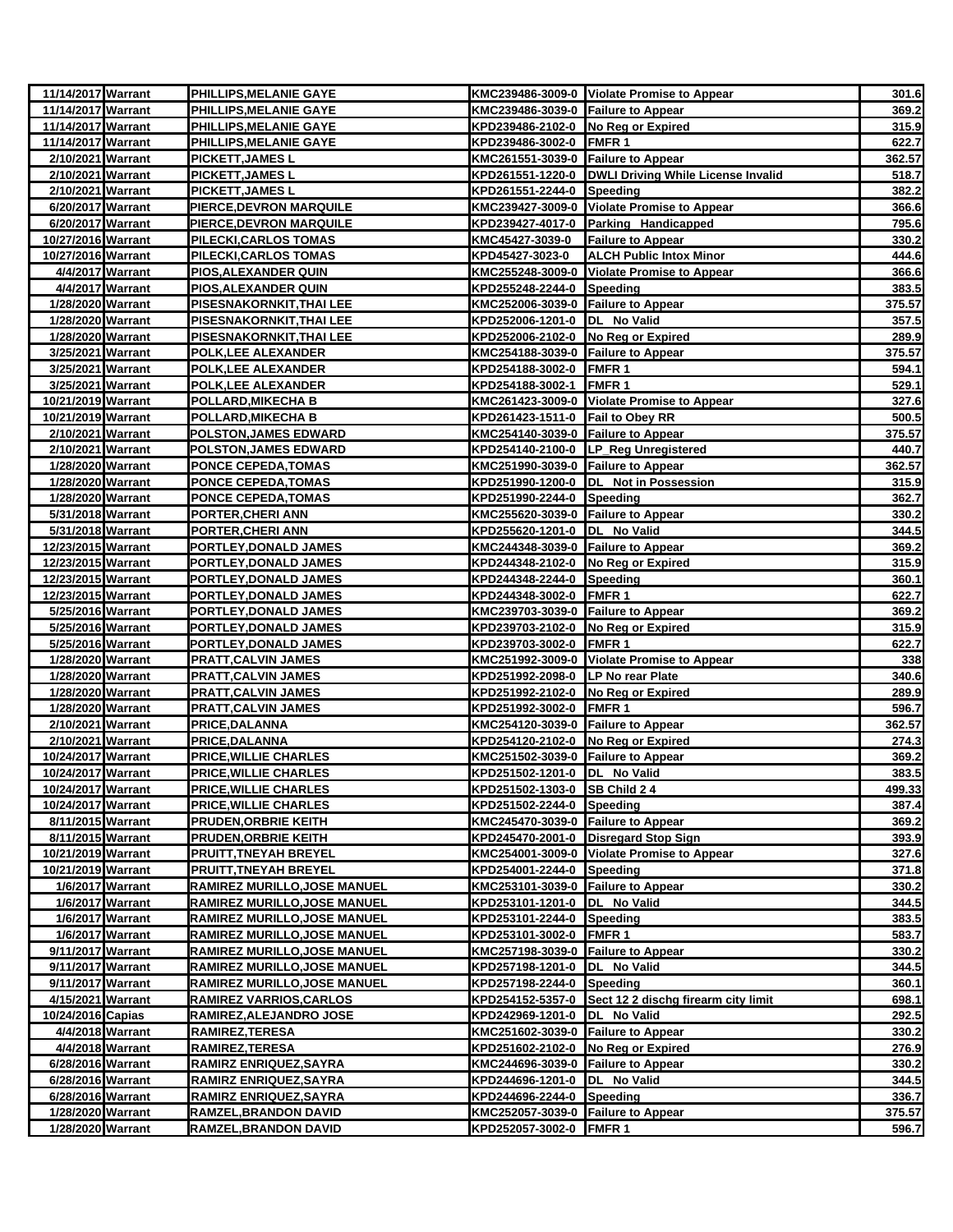| | | | | | |
|---|---|---|---|---|---|
| 11/14/2017 | Warrant | PHILLIPS,MELANIE GAYE | KMC239486-3009-0 | Violate Promise to Appear | 301.6 |
| 11/14/2017 | Warrant | PHILLIPS,MELANIE GAYE | KMC239486-3039-0 | Failure to Appear | 369.2 |
| 11/14/2017 | Warrant | PHILLIPS,MELANIE GAYE | KPD239486-2102-0 | No Reg or Expired | 315.9 |
| 11/14/2017 | Warrant | PHILLIPS,MELANIE GAYE | KPD239486-3002-0 | FMFR 1 | 622.7 |
| 2/10/2021 | Warrant | PICKETT,JAMES L | KMC261551-3039-0 | Failure to Appear | 362.57 |
| 2/10/2021 | Warrant | PICKETT,JAMES L | KPD261551-1220-0 | DWLI Driving While License Invalid | 518.7 |
| 2/10/2021 | Warrant | PICKETT,JAMES L | KPD261551-2244-0 | Speeding | 382.2 |
| 6/20/2017 | Warrant | PIERCE,DEVRON MARQUILE | KMC239427-3009-0 | Violate Promise to Appear | 366.6 |
| 6/20/2017 | Warrant | PIERCE,DEVRON MARQUILE | KPD239427-4017-0 | Parking Handicapped | 795.6 |
| 10/27/2016 | Warrant | PILECKI,CARLOS TOMAS | KMC45427-3039-0 | Failure to Appear | 330.2 |
| 10/27/2016 | Warrant | PILECKI,CARLOS TOMAS | KPD45427-3023-0 | ALCH Public Intox Minor | 444.6 |
| 4/4/2017 | Warrant | PIOS,ALEXANDER QUIN | KMC255248-3009-0 | Violate Promise to Appear | 366.6 |
| 4/4/2017 | Warrant | PIOS,ALEXANDER QUIN | KPD255248-2244-0 | Speeding | 383.5 |
| 1/28/2020 | Warrant | PISESNAKORNKIT,THAI LEE | KMC252006-3039-0 | Failure to Appear | 375.57 |
| 1/28/2020 | Warrant | PISESNAKORNKIT,THAI LEE | KPD252006-1201-0 | DL No Valid | 357.5 |
| 1/28/2020 | Warrant | PISESNAKORNKIT,THAI LEE | KPD252006-2102-0 | No Reg or Expired | 289.9 |
| 3/25/2021 | Warrant | POLK,LEE ALEXANDER | KMC254188-3039-0 | Failure to Appear | 375.57 |
| 3/25/2021 | Warrant | POLK,LEE ALEXANDER | KPD254188-3002-0 | FMFR 1 | 594.1 |
| 3/25/2021 | Warrant | POLK,LEE ALEXANDER | KPD254188-3002-1 | FMFR 1 | 529.1 |
| 10/21/2019 | Warrant | POLLARD,MIKECHA B | KMC261423-3009-0 | Violate Promise to Appear | 327.6 |
| 10/21/2019 | Warrant | POLLARD,MIKECHA B | KPD261423-1511-0 | Fail to Obey RR | 500.5 |
| 2/10/2021 | Warrant | POLSTON,JAMES EDWARD | KMC254140-3039-0 | Failure to Appear | 375.57 |
| 2/10/2021 | Warrant | POLSTON,JAMES EDWARD | KPD254140-2100-0 | LP_Reg Unregistered | 440.7 |
| 1/28/2020 | Warrant | PONCE CEPEDA,TOMAS | KMC251990-3039-0 | Failure to Appear | 362.57 |
| 1/28/2020 | Warrant | PONCE CEPEDA,TOMAS | KPD251990-1200-0 | DL Not in Possession | 315.9 |
| 1/28/2020 | Warrant | PONCE CEPEDA,TOMAS | KPD251990-2244-0 | Speeding | 362.7 |
| 5/31/2018 | Warrant | PORTER,CHERI ANN | KMC255620-3039-0 | Failure to Appear | 330.2 |
| 5/31/2018 | Warrant | PORTER,CHERI ANN | KPD255620-1201-0 | DL No Valid | 344.5 |
| 12/23/2015 | Warrant | PORTLEY,DONALD JAMES | KMC244348-3039-0 | Failure to Appear | 369.2 |
| 12/23/2015 | Warrant | PORTLEY,DONALD JAMES | KPD244348-2102-0 | No Reg or Expired | 315.9 |
| 12/23/2015 | Warrant | PORTLEY,DONALD JAMES | KPD244348-2244-0 | Speeding | 360.1 |
| 12/23/2015 | Warrant | PORTLEY,DONALD JAMES | KPD244348-3002-0 | FMFR 1 | 622.7 |
| 5/25/2016 | Warrant | PORTLEY,DONALD JAMES | KMC239703-3039-0 | Failure to Appear | 369.2 |
| 5/25/2016 | Warrant | PORTLEY,DONALD JAMES | KPD239703-2102-0 | No Reg or Expired | 315.9 |
| 5/25/2016 | Warrant | PORTLEY,DONALD JAMES | KPD239703-3002-0 | FMFR 1 | 622.7 |
| 1/28/2020 | Warrant | PRATT,CALVIN JAMES | KMC251992-3009-0 | Violate Promise to Appear | 338 |
| 1/28/2020 | Warrant | PRATT,CALVIN JAMES | KPD251992-2098-0 | LP No rear Plate | 340.6 |
| 1/28/2020 | Warrant | PRATT,CALVIN JAMES | KPD251992-2102-0 | No Reg or Expired | 289.9 |
| 1/28/2020 | Warrant | PRATT,CALVIN JAMES | KPD251992-3002-0 | FMFR 1 | 596.7 |
| 2/10/2021 | Warrant | PRICE,DALANNA | KMC254120-3039-0 | Failure to Appear | 362.57 |
| 2/10/2021 | Warrant | PRICE,DALANNA | KPD254120-2102-0 | No Reg or Expired | 274.3 |
| 10/24/2017 | Warrant | PRICE,WILLIE CHARLES | KMC251502-3039-0 | Failure to Appear | 369.2 |
| 10/24/2017 | Warrant | PRICE,WILLIE CHARLES | KPD251502-1201-0 | DL No Valid | 383.5 |
| 10/24/2017 | Warrant | PRICE,WILLIE CHARLES | KPD251502-1303-0 | SB Child 2 4 | 499.33 |
| 10/24/2017 | Warrant | PRICE,WILLIE CHARLES | KPD251502-2244-0 | Speeding | 387.4 |
| 8/11/2015 | Warrant | PRUDEN,ORBRIE KEITH | KMC245470-3039-0 | Failure to Appear | 369.2 |
| 8/11/2015 | Warrant | PRUDEN,ORBRIE KEITH | KPD245470-2001-0 | Disregard Stop Sign | 393.9 |
| 10/21/2019 | Warrant | PRUITT,TNEYAH BREYEL | KMC254001-3009-0 | Violate Promise to Appear | 327.6 |
| 10/21/2019 | Warrant | PRUITT,TNEYAH BREYEL | KPD254001-2244-0 | Speeding | 371.8 |
| 1/6/2017 | Warrant | RAMIREZ MURILLO,JOSE MANUEL | KMC253101-3039-0 | Failure to Appear | 330.2 |
| 1/6/2017 | Warrant | RAMIREZ MURILLO,JOSE MANUEL | KPD253101-1201-0 | DL No Valid | 344.5 |
| 1/6/2017 | Warrant | RAMIREZ MURILLO,JOSE MANUEL | KPD253101-2244-0 | Speeding | 383.5 |
| 1/6/2017 | Warrant | RAMIREZ MURILLO,JOSE MANUEL | KPD253101-3002-0 | FMFR 1 | 583.7 |
| 9/11/2017 | Warrant | RAMIREZ MURILLO,JOSE MANUEL | KMC257198-3039-0 | Failure to Appear | 330.2 |
| 9/11/2017 | Warrant | RAMIREZ MURILLO,JOSE MANUEL | KPD257198-1201-0 | DL No Valid | 344.5 |
| 9/11/2017 | Warrant | RAMIREZ MURILLO,JOSE MANUEL | KPD257198-2244-0 | Speeding | 360.1 |
| 4/15/2021 | Warrant | RAMIREZ VARRIOS,CARLOS | KPD254152-5357-0 | Sect 12 2 dischg firearm city limit | 698.1 |
| 10/24/2016 | Capias | RAMIREZ,ALEJANDRO JOSE | KPD242969-1201-0 | DL No Valid | 292.5 |
| 4/4/2018 | Warrant | RAMIREZ,TERESA | KMC251602-3039-0 | Failure to Appear | 330.2 |
| 4/4/2018 | Warrant | RAMIREZ,TERESA | KPD251602-2102-0 | No Reg or Expired | 276.9 |
| 6/28/2016 | Warrant | RAMIRZ ENRIQUEZ,SAYRA | KMC244696-3039-0 | Failure to Appear | 330.2 |
| 6/28/2016 | Warrant | RAMIRZ ENRIQUEZ,SAYRA | KPD244696-1201-0 | DL No Valid | 344.5 |
| 6/28/2016 | Warrant | RAMIRZ ENRIQUEZ,SAYRA | KPD244696-2244-0 | Speeding | 336.7 |
| 1/28/2020 | Warrant | RAMZEL,BRANDON DAVID | KMC252057-3039-0 | Failure to Appear | 375.57 |
| 1/28/2020 | Warrant | RAMZEL,BRANDON DAVID | KPD252057-3002-0 | FMFR 1 | 596.7 |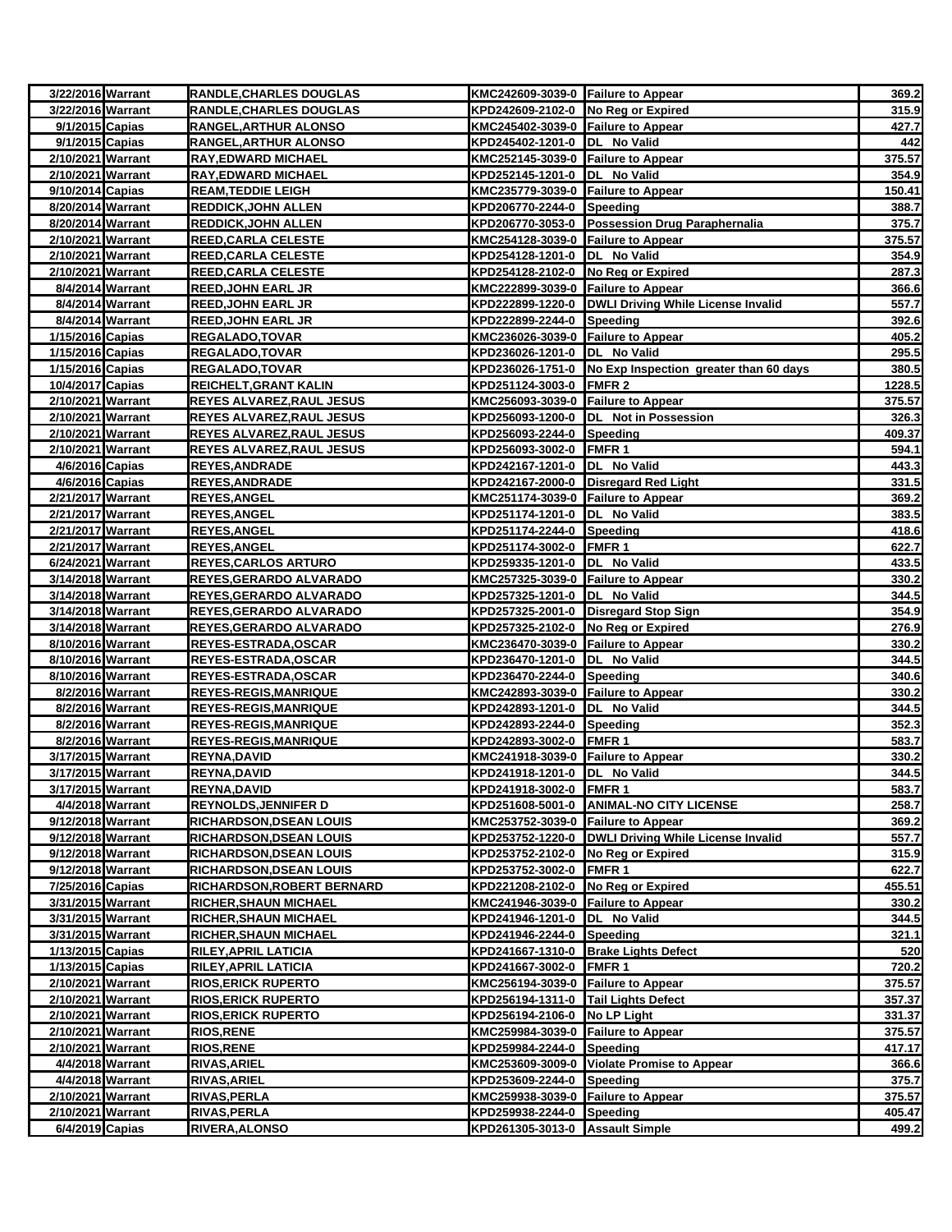| 3/22/2016 | Warrant | RANDLE,CHARLES DOUGLAS | KMC242609-3039-0 | Failure to Appear | 369.2 |
|---|---|---|---|---|---|
| 3/22/2016 | Warrant | RANDLE,CHARLES DOUGLAS | KPD242609-2102-0 | No Reg or Expired | 315.9 |
| 9/1/2015 | Capias | RANGEL,ARTHUR ALONSO | KMC245402-3039-0 | Failure to Appear | 427.7 |
| 9/1/2015 | Capias | RANGEL,ARTHUR ALONSO | KPD245402-1201-0 | DL No Valid | 442 |
| 2/10/2021 | Warrant | RAY,EDWARD MICHAEL | KMC252145-3039-0 | Failure to Appear | 375.57 |
| 2/10/2021 | Warrant | RAY,EDWARD MICHAEL | KPD252145-1201-0 | DL No Valid | 354.9 |
| 9/10/2014 | Capias | REAM,TEDDIE LEIGH | KMC235779-3039-0 | Failure to Appear | 150.41 |
| 8/20/2014 | Warrant | REDDICK,JOHN ALLEN | KPD206770-2244-0 | Speeding | 388.7 |
| 8/20/2014 | Warrant | REDDICK,JOHN ALLEN | KPD206770-3053-0 | Possession Drug Paraphernalia | 375.7 |
| 2/10/2021 | Warrant | REED,CARLA CELESTE | KMC254128-3039-0 | Failure to Appear | 375.57 |
| 2/10/2021 | Warrant | REED,CARLA CELESTE | KPD254128-1201-0 | DL No Valid | 354.9 |
| 2/10/2021 | Warrant | REED,CARLA CELESTE | KPD254128-2102-0 | No Reg or Expired | 287.3 |
| 8/4/2014 | Warrant | REED,JOHN EARL JR | KMC222899-3039-0 | Failure to Appear | 366.6 |
| 8/4/2014 | Warrant | REED,JOHN EARL JR | KPD222899-1220-0 | DWLI Driving While License Invalid | 557.7 |
| 8/4/2014 | Warrant | REED,JOHN EARL JR | KPD222899-2244-0 | Speeding | 392.6 |
| 1/15/2016 | Capias | REGALADO,TOVAR | KMC236026-3039-0 | Failure to Appear | 405.2 |
| 1/15/2016 | Capias | REGALADO,TOVAR | KPD236026-1201-0 | DL No Valid | 295.5 |
| 1/15/2016 | Capias | REGALADO,TOVAR | KPD236026-1751-0 | No Exp Inspection greater than 60 days | 380.5 |
| 10/4/2017 | Capias | REICHELT,GRANT KALIN | KPD251124-3003-0 | FMFR 2 | 1228.5 |
| 2/10/2021 | Warrant | REYES ALVAREZ,RAUL JESUS | KMC256093-3039-0 | Failure to Appear | 375.57 |
| 2/10/2021 | Warrant | REYES ALVAREZ,RAUL JESUS | KPD256093-1200-0 | DL Not in Possession | 326.3 |
| 2/10/2021 | Warrant | REYES ALVAREZ,RAUL JESUS | KPD256093-2244-0 | Speeding | 409.37 |
| 2/10/2021 | Warrant | REYES ALVAREZ,RAUL JESUS | KPD256093-3002-0 | FMFR 1 | 594.1 |
| 4/6/2016 | Capias | REYES,ANDRADE | KPD242167-1201-0 | DL No Valid | 443.3 |
| 4/6/2016 | Capias | REYES,ANDRADE | KPD242167-2000-0 | Disregard Red Light | 331.5 |
| 2/21/2017 | Warrant | REYES,ANGEL | KMC251174-3039-0 | Failure to Appear | 369.2 |
| 2/21/2017 | Warrant | REYES,ANGEL | KPD251174-1201-0 | DL No Valid | 383.5 |
| 2/21/2017 | Warrant | REYES,ANGEL | KPD251174-2244-0 | Speeding | 418.6 |
| 2/21/2017 | Warrant | REYES,ANGEL | KPD251174-3002-0 | FMFR 1 | 622.7 |
| 6/24/2021 | Warrant | REYES,CARLOS ARTURO | KPD259335-1201-0 | DL No Valid | 433.5 |
| 3/14/2018 | Warrant | REYES,GERARDO ALVARADO | KMC257325-3039-0 | Failure to Appear | 330.2 |
| 3/14/2018 | Warrant | REYES,GERARDO ALVARADO | KPD257325-1201-0 | DL No Valid | 344.5 |
| 3/14/2018 | Warrant | REYES,GERARDO ALVARADO | KPD257325-2001-0 | Disregard Stop Sign | 354.9 |
| 3/14/2018 | Warrant | REYES,GERARDO ALVARADO | KPD257325-2102-0 | No Reg or Expired | 276.9 |
| 8/10/2016 | Warrant | REYES-ESTRADA,OSCAR | KMC236470-3039-0 | Failure to Appear | 330.2 |
| 8/10/2016 | Warrant | REYES-ESTRADA,OSCAR | KPD236470-1201-0 | DL No Valid | 344.5 |
| 8/10/2016 | Warrant | REYES-ESTRADA,OSCAR | KPD236470-2244-0 | Speeding | 340.6 |
| 8/2/2016 | Warrant | REYES-REGIS,MANRIQUE | KMC242893-3039-0 | Failure to Appear | 330.2 |
| 8/2/2016 | Warrant | REYES-REGIS,MANRIQUE | KPD242893-1201-0 | DL No Valid | 344.5 |
| 8/2/2016 | Warrant | REYES-REGIS,MANRIQUE | KPD242893-2244-0 | Speeding | 352.3 |
| 8/2/2016 | Warrant | REYES-REGIS,MANRIQUE | KPD242893-3002-0 | FMFR 1 | 583.7 |
| 3/17/2015 | Warrant | REYNA,DAVID | KMC241918-3039-0 | Failure to Appear | 330.2 |
| 3/17/2015 | Warrant | REYNA,DAVID | KPD241918-1201-0 | DL No Valid | 344.5 |
| 3/17/2015 | Warrant | REYNA,DAVID | KPD241918-3002-0 | FMFR 1 | 583.7 |
| 4/4/2018 | Warrant | REYNOLDS,JENNIFER D | KPD251608-5001-0 | ANIMAL-NO CITY LICENSE | 258.7 |
| 9/12/2018 | Warrant | RICHARDSON,DSEAN LOUIS | KMC253752-3039-0 | Failure to Appear | 369.2 |
| 9/12/2018 | Warrant | RICHARDSON,DSEAN LOUIS | KPD253752-1220-0 | DWLI Driving While License Invalid | 557.7 |
| 9/12/2018 | Warrant | RICHARDSON,DSEAN LOUIS | KPD253752-2102-0 | No Reg or Expired | 315.9 |
| 9/12/2018 | Warrant | RICHARDSON,DSEAN LOUIS | KPD253752-3002-0 | FMFR 1 | 622.7 |
| 7/25/2016 | Capias | RICHARDSON,ROBERT BERNARD | KPD221208-2102-0 | No Reg or Expired | 455.51 |
| 3/31/2015 | Warrant | RICHER,SHAUN MICHAEL | KMC241946-3039-0 | Failure to Appear | 330.2 |
| 3/31/2015 | Warrant | RICHER,SHAUN MICHAEL | KPD241946-1201-0 | DL No Valid | 344.5 |
| 3/31/2015 | Warrant | RICHER,SHAUN MICHAEL | KPD241946-2244-0 | Speeding | 321.1 |
| 1/13/2015 | Capias | RILEY,APRIL LATICIA | KPD241667-1310-0 | Brake Lights Defect | 520 |
| 1/13/2015 | Capias | RILEY,APRIL LATICIA | KPD241667-3002-0 | FMFR 1 | 720.2 |
| 2/10/2021 | Warrant | RIOS,ERICK RUPERTO | KMC256194-3039-0 | Failure to Appear | 375.57 |
| 2/10/2021 | Warrant | RIOS,ERICK RUPERTO | KPD256194-1311-0 | Tail Lights Defect | 357.37 |
| 2/10/2021 | Warrant | RIOS,ERICK RUPERTO | KPD256194-2106-0 | No LP Light | 331.37 |
| 2/10/2021 | Warrant | RIOS,RENE | KMC259984-3039-0 | Failure to Appear | 375.57 |
| 2/10/2021 | Warrant | RIOS,RENE | KPD259984-2244-0 | Speeding | 417.17 |
| 4/4/2018 | Warrant | RIVAS,ARIEL | KMC253609-3009-0 | Violate Promise to Appear | 366.6 |
| 4/4/2018 | Warrant | RIVAS,ARIEL | KPD253609-2244-0 | Speeding | 375.7 |
| 2/10/2021 | Warrant | RIVAS,PERLA | KMC259938-3039-0 | Failure to Appear | 375.57 |
| 2/10/2021 | Warrant | RIVAS,PERLA | KPD259938-2244-0 | Speeding | 405.47 |
| 6/4/2019 | Capias | RIVERA,ALONSO | KPD261305-3013-0 | Assault Simple | 499.2 |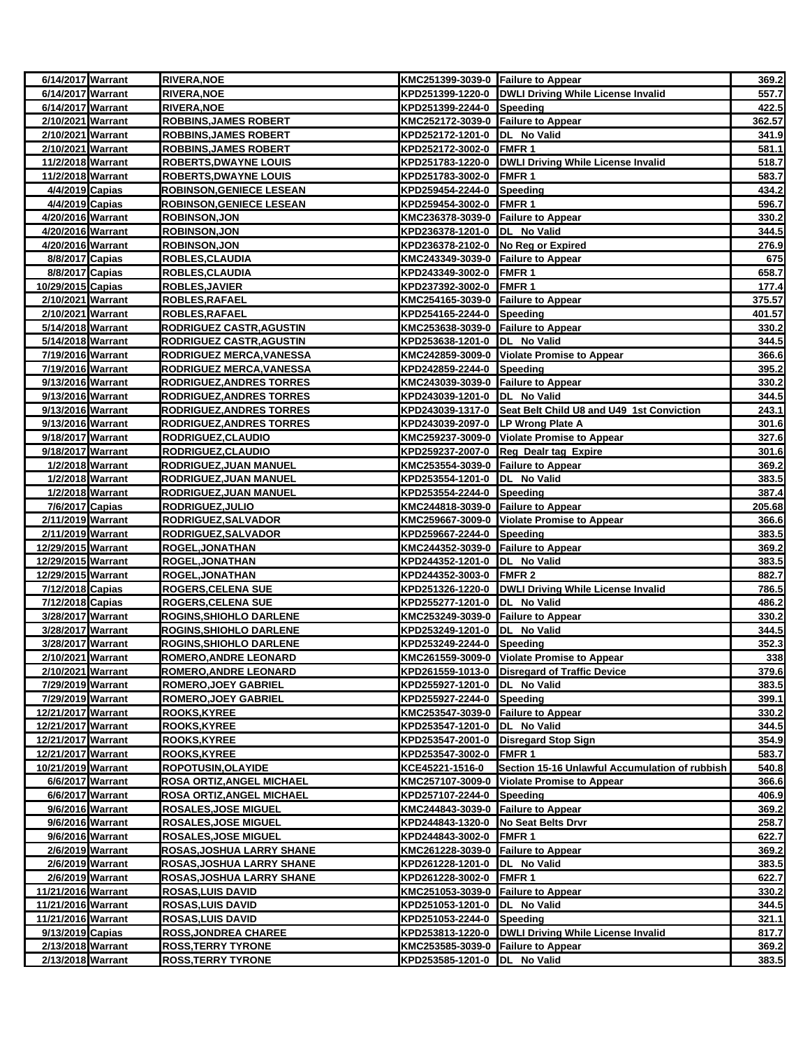| | | | | | |
|---|---|---|---|---|---|
| 6/14/2017 | Warrant | RIVERA,NOE | KMC251399-3039-0 | Failure to Appear | 369.2 |
| 6/14/2017 | Warrant | RIVERA,NOE | KPD251399-1220-0 | DWLI Driving While License Invalid | 557.7 |
| 6/14/2017 | Warrant | RIVERA,NOE | KPD251399-2244-0 | Speeding | 422.5 |
| 2/10/2021 | Warrant | ROBBINS,JAMES ROBERT | KMC252172-3039-0 | Failure to Appear | 362.57 |
| 2/10/2021 | Warrant | ROBBINS,JAMES ROBERT | KPD252172-1201-0 | DL No Valid | 341.9 |
| 2/10/2021 | Warrant | ROBBINS,JAMES ROBERT | KPD252172-3002-0 | FMFR 1 | 581.1 |
| 11/2/2018 | Warrant | ROBERTS,DWAYNE LOUIS | KPD251783-1220-0 | DWLI Driving While License Invalid | 518.7 |
| 11/2/2018 | Warrant | ROBERTS,DWAYNE LOUIS | KPD251783-3002-0 | FMFR 1 | 583.7 |
| 4/4/2019 | Capias | ROBINSON,GENIECE LESEAN | KPD259454-2244-0 | Speeding | 434.2 |
| 4/4/2019 | Capias | ROBINSON,GENIECE LESEAN | KPD259454-3002-0 | FMFR 1 | 596.7 |
| 4/20/2016 | Warrant | ROBINSON,JON | KMC236378-3039-0 | Failure to Appear | 330.2 |
| 4/20/2016 | Warrant | ROBINSON,JON | KPD236378-1201-0 | DL No Valid | 344.5 |
| 4/20/2016 | Warrant | ROBINSON,JON | KPD236378-2102-0 | No Reg or Expired | 276.9 |
| 8/8/2017 | Capias | ROBLES,CLAUDIA | KMC243349-3039-0 | Failure to Appear | 675 |
| 8/8/2017 | Capias | ROBLES,CLAUDIA | KPD243349-3002-0 | FMFR 1 | 658.7 |
| 10/29/2015 | Capias | ROBLES,JAVIER | KPD237392-3002-0 | FMFR 1 | 177.4 |
| 2/10/2021 | Warrant | ROBLES,RAFAEL | KMC254165-3039-0 | Failure to Appear | 375.57 |
| 2/10/2021 | Warrant | ROBLES,RAFAEL | KPD254165-2244-0 | Speeding | 401.57 |
| 5/14/2018 | Warrant | RODRIGUEZ CASTR,AGUSTIN | KMC253638-3039-0 | Failure to Appear | 330.2 |
| 5/14/2018 | Warrant | RODRIGUEZ CASTR,AGUSTIN | KPD253638-1201-0 | DL No Valid | 344.5 |
| 7/19/2016 | Warrant | RODRIGUEZ MERCA,VANESSA | KMC242859-3009-0 | Violate Promise to Appear | 366.6 |
| 7/19/2016 | Warrant | RODRIGUEZ MERCA,VANESSA | KPD242859-2244-0 | Speeding | 395.2 |
| 9/13/2016 | Warrant | RODRIGUEZ,ANDRES TORRES | KMC243039-3039-0 | Failure to Appear | 330.2 |
| 9/13/2016 | Warrant | RODRIGUEZ,ANDRES TORRES | KPD243039-1201-0 | DL No Valid | 344.5 |
| 9/13/2016 | Warrant | RODRIGUEZ,ANDRES TORRES | KPD243039-1317-0 | Seat Belt Child U8 and U49 1st Conviction | 243.1 |
| 9/13/2016 | Warrant | RODRIGUEZ,ANDRES TORRES | KPD243039-2097-0 | LP Wrong Plate A | 301.6 |
| 9/18/2017 | Warrant | RODRIGUEZ,CLAUDIO | KMC259237-3009-0 | Violate Promise to Appear | 327.6 |
| 9/18/2017 | Warrant | RODRIGUEZ,CLAUDIO | KPD259237-2007-0 | Reg Dealr tag Expire | 301.6 |
| 1/2/2018 | Warrant | RODRIGUEZ,JUAN MANUEL | KMC253554-3039-0 | Failure to Appear | 369.2 |
| 1/2/2018 | Warrant | RODRIGUEZ,JUAN MANUEL | KPD253554-1201-0 | DL No Valid | 383.5 |
| 1/2/2018 | Warrant | RODRIGUEZ,JUAN MANUEL | KPD253554-2244-0 | Speeding | 387.4 |
| 7/6/2017 | Capias | RODRIGUEZ,JULIO | KMC244818-3039-0 | Failure to Appear | 205.68 |
| 2/11/2019 | Warrant | RODRIGUEZ,SALVADOR | KMC259667-3009-0 | Violate Promise to Appear | 366.6 |
| 2/11/2019 | Warrant | RODRIGUEZ,SALVADOR | KPD259667-2244-0 | Speeding | 383.5 |
| 12/29/2015 | Warrant | ROGEL,JONATHAN | KMC244352-3039-0 | Failure to Appear | 369.2 |
| 12/29/2015 | Warrant | ROGEL,JONATHAN | KPD244352-1201-0 | DL No Valid | 383.5 |
| 12/29/2015 | Warrant | ROGEL,JONATHAN | KPD244352-3003-0 | FMFR 2 | 882.7 |
| 7/12/2018 | Capias | ROGERS,CELENA SUE | KPD251326-1220-0 | DWLI Driving While License Invalid | 786.5 |
| 7/12/2018 | Capias | ROGERS,CELENA SUE | KPD255277-1201-0 | DL No Valid | 486.2 |
| 3/28/2017 | Warrant | ROGINS,SHIOHLO DARLENE | KMC253249-3039-0 | Failure to Appear | 330.2 |
| 3/28/2017 | Warrant | ROGINS,SHIOHLO DARLENE | KPD253249-1201-0 | DL No Valid | 344.5 |
| 3/28/2017 | Warrant | ROGINS,SHIOHLO DARLENE | KPD253249-2244-0 | Speeding | 352.3 |
| 2/10/2021 | Warrant | ROMERO,ANDRE LEONARD | KMC261559-3009-0 | Violate Promise to Appear | 338 |
| 2/10/2021 | Warrant | ROMERO,ANDRE LEONARD | KPD261559-1013-0 | Disregard of Traffic Device | 379.6 |
| 7/29/2019 | Warrant | ROMERO,JOEY GABRIEL | KPD255927-1201-0 | DL No Valid | 383.5 |
| 7/29/2019 | Warrant | ROMERO,JOEY GABRIEL | KPD255927-2244-0 | Speeding | 399.1 |
| 12/21/2017 | Warrant | ROOKS,KYREE | KMC253547-3039-0 | Failure to Appear | 330.2 |
| 12/21/2017 | Warrant | ROOKS,KYREE | KPD253547-1201-0 | DL No Valid | 344.5 |
| 12/21/2017 | Warrant | ROOKS,KYREE | KPD253547-2001-0 | Disregard Stop Sign | 354.9 |
| 12/21/2017 | Warrant | ROOKS,KYREE | KPD253547-3002-0 | FMFR 1 | 583.7 |
| 10/21/2019 | Warrant | ROPOTUSIN,OLAYIDE | KCE45221-1516-0 | Section 15-16 Unlawful Accumulation of rubbish | 540.8 |
| 6/6/2017 | Warrant | ROSA ORTIZ,ANGEL MICHAEL | KMC257107-3009-0 | Violate Promise to Appear | 366.6 |
| 6/6/2017 | Warrant | ROSA ORTIZ,ANGEL MICHAEL | KPD257107-2244-0 | Speeding | 406.9 |
| 9/6/2016 | Warrant | ROSALES,JOSE MIGUEL | KMC244843-3039-0 | Failure to Appear | 369.2 |
| 9/6/2016 | Warrant | ROSALES,JOSE MIGUEL | KPD244843-1320-0 | No Seat Belts Drvr | 258.7 |
| 9/6/2016 | Warrant | ROSALES,JOSE MIGUEL | KPD244843-3002-0 | FMFR 1 | 622.7 |
| 2/6/2019 | Warrant | ROSAS,JOSHUA LARRY SHANE | KMC261228-3039-0 | Failure to Appear | 369.2 |
| 2/6/2019 | Warrant | ROSAS,JOSHUA LARRY SHANE | KPD261228-1201-0 | DL No Valid | 383.5 |
| 2/6/2019 | Warrant | ROSAS,JOSHUA LARRY SHANE | KPD261228-3002-0 | FMFR 1 | 622.7 |
| 11/21/2016 | Warrant | ROSAS,LUIS DAVID | KMC251053-3039-0 | Failure to Appear | 330.2 |
| 11/21/2016 | Warrant | ROSAS,LUIS DAVID | KPD251053-1201-0 | DL No Valid | 344.5 |
| 11/21/2016 | Warrant | ROSAS,LUIS DAVID | KPD251053-2244-0 | Speeding | 321.1 |
| 9/13/2019 | Capias | ROSS,JONDREA CHAREE | KPD253813-1220-0 | DWLI Driving While License Invalid | 817.7 |
| 2/13/2018 | Warrant | ROSS,TERRY TYRONE | KMC253585-3039-0 | Failure to Appear | 369.2 |
| 2/13/2018 | Warrant | ROSS,TERRY TYRONE | KPD253585-1201-0 | DL No Valid | 383.5 |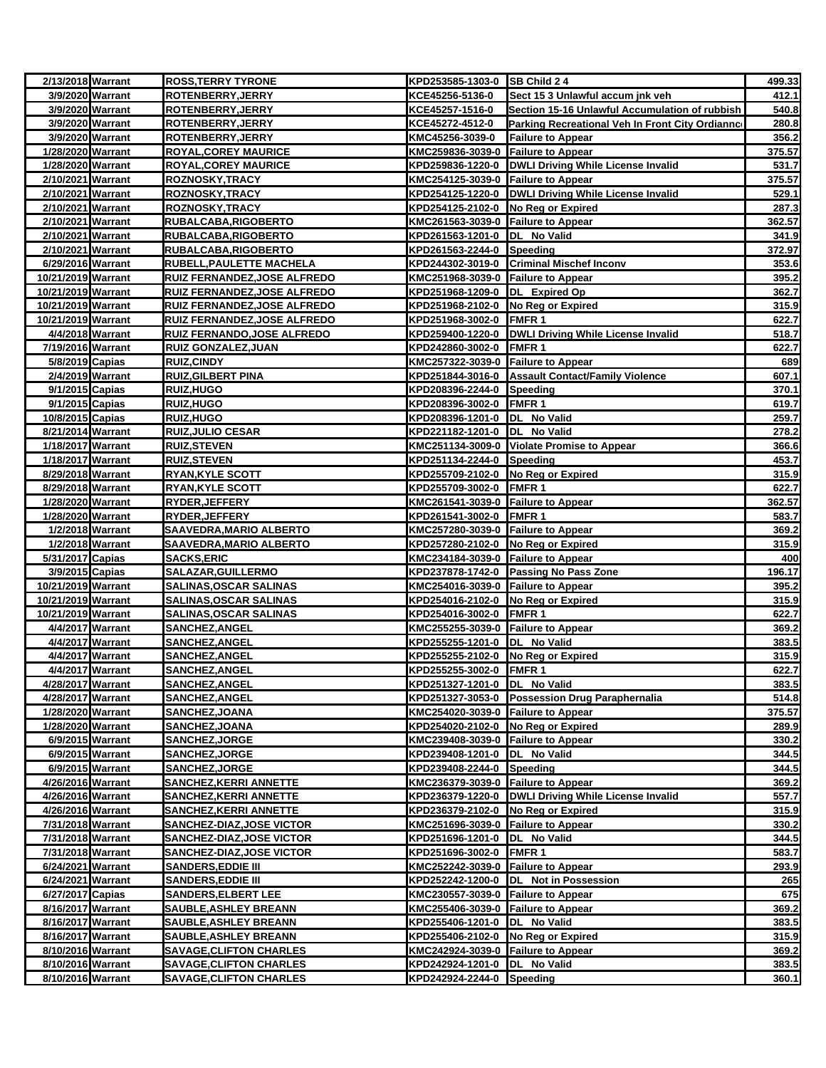| | | | | | |
|---|---|---|---|---|---|
| 2/13/2018 | Warrant | ROSS,TERRY TYRONE | KPD253585-1303-0 | SB Child 2 4 | 499.33 |
| 3/9/2020 | Warrant | ROTENBERRY,JERRY | KCE45256-5136-0 | Sect 15 3 Unlawful accum jnk veh | 412.1 |
| 3/9/2020 | Warrant | ROTENBERRY,JERRY | KCE45257-1516-0 | Section 15-16 Unlawful Accumulation of rubbish | 540.8 |
| 3/9/2020 | Warrant | ROTENBERRY,JERRY | KCE45272-4512-0 | Parking Recreational Veh In Front City Ordiannc | 280.8 |
| 3/9/2020 | Warrant | ROTENBERRY,JERRY | KMC45256-3039-0 | Failure to Appear | 356.2 |
| 1/28/2020 | Warrant | ROYAL,COREY MAURICE | KMC259836-3039-0 | Failure to Appear | 375.57 |
| 1/28/2020 | Warrant | ROYAL,COREY MAURICE | KPD259836-1220-0 | DWLI Driving While License Invalid | 531.7 |
| 2/10/2021 | Warrant | ROZNOSKY,TRACY | KMC254125-3039-0 | Failure to Appear | 375.57 |
| 2/10/2021 | Warrant | ROZNOSKY,TRACY | KPD254125-1220-0 | DWLI Driving While License Invalid | 529.1 |
| 2/10/2021 | Warrant | ROZNOSKY,TRACY | KPD254125-2102-0 | No Reg or Expired | 287.3 |
| 2/10/2021 | Warrant | RUBALCABA,RIGOBERTO | KMC261563-3039-0 | Failure to Appear | 362.57 |
| 2/10/2021 | Warrant | RUBALCABA,RIGOBERTO | KPD261563-1201-0 | DL No Valid | 341.9 |
| 2/10/2021 | Warrant | RUBALCABA,RIGOBERTO | KPD261563-2244-0 | Speeding | 372.97 |
| 6/29/2016 | Warrant | RUBELL,PAULETTE MACHELA | KPD244302-3019-0 | Criminal Mischef Inconv | 353.6 |
| 10/21/2019 | Warrant | RUIZ FERNANDEZ,JOSE ALFREDO | KMC251968-3039-0 | Failure to Appear | 395.2 |
| 10/21/2019 | Warrant | RUIZ FERNANDEZ,JOSE ALFREDO | KPD251968-1209-0 | DL Expired Op | 362.7 |
| 10/21/2019 | Warrant | RUIZ FERNANDEZ,JOSE ALFREDO | KPD251968-2102-0 | No Reg or Expired | 315.9 |
| 10/21/2019 | Warrant | RUIZ FERNANDEZ,JOSE ALFREDO | KPD251968-3002-0 | FMFR 1 | 622.7 |
| 4/4/2018 | Warrant | RUIZ FERNANDO,JOSE ALFREDO | KPD259400-1220-0 | DWLI Driving While License Invalid | 518.7 |
| 7/19/2016 | Warrant | RUIZ GONZALEZ,JUAN | KPD242860-3002-0 | FMFR 1 | 622.7 |
| 5/8/2019 | Capias | RUIZ,CINDY | KMC257322-3039-0 | Failure to Appear | 689 |
| 2/4/2019 | Warrant | RUIZ,GILBERT PINA | KPD251844-3016-0 | Assault Contact/Family Violence | 607.1 |
| 9/1/2015 | Capias | RUIZ,HUGO | KPD208396-2244-0 | Speeding | 370.1 |
| 9/1/2015 | Capias | RUIZ,HUGO | KPD208396-3002-0 | FMFR 1 | 619.7 |
| 10/8/2015 | Capias | RUIZ,HUGO | KPD208396-1201-0 | DL No Valid | 259.7 |
| 8/21/2014 | Warrant | RUIZ,JULIO CESAR | KPD221182-1201-0 | DL No Valid | 278.2 |
| 1/18/2017 | Warrant | RUIZ,STEVEN | KMC251134-3009-0 | Violate Promise to Appear | 366.6 |
| 1/18/2017 | Warrant | RUIZ,STEVEN | KPD251134-2244-0 | Speeding | 453.7 |
| 8/29/2018 | Warrant | RYAN,KYLE SCOTT | KPD255709-2102-0 | No Reg or Expired | 315.9 |
| 8/29/2018 | Warrant | RYAN,KYLE SCOTT | KPD255709-3002-0 | FMFR 1 | 622.7 |
| 1/28/2020 | Warrant | RYDER,JEFFERY | KMC261541-3039-0 | Failure to Appear | 362.57 |
| 1/28/2020 | Warrant | RYDER,JEFFERY | KPD261541-3002-0 | FMFR 1 | 583.7 |
| 1/2/2018 | Warrant | SAAVEDRA,MARIO ALBERTO | KMC257280-3039-0 | Failure to Appear | 369.2 |
| 1/2/2018 | Warrant | SAAVEDRA,MARIO ALBERTO | KPD257280-2102-0 | No Reg or Expired | 315.9 |
| 5/31/2017 | Capias | SACKS,ERIC | KMC234184-3039-0 | Failure to Appear | 400 |
| 3/9/2015 | Capias | SALAZAR,GUILLERMO | KPD237878-1742-0 | Passing No Pass Zone | 196.17 |
| 10/21/2019 | Warrant | SALINAS,OSCAR SALINAS | KMC254016-3039-0 | Failure to Appear | 395.2 |
| 10/21/2019 | Warrant | SALINAS,OSCAR SALINAS | KPD254016-2102-0 | No Reg or Expired | 315.9 |
| 10/21/2019 | Warrant | SALINAS,OSCAR SALINAS | KPD254016-3002-0 | FMFR 1 | 622.7 |
| 4/4/2017 | Warrant | SANCHEZ,ANGEL | KMC255255-3039-0 | Failure to Appear | 369.2 |
| 4/4/2017 | Warrant | SANCHEZ,ANGEL | KPD255255-1201-0 | DL No Valid | 383.5 |
| 4/4/2017 | Warrant | SANCHEZ,ANGEL | KPD255255-2102-0 | No Reg or Expired | 315.9 |
| 4/4/2017 | Warrant | SANCHEZ,ANGEL | KPD255255-3002-0 | FMFR 1 | 622.7 |
| 4/28/2017 | Warrant | SANCHEZ,ANGEL | KPD251327-1201-0 | DL No Valid | 383.5 |
| 4/28/2017 | Warrant | SANCHEZ,ANGEL | KPD251327-3053-0 | Possession Drug Paraphernalia | 514.8 |
| 1/28/2020 | Warrant | SANCHEZ,JOANA | KMC254020-3039-0 | Failure to Appear | 375.57 |
| 1/28/2020 | Warrant | SANCHEZ,JOANA | KPD254020-2102-0 | No Reg or Expired | 289.9 |
| 6/9/2015 | Warrant | SANCHEZ,JORGE | KMC239408-3039-0 | Failure to Appear | 330.2 |
| 6/9/2015 | Warrant | SANCHEZ,JORGE | KPD239408-1201-0 | DL No Valid | 344.5 |
| 6/9/2015 | Warrant | SANCHEZ,JORGE | KPD239408-2244-0 | Speeding | 344.5 |
| 4/26/2016 | Warrant | SANCHEZ,KERRI ANNETTE | KMC236379-3039-0 | Failure to Appear | 369.2 |
| 4/26/2016 | Warrant | SANCHEZ,KERRI ANNETTE | KPD236379-1220-0 | DWLI Driving While License Invalid | 557.7 |
| 4/26/2016 | Warrant | SANCHEZ,KERRI ANNETTE | KPD236379-2102-0 | No Reg or Expired | 315.9 |
| 7/31/2018 | Warrant | SANCHEZ-DIAZ,JOSE VICTOR | KMC251696-3039-0 | Failure to Appear | 330.2 |
| 7/31/2018 | Warrant | SANCHEZ-DIAZ,JOSE VICTOR | KPD251696-1201-0 | DL No Valid | 344.5 |
| 7/31/2018 | Warrant | SANCHEZ-DIAZ,JOSE VICTOR | KPD251696-3002-0 | FMFR 1 | 583.7 |
| 6/24/2021 | Warrant | SANDERS,EDDIE III | KMC252242-3039-0 | Failure to Appear | 293.9 |
| 6/24/2021 | Warrant | SANDERS,EDDIE III | KPD252242-1200-0 | DL Not in Possession | 265 |
| 6/27/2017 | Capias | SANDERS,ELBERT LEE | KMC230557-3039-0 | Failure to Appear | 675 |
| 8/16/2017 | Warrant | SAUBLE,ASHLEY BREANN | KMC255406-3039-0 | Failure to Appear | 369.2 |
| 8/16/2017 | Warrant | SAUBLE,ASHLEY BREANN | KPD255406-1201-0 | DL No Valid | 383.5 |
| 8/16/2017 | Warrant | SAUBLE,ASHLEY BREANN | KPD255406-2102-0 | No Reg or Expired | 315.9 |
| 8/10/2016 | Warrant | SAVAGE,CLIFTON CHARLES | KMC242924-3039-0 | Failure to Appear | 369.2 |
| 8/10/2016 | Warrant | SAVAGE,CLIFTON CHARLES | KPD242924-1201-0 | DL No Valid | 383.5 |
| 8/10/2016 | Warrant | SAVAGE,CLIFTON CHARLES | KPD242924-2244-0 | Speeding | 360.1 |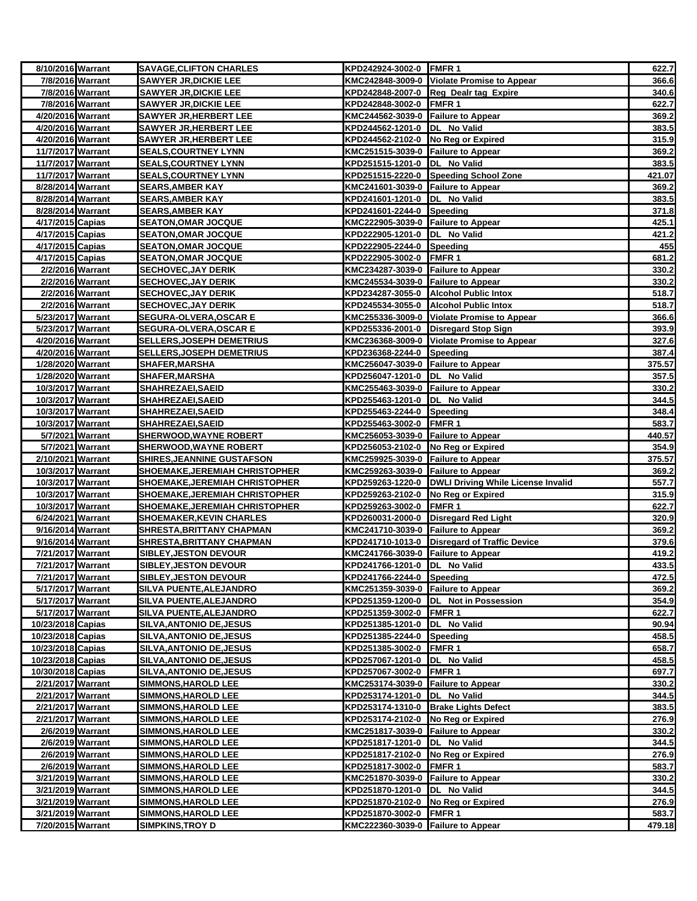| | | | | | |
|---|---|---|---|---|---|
| 8/10/2016 | Warrant | SAVAGE,CLIFTON CHARLES | KPD242924-3002-0 | FMFR 1 | 622.7 |
| 7/8/2016 | Warrant | SAWYER JR,DICKIE LEE | KMC242848-3009-0 | Violate Promise to Appear | 366.6 |
| 7/8/2016 | Warrant | SAWYER JR,DICKIE LEE | KPD242848-2007-0 | Reg Dealr tag Expire | 340.6 |
| 7/8/2016 | Warrant | SAWYER JR,DICKIE LEE | KPD242848-3002-0 | FMFR 1 | 622.7 |
| 4/20/2016 | Warrant | SAWYER JR,HERBERT LEE | KMC244562-3039-0 | Failure to Appear | 369.2 |
| 4/20/2016 | Warrant | SAWYER JR,HERBERT LEE | KPD244562-1201-0 | DL No Valid | 383.5 |
| 4/20/2016 | Warrant | SAWYER JR,HERBERT LEE | KPD244562-2102-0 | No Reg or Expired | 315.9 |
| 11/7/2017 | Warrant | SEALS,COURTNEY LYNN | KMC251515-3039-0 | Failure to Appear | 369.2 |
| 11/7/2017 | Warrant | SEALS,COURTNEY LYNN | KPD251515-1201-0 | DL No Valid | 383.5 |
| 11/7/2017 | Warrant | SEALS,COURTNEY LYNN | KPD251515-2220-0 | Speeding School Zone | 421.07 |
| 8/28/2014 | Warrant | SEARS,AMBER KAY | KMC241601-3039-0 | Failure to Appear | 369.2 |
| 8/28/2014 | Warrant | SEARS,AMBER KAY | KPD241601-1201-0 | DL No Valid | 383.5 |
| 8/28/2014 | Warrant | SEARS,AMBER KAY | KPD241601-2244-0 | Speeding | 371.8 |
| 4/17/2015 | Capias | SEATON,OMAR JOCQUE | KMC222905-3039-0 | Failure to Appear | 425.1 |
| 4/17/2015 | Capias | SEATON,OMAR JOCQUE | KPD222905-1201-0 | DL No Valid | 421.2 |
| 4/17/2015 | Capias | SEATON,OMAR JOCQUE | KPD222905-2244-0 | Speeding | 455 |
| 4/17/2015 | Capias | SEATON,OMAR JOCQUE | KPD222905-3002-0 | FMFR 1 | 681.2 |
| 2/2/2016 | Warrant | SECHOVEC,JAY DERIK | KMC234287-3039-0 | Failure to Appear | 330.2 |
| 2/2/2016 | Warrant | SECHOVEC,JAY DERIK | KMC245534-3039-0 | Failure to Appear | 330.2 |
| 2/2/2016 | Warrant | SECHOVEC,JAY DERIK | KPD234287-3055-0 | Alcohol Public Intox | 518.7 |
| 2/2/2016 | Warrant | SECHOVEC,JAY DERIK | KPD245534-3055-0 | Alcohol Public Intox | 518.7 |
| 5/23/2017 | Warrant | SEGURA-OLVERA,OSCAR E | KMC255336-3009-0 | Violate Promise to Appear | 366.6 |
| 5/23/2017 | Warrant | SEGURA-OLVERA,OSCAR E | KPD255336-2001-0 | Disregard Stop Sign | 393.9 |
| 4/20/2016 | Warrant | SELLERS,JOSEPH DEMETRIUS | KMC236368-3009-0 | Violate Promise to Appear | 327.6 |
| 4/20/2016 | Warrant | SELLERS,JOSEPH DEMETRIUS | KPD236368-2244-0 | Speeding | 387.4 |
| 1/28/2020 | Warrant | SHAFER,MARSHA | KMC256047-3039-0 | Failure to Appear | 375.57 |
| 1/28/2020 | Warrant | SHAFER,MARSHA | KPD256047-1201-0 | DL No Valid | 357.5 |
| 10/3/2017 | Warrant | SHAHREZAEI,SAEID | KMC255463-3039-0 | Failure to Appear | 330.2 |
| 10/3/2017 | Warrant | SHAHREZAEI,SAEID | KPD255463-1201-0 | DL No Valid | 344.5 |
| 10/3/2017 | Warrant | SHAHREZAEI,SAEID | KPD255463-2244-0 | Speeding | 348.4 |
| 10/3/2017 | Warrant | SHAHREZAEI,SAEID | KPD255463-3002-0 | FMFR 1 | 583.7 |
| 5/7/2021 | Warrant | SHERWOOD,WAYNE ROBERT | KMC256053-3039-0 | Failure to Appear | 440.57 |
| 5/7/2021 | Warrant | SHERWOOD,WAYNE ROBERT | KPD256053-2102-0 | No Reg or Expired | 354.9 |
| 2/10/2021 | Warrant | SHIRES,JEANNINE GUSTAFSON | KMC259925-3039-0 | Failure to Appear | 375.57 |
| 10/3/2017 | Warrant | SHOEMAKE,JEREMIAH CHRISTOPHER | KMC259263-3039-0 | Failure to Appear | 369.2 |
| 10/3/2017 | Warrant | SHOEMAKE,JEREMIAH CHRISTOPHER | KPD259263-1220-0 | DWLI Driving While License Invalid | 557.7 |
| 10/3/2017 | Warrant | SHOEMAKE,JEREMIAH CHRISTOPHER | KPD259263-2102-0 | No Reg or Expired | 315.9 |
| 10/3/2017 | Warrant | SHOEMAKE,JEREMIAH CHRISTOPHER | KPD259263-3002-0 | FMFR 1 | 622.7 |
| 6/24/2021 | Warrant | SHOEMAKER,KEVIN CHARLES | KPD260031-2000-0 | Disregard Red Light | 320.9 |
| 9/16/2014 | Warrant | SHRESTA,BRITTANY CHAPMAN | KMC241710-3039-0 | Failure to Appear | 369.2 |
| 9/16/2014 | Warrant | SHRESTA,BRITTANY CHAPMAN | KPD241710-1013-0 | Disregard of Traffic Device | 379.6 |
| 7/21/2017 | Warrant | SIBLEY,JESTON DEVOUR | KMC241766-3039-0 | Failure to Appear | 419.2 |
| 7/21/2017 | Warrant | SIBLEY,JESTON DEVOUR | KPD241766-1201-0 | DL No Valid | 433.5 |
| 7/21/2017 | Warrant | SIBLEY,JESTON DEVOUR | KPD241766-2244-0 | Speeding | 472.5 |
| 5/17/2017 | Warrant | SILVA PUENTE,ALEJANDRO | KMC251359-3039-0 | Failure to Appear | 369.2 |
| 5/17/2017 | Warrant | SILVA PUENTE,ALEJANDRO | KPD251359-1200-0 | DL Not in Possession | 354.9 |
| 5/17/2017 | Warrant | SILVA PUENTE,ALEJANDRO | KPD251359-3002-0 | FMFR 1 | 622.7 |
| 10/23/2018 | Capias | SILVA,ANTONIO DE,JESUS | KPD251385-1201-0 | DL No Valid | 90.94 |
| 10/23/2018 | Capias | SILVA,ANTONIO DE,JESUS | KPD251385-2244-0 | Speeding | 458.5 |
| 10/23/2018 | Capias | SILVA,ANTONIO DE,JESUS | KPD251385-3002-0 | FMFR 1 | 658.7 |
| 10/23/2018 | Capias | SILVA,ANTONIO DE,JESUS | KPD257067-1201-0 | DL No Valid | 458.5 |
| 10/30/2018 | Capias | SILVA,ANTONIO DE,JESUS | KPD257067-3002-0 | FMFR 1 | 697.7 |
| 2/21/2017 | Warrant | SIMMONS,HAROLD LEE | KMC253174-3039-0 | Failure to Appear | 330.2 |
| 2/21/2017 | Warrant | SIMMONS,HAROLD LEE | KPD253174-1201-0 | DL No Valid | 344.5 |
| 2/21/2017 | Warrant | SIMMONS,HAROLD LEE | KPD253174-1310-0 | Brake Lights Defect | 383.5 |
| 2/21/2017 | Warrant | SIMMONS,HAROLD LEE | KPD253174-2102-0 | No Reg or Expired | 276.9 |
| 2/6/2019 | Warrant | SIMMONS,HAROLD LEE | KMC251817-3039-0 | Failure to Appear | 330.2 |
| 2/6/2019 | Warrant | SIMMONS,HAROLD LEE | KPD251817-1201-0 | DL No Valid | 344.5 |
| 2/6/2019 | Warrant | SIMMONS,HAROLD LEE | KPD251817-2102-0 | No Reg or Expired | 276.9 |
| 2/6/2019 | Warrant | SIMMONS,HAROLD LEE | KPD251817-3002-0 | FMFR 1 | 583.7 |
| 3/21/2019 | Warrant | SIMMONS,HAROLD LEE | KMC251870-3039-0 | Failure to Appear | 330.2 |
| 3/21/2019 | Warrant | SIMMONS,HAROLD LEE | KPD251870-1201-0 | DL No Valid | 344.5 |
| 3/21/2019 | Warrant | SIMMONS,HAROLD LEE | KPD251870-2102-0 | No Reg or Expired | 276.9 |
| 3/21/2019 | Warrant | SIMMONS,HAROLD LEE | KPD251870-3002-0 | FMFR 1 | 583.7 |
| 7/20/2015 | Warrant | SIMPKINS,TROY D | KMC222360-3039-0 | Failure to Appear | 479.18 |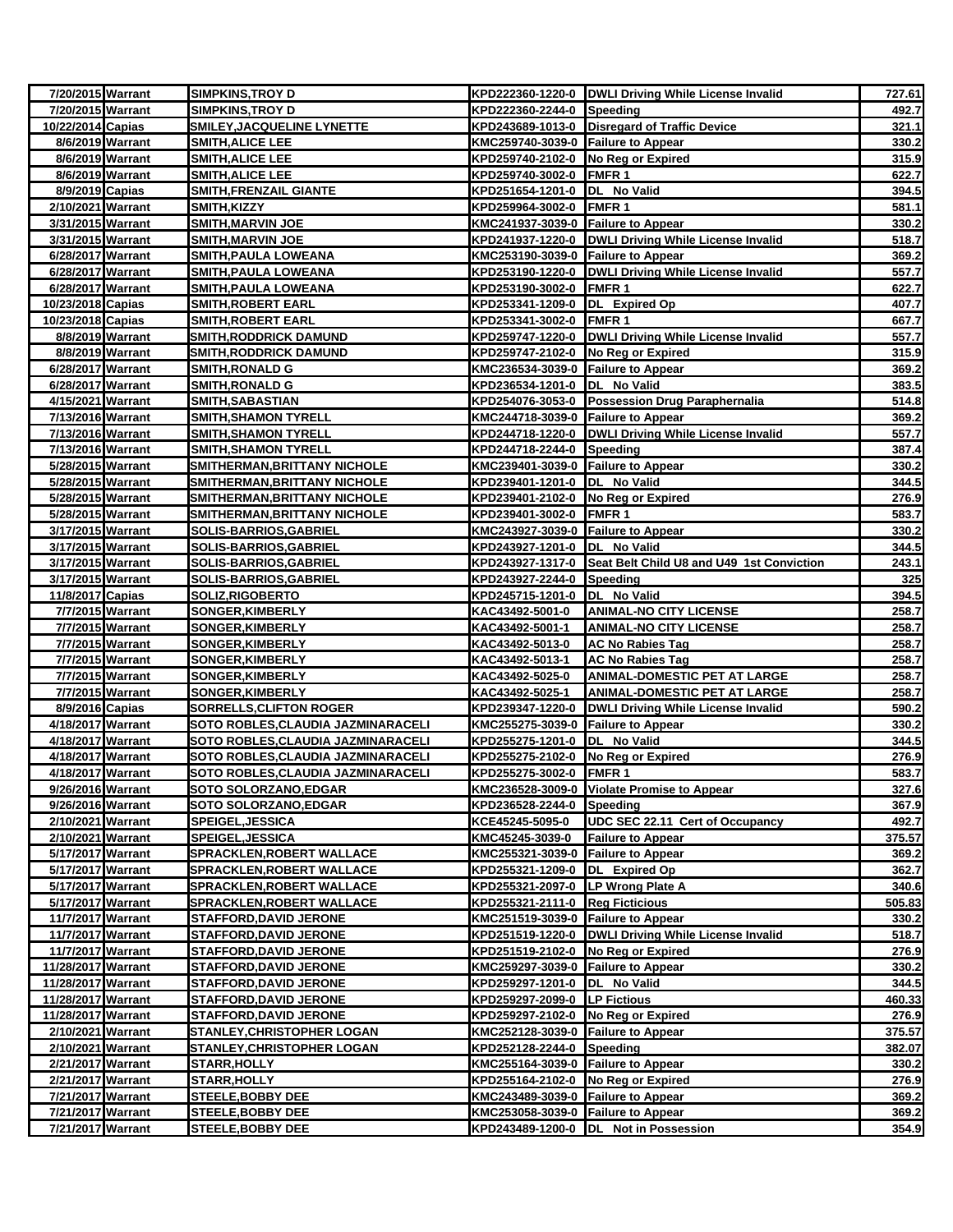| | | | | | |
|---|---|---|---|---|---|
| 7/20/2015 | Warrant | SIMPKINS,TROY D | KPD222360-1220-0 | DWLI Driving While License Invalid | 727.61 |
| 7/20/2015 | Warrant | SIMPKINS,TROY D | KPD222360-2244-0 | Speeding | 492.7 |
| 10/22/2014 | Capias | SMILEY,JACQUELINE LYNETTE | KPD243689-1013-0 | Disregard of Traffic Device | 321.1 |
| 8/6/2019 | Warrant | SMITH,ALICE LEE | KMC259740-3039-0 | Failure to Appear | 330.2 |
| 8/6/2019 | Warrant | SMITH,ALICE LEE | KPD259740-2102-0 | No Reg or Expired | 315.9 |
| 8/6/2019 | Warrant | SMITH,ALICE LEE | KPD259740-3002-0 | FMFR 1 | 622.7 |
| 8/9/2019 | Capias | SMITH,FRENZAIL GIANTE | KPD251654-1201-0 | DL No Valid | 394.5 |
| 2/10/2021 | Warrant | SMITH,KIZZY | KPD259964-3002-0 | FMFR 1 | 581.1 |
| 3/31/2015 | Warrant | SMITH,MARVIN JOE | KMC241937-3039-0 | Failure to Appear | 330.2 |
| 3/31/2015 | Warrant | SMITH,MARVIN JOE | KPD241937-1220-0 | DWLI Driving While License Invalid | 518.7 |
| 6/28/2017 | Warrant | SMITH,PAULA LOWEANA | KMC253190-3039-0 | Failure to Appear | 369.2 |
| 6/28/2017 | Warrant | SMITH,PAULA LOWEANA | KPD253190-1220-0 | DWLI Driving While License Invalid | 557.7 |
| 6/28/2017 | Warrant | SMITH,PAULA LOWEANA | KPD253190-3002-0 | FMFR 1 | 622.7 |
| 10/23/2018 | Capias | SMITH,ROBERT EARL | KPD253341-1209-0 | DL Expired Op | 407.7 |
| 10/23/2018 | Capias | SMITH,ROBERT EARL | KPD253341-3002-0 | FMFR 1 | 667.7 |
| 8/8/2019 | Warrant | SMITH,RODDRICK DAMUND | KPD259747-1220-0 | DWLI Driving While License Invalid | 557.7 |
| 8/8/2019 | Warrant | SMITH,RODDRICK DAMUND | KPD259747-2102-0 | No Reg or Expired | 315.9 |
| 6/28/2017 | Warrant | SMITH,RONALD G | KMC236534-3039-0 | Failure to Appear | 369.2 |
| 6/28/2017 | Warrant | SMITH,RONALD G | KPD236534-1201-0 | DL No Valid | 383.5 |
| 4/15/2021 | Warrant | SMITH,SABASTIAN | KPD254076-3053-0 | Possession Drug Paraphernalia | 514.8 |
| 7/13/2016 | Warrant | SMITH,SHAMON TYRELL | KMC244718-3039-0 | Failure to Appear | 369.2 |
| 7/13/2016 | Warrant | SMITH,SHAMON TYRELL | KPD244718-1220-0 | DWLI Driving While License Invalid | 557.7 |
| 7/13/2016 | Warrant | SMITH,SHAMON TYRELL | KPD244718-2244-0 | Speeding | 387.4 |
| 5/28/2015 | Warrant | SMITHERMAN,BRITTANY NICHOLE | KMC239401-3039-0 | Failure to Appear | 330.2 |
| 5/28/2015 | Warrant | SMITHERMAN,BRITTANY NICHOLE | KPD239401-1201-0 | DL No Valid | 344.5 |
| 5/28/2015 | Warrant | SMITHERMAN,BRITTANY NICHOLE | KPD239401-2102-0 | No Reg or Expired | 276.9 |
| 5/28/2015 | Warrant | SMITHERMAN,BRITTANY NICHOLE | KPD239401-3002-0 | FMFR 1 | 583.7 |
| 3/17/2015 | Warrant | SOLIS-BARRIOS,GABRIEL | KMC243927-3039-0 | Failure to Appear | 330.2 |
| 3/17/2015 | Warrant | SOLIS-BARRIOS,GABRIEL | KPD243927-1201-0 | DL No Valid | 344.5 |
| 3/17/2015 | Warrant | SOLIS-BARRIOS,GABRIEL | KPD243927-1317-0 | Seat Belt Child U8 and U49 1st Conviction | 243.1 |
| 3/17/2015 | Warrant | SOLIS-BARRIOS,GABRIEL | KPD243927-2244-0 | Speeding | 325 |
| 11/8/2017 | Capias | SOLIZ,RIGOBERTO | KPD245715-1201-0 | DL No Valid | 394.5 |
| 7/7/2015 | Warrant | SONGER,KIMBERLY | KAC43492-5001-0 | ANIMAL-NO CITY LICENSE | 258.7 |
| 7/7/2015 | Warrant | SONGER,KIMBERLY | KAC43492-5001-1 | ANIMAL-NO CITY LICENSE | 258.7 |
| 7/7/2015 | Warrant | SONGER,KIMBERLY | KAC43492-5013-0 | AC No Rabies Tag | 258.7 |
| 7/7/2015 | Warrant | SONGER,KIMBERLY | KAC43492-5013-1 | AC No Rabies Tag | 258.7 |
| 7/7/2015 | Warrant | SONGER,KIMBERLY | KAC43492-5025-0 | ANIMAL-DOMESTIC PET AT LARGE | 258.7 |
| 7/7/2015 | Warrant | SONGER,KIMBERLY | KAC43492-5025-1 | ANIMAL-DOMESTIC PET AT LARGE | 258.7 |
| 8/9/2016 | Capias | SORRELLS,CLIFTON ROGER | KPD239347-1220-0 | DWLI Driving While License Invalid | 590.2 |
| 4/18/2017 | Warrant | SOTO ROBLES,CLAUDIA JAZMINARACELI | KMC255275-3039-0 | Failure to Appear | 330.2 |
| 4/18/2017 | Warrant | SOTO ROBLES,CLAUDIA JAZMINARACELI | KPD255275-1201-0 | DL No Valid | 344.5 |
| 4/18/2017 | Warrant | SOTO ROBLES,CLAUDIA JAZMINARACELI | KPD255275-2102-0 | No Reg or Expired | 276.9 |
| 4/18/2017 | Warrant | SOTO ROBLES,CLAUDIA JAZMINARACELI | KPD255275-3002-0 | FMFR 1 | 583.7 |
| 9/26/2016 | Warrant | SOTO SOLORZANO,EDGAR | KMC236528-3009-0 | Violate Promise to Appear | 327.6 |
| 9/26/2016 | Warrant | SOTO SOLORZANO,EDGAR | KPD236528-2244-0 | Speeding | 367.9 |
| 2/10/2021 | Warrant | SPEIGEL,JESSICA | KCE45245-5095-0 | UDC SEC 22.11 Cert of Occupancy | 492.7 |
| 2/10/2021 | Warrant | SPEIGEL,JESSICA | KMC45245-3039-0 | Failure to Appear | 375.57 |
| 5/17/2017 | Warrant | SPRACKLEN,ROBERT WALLACE | KMC255321-3039-0 | Failure to Appear | 369.2 |
| 5/17/2017 | Warrant | SPRACKLEN,ROBERT WALLACE | KPD255321-1209-0 | DL Expired Op | 362.7 |
| 5/17/2017 | Warrant | SPRACKLEN,ROBERT WALLACE | KPD255321-2097-0 | LP Wrong Plate A | 340.6 |
| 5/17/2017 | Warrant | SPRACKLEN,ROBERT WALLACE | KPD255321-2111-0 | Reg Ficticious | 505.83 |
| 11/7/2017 | Warrant | STAFFORD,DAVID JERONE | KMC251519-3039-0 | Failure to Appear | 330.2 |
| 11/7/2017 | Warrant | STAFFORD,DAVID JERONE | KPD251519-1220-0 | DWLI Driving While License Invalid | 518.7 |
| 11/7/2017 | Warrant | STAFFORD,DAVID JERONE | KPD251519-2102-0 | No Reg or Expired | 276.9 |
| 11/28/2017 | Warrant | STAFFORD,DAVID JERONE | KMC259297-3039-0 | Failure to Appear | 330.2 |
| 11/28/2017 | Warrant | STAFFORD,DAVID JERONE | KPD259297-1201-0 | DL No Valid | 344.5 |
| 11/28/2017 | Warrant | STAFFORD,DAVID JERONE | KPD259297-2099-0 | LP Fictious | 460.33 |
| 11/28/2017 | Warrant | STAFFORD,DAVID JERONE | KPD259297-2102-0 | No Reg or Expired | 276.9 |
| 2/10/2021 | Warrant | STANLEY,CHRISTOPHER LOGAN | KMC252128-3039-0 | Failure to Appear | 375.57 |
| 2/10/2021 | Warrant | STANLEY,CHRISTOPHER LOGAN | KPD252128-2244-0 | Speeding | 382.07 |
| 2/21/2017 | Warrant | STARR,HOLLY | KMC255164-3039-0 | Failure to Appear | 330.2 |
| 2/21/2017 | Warrant | STARR,HOLLY | KPD255164-2102-0 | No Reg or Expired | 276.9 |
| 7/21/2017 | Warrant | STEELE,BOBBY DEE | KMC243489-3039-0 | Failure to Appear | 369.2 |
| 7/21/2017 | Warrant | STEELE,BOBBY DEE | KMC253058-3039-0 | Failure to Appear | 369.2 |
| 7/21/2017 | Warrant | STEELE,BOBBY DEE | KPD243489-1200-0 | DL Not in Possession | 354.9 |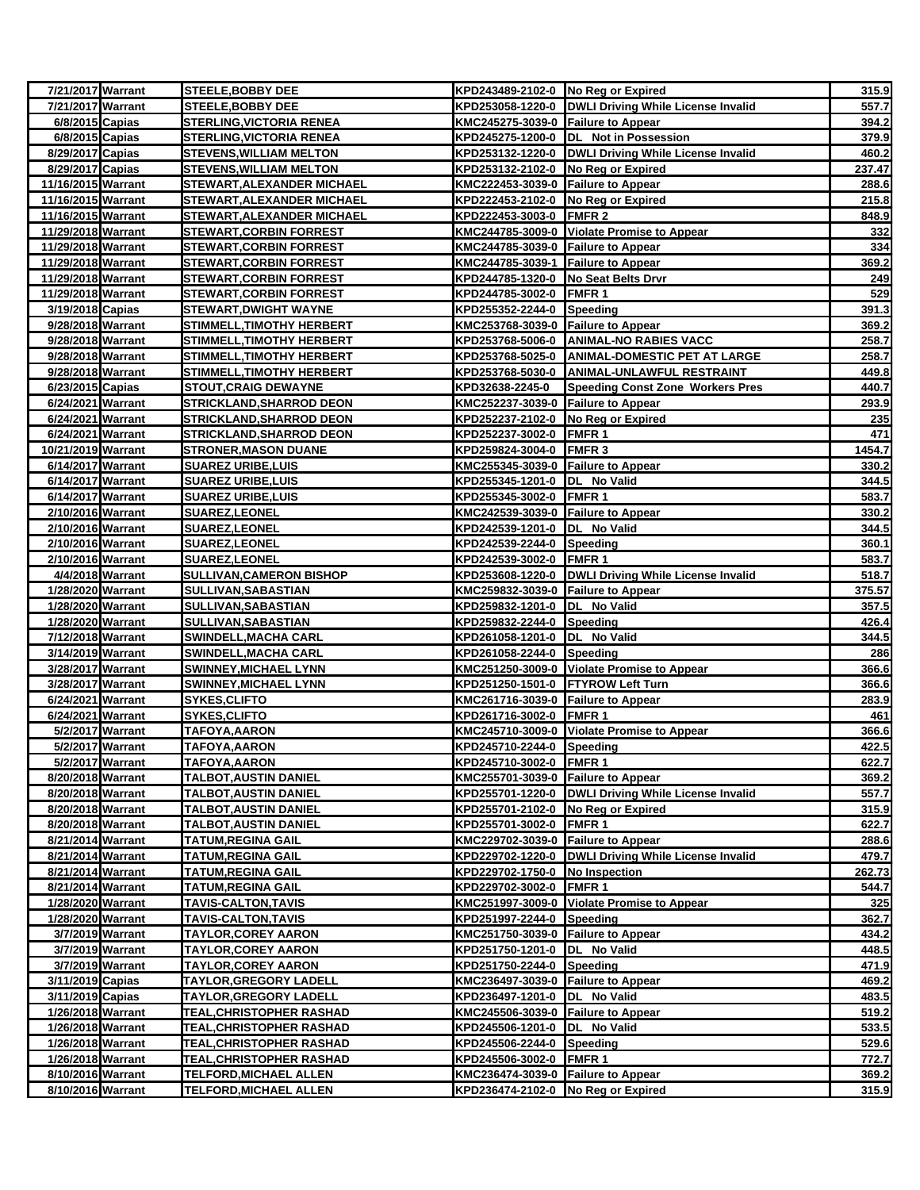| | | | | | |
|---|---|---|---|---|---|
| 7/21/2017 | Warrant | STEELE,BOBBY DEE | KPD243489-2102-0 | No Reg or Expired | 315.9 |
| 7/21/2017 | Warrant | STEELE,BOBBY DEE | KPD253058-1220-0 | DWLI Driving While License Invalid | 557.7 |
| 6/8/2015 | Capias | STERLING,VICTORIA RENEA | KMC245275-3039-0 | Failure to Appear | 394.2 |
| 6/8/2015 | Capias | STERLING,VICTORIA RENEA | KPD245275-1200-0 | DL Not in Possession | 379.9 |
| 8/29/2017 | Capias | STEVENS,WILLIAM MELTON | KPD253132-1220-0 | DWLI Driving While License Invalid | 460.2 |
| 8/29/2017 | Capias | STEVENS,WILLIAM MELTON | KPD253132-2102-0 | No Reg or Expired | 237.47 |
| 11/16/2015 | Warrant | STEWART,ALEXANDER MICHAEL | KMC222453-3039-0 | Failure to Appear | 288.6 |
| 11/16/2015 | Warrant | STEWART,ALEXANDER MICHAEL | KPD222453-2102-0 | No Reg or Expired | 215.8 |
| 11/16/2015 | Warrant | STEWART,ALEXANDER MICHAEL | KPD222453-3003-0 | FMFR 2 | 848.9 |
| 11/29/2018 | Warrant | STEWART,CORBIN FORREST | KMC244785-3009-0 | Violate Promise to Appear | 332 |
| 11/29/2018 | Warrant | STEWART,CORBIN FORREST | KMC244785-3039-0 | Failure to Appear | 334 |
| 11/29/2018 | Warrant | STEWART,CORBIN FORREST | KMC244785-3039-1 | Failure to Appear | 369.2 |
| 11/29/2018 | Warrant | STEWART,CORBIN FORREST | KPD244785-1320-0 | No Seat Belts Drvr | 249 |
| 11/29/2018 | Warrant | STEWART,CORBIN FORREST | KPD244785-3002-0 | FMFR 1 | 529 |
| 3/19/2018 | Capias | STEWART,DWIGHT WAYNE | KPD255352-2244-0 | Speeding | 391.3 |
| 9/28/2018 | Warrant | STIMMELL,TIMOTHY HERBERT | KMC253768-3039-0 | Failure to Appear | 369.2 |
| 9/28/2018 | Warrant | STIMMELL,TIMOTHY HERBERT | KPD253768-5006-0 | ANIMAL-NO RABIES VACC | 258.7 |
| 9/28/2018 | Warrant | STIMMELL,TIMOTHY HERBERT | KPD253768-5025-0 | ANIMAL-DOMESTIC PET AT LARGE | 258.7 |
| 9/28/2018 | Warrant | STIMMELL,TIMOTHY HERBERT | KPD253768-5030-0 | ANIMAL-UNLAWFUL RESTRAINT | 449.8 |
| 6/23/2015 | Capias | STOUT,CRAIG DEWAYNE | KPD32638-2245-0 | Speeding Const Zone Workers Pres | 440.7 |
| 6/24/2021 | Warrant | STRICKLAND,SHARROD DEON | KMC252237-3039-0 | Failure to Appear | 293.9 |
| 6/24/2021 | Warrant | STRICKLAND,SHARROD DEON | KPD252237-2102-0 | No Reg or Expired | 235 |
| 6/24/2021 | Warrant | STRICKLAND,SHARROD DEON | KPD252237-3002-0 | FMFR 1 | 471 |
| 10/21/2019 | Warrant | STRONER,MASON DUANE | KPD259824-3004-0 | FMFR 3 | 1454.7 |
| 6/14/2017 | Warrant | SUAREZ URIBE,LUIS | KMC255345-3039-0 | Failure to Appear | 330.2 |
| 6/14/2017 | Warrant | SUAREZ URIBE,LUIS | KPD255345-1201-0 | DL No Valid | 344.5 |
| 6/14/2017 | Warrant | SUAREZ URIBE,LUIS | KPD255345-3002-0 | FMFR 1 | 583.7 |
| 2/10/2016 | Warrant | SUAREZ,LEONEL | KMC242539-3039-0 | Failure to Appear | 330.2 |
| 2/10/2016 | Warrant | SUAREZ,LEONEL | KPD242539-1201-0 | DL No Valid | 344.5 |
| 2/10/2016 | Warrant | SUAREZ,LEONEL | KPD242539-2244-0 | Speeding | 360.1 |
| 2/10/2016 | Warrant | SUAREZ,LEONEL | KPD242539-3002-0 | FMFR 1 | 583.7 |
| 4/4/2018 | Warrant | SULLIVAN,CAMERON BISHOP | KPD253608-1220-0 | DWLI Driving While License Invalid | 518.7 |
| 1/28/2020 | Warrant | SULLIVAN,SABASTIAN | KMC259832-3039-0 | Failure to Appear | 375.57 |
| 1/28/2020 | Warrant | SULLIVAN,SABASTIAN | KPD259832-1201-0 | DL No Valid | 357.5 |
| 1/28/2020 | Warrant | SULLIVAN,SABASTIAN | KPD259832-2244-0 | Speeding | 426.4 |
| 7/12/2018 | Warrant | SWINDELL,MACHA CARL | KPD261058-1201-0 | DL No Valid | 344.5 |
| 3/14/2019 | Warrant | SWINDELL,MACHA CARL | KPD261058-2244-0 | Speeding | 286 |
| 3/28/2017 | Warrant | SWINNEY,MICHAEL LYNN | KMC251250-3009-0 | Violate Promise to Appear | 366.6 |
| 3/28/2017 | Warrant | SWINNEY,MICHAEL LYNN | KPD251250-1501-0 | FTYROW Left Turn | 366.6 |
| 6/24/2021 | Warrant | SYKES,CLIFTO | KMC261716-3039-0 | Failure to Appear | 283.9 |
| 6/24/2021 | Warrant | SYKES,CLIFTO | KPD261716-3002-0 | FMFR 1 | 461 |
| 5/2/2017 | Warrant | TAFOYA,AARON | KMC245710-3009-0 | Violate Promise to Appear | 366.6 |
| 5/2/2017 | Warrant | TAFOYA,AARON | KPD245710-2244-0 | Speeding | 422.5 |
| 5/2/2017 | Warrant | TAFOYA,AARON | KPD245710-3002-0 | FMFR 1 | 622.7 |
| 8/20/2018 | Warrant | TALBOT,AUSTIN DANIEL | KMC255701-3039-0 | Failure to Appear | 369.2 |
| 8/20/2018 | Warrant | TALBOT,AUSTIN DANIEL | KPD255701-1220-0 | DWLI Driving While License Invalid | 557.7 |
| 8/20/2018 | Warrant | TALBOT,AUSTIN DANIEL | KPD255701-2102-0 | No Reg or Expired | 315.9 |
| 8/20/2018 | Warrant | TALBOT,AUSTIN DANIEL | KPD255701-3002-0 | FMFR 1 | 622.7 |
| 8/21/2014 | Warrant | TATUM,REGINA GAIL | KMC229702-3039-0 | Failure to Appear | 288.6 |
| 8/21/2014 | Warrant | TATUM,REGINA GAIL | KPD229702-1220-0 | DWLI Driving While License Invalid | 479.7 |
| 8/21/2014 | Warrant | TATUM,REGINA GAIL | KPD229702-1750-0 | No Inspection | 262.73 |
| 8/21/2014 | Warrant | TATUM,REGINA GAIL | KPD229702-3002-0 | FMFR 1 | 544.7 |
| 1/28/2020 | Warrant | TAVIS-CALTON,TAVIS | KMC251997-3009-0 | Violate Promise to Appear | 325 |
| 1/28/2020 | Warrant | TAVIS-CALTON,TAVIS | KPD251997-2244-0 | Speeding | 362.7 |
| 3/7/2019 | Warrant | TAYLOR,COREY AARON | KMC251750-3039-0 | Failure to Appear | 434.2 |
| 3/7/2019 | Warrant | TAYLOR,COREY AARON | KPD251750-1201-0 | DL No Valid | 448.5 |
| 3/7/2019 | Warrant | TAYLOR,COREY AARON | KPD251750-2244-0 | Speeding | 471.9 |
| 3/11/2019 | Capias | TAYLOR,GREGORY LADELL | KMC236497-3039-0 | Failure to Appear | 469.2 |
| 3/11/2019 | Capias | TAYLOR,GREGORY LADELL | KPD236497-1201-0 | DL No Valid | 483.5 |
| 1/26/2018 | Warrant | TEAL,CHRISTOPHER RASHAD | KMC245506-3039-0 | Failure to Appear | 519.2 |
| 1/26/2018 | Warrant | TEAL,CHRISTOPHER RASHAD | KPD245506-1201-0 | DL No Valid | 533.5 |
| 1/26/2018 | Warrant | TEAL,CHRISTOPHER RASHAD | KPD245506-2244-0 | Speeding | 529.6 |
| 1/26/2018 | Warrant | TEAL,CHRISTOPHER RASHAD | KPD245506-3002-0 | FMFR 1 | 772.7 |
| 8/10/2016 | Warrant | TELFORD,MICHAEL ALLEN | KMC236474-3039-0 | Failure to Appear | 369.2 |
| 8/10/2016 | Warrant | TELFORD,MICHAEL ALLEN | KPD236474-2102-0 | No Reg or Expired | 315.9 |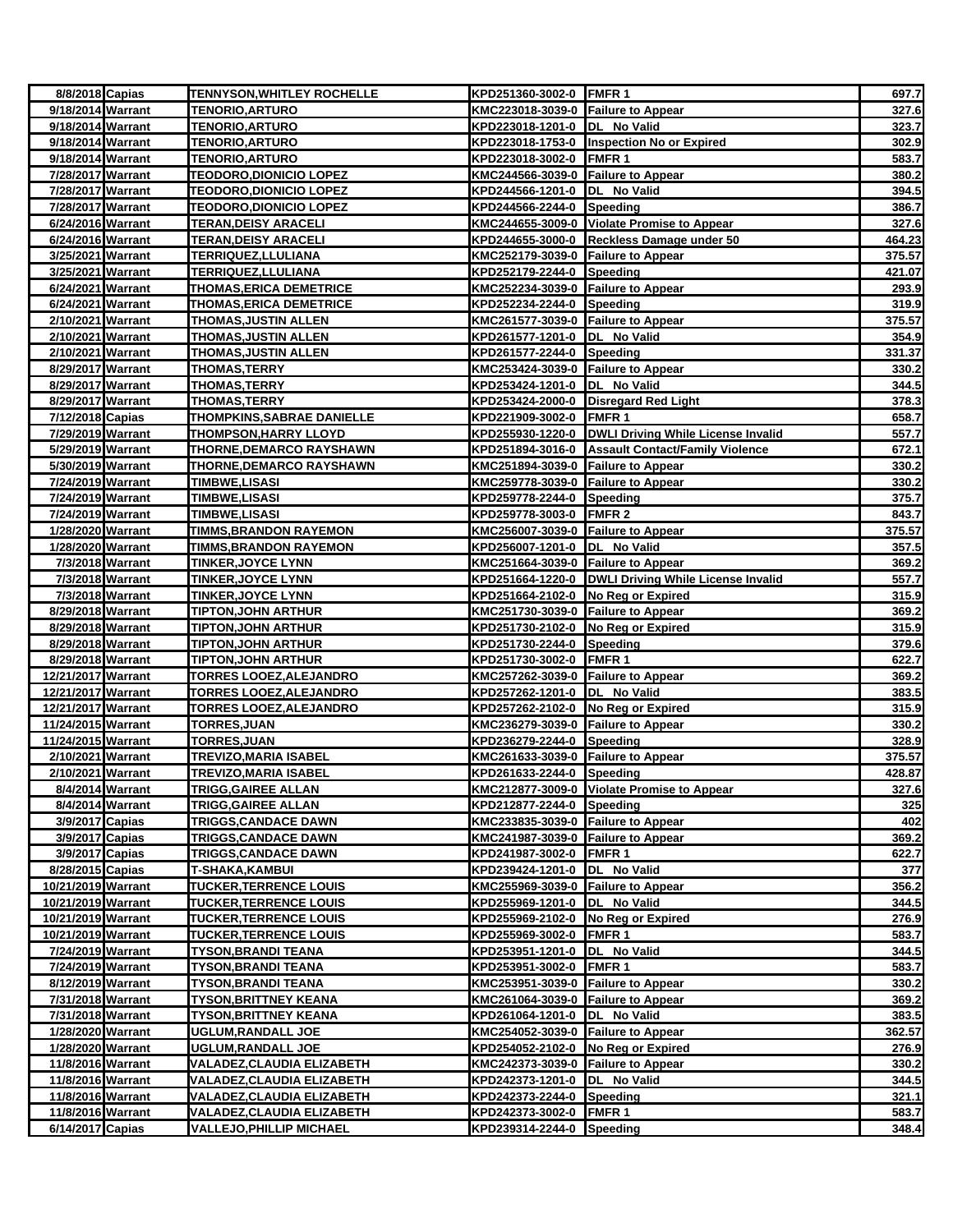| | | | | | |
|---|---|---|---|---|---|
| 8/8/2018 | Capias | TENNYSON,WHITLEY ROCHELLE | KPD251360-3002-0 | FMFR 1 | 697.7 |
| 9/18/2014 | Warrant | TENORIO,ARTURO | KMC223018-3039-0 | Failure to Appear | 327.6 |
| 9/18/2014 | Warrant | TENORIO,ARTURO | KPD223018-1201-0 | DL No Valid | 323.7 |
| 9/18/2014 | Warrant | TENORIO,ARTURO | KPD223018-1753-0 | Inspection No or Expired | 302.9 |
| 9/18/2014 | Warrant | TENORIO,ARTURO | KPD223018-3002-0 | FMFR 1 | 583.7 |
| 7/28/2017 | Warrant | TEODORO,DIONICIO LOPEZ | KMC244566-3039-0 | Failure to Appear | 380.2 |
| 7/28/2017 | Warrant | TEODORO,DIONICIO LOPEZ | KPD244566-1201-0 | DL No Valid | 394.5 |
| 7/28/2017 | Warrant | TEODORO,DIONICIO LOPEZ | KPD244566-2244-0 | Speeding | 386.7 |
| 6/24/2016 | Warrant | TERAN,DEISY ARACELI | KMC244655-3009-0 | Violate Promise to Appear | 327.6 |
| 6/24/2016 | Warrant | TERAN,DEISY ARACELI | KPD244655-3000-0 | Reckless Damage under 50 | 464.23 |
| 3/25/2021 | Warrant | TERRIQUEZ,LLULIANA | KMC252179-3039-0 | Failure to Appear | 375.57 |
| 3/25/2021 | Warrant | TERRIQUEZ,LLULIANA | KPD252179-2244-0 | Speeding | 421.07 |
| 6/24/2021 | Warrant | THOMAS,ERICA DEMETRICE | KMC252234-3039-0 | Failure to Appear | 293.9 |
| 6/24/2021 | Warrant | THOMAS,ERICA DEMETRICE | KPD252234-2244-0 | Speeding | 319.9 |
| 2/10/2021 | Warrant | THOMAS,JUSTIN ALLEN | KMC261577-3039-0 | Failure to Appear | 375.57 |
| 2/10/2021 | Warrant | THOMAS,JUSTIN ALLEN | KPD261577-1201-0 | DL No Valid | 354.9 |
| 2/10/2021 | Warrant | THOMAS,JUSTIN ALLEN | KPD261577-2244-0 | Speeding | 331.37 |
| 8/29/2017 | Warrant | THOMAS,TERRY | KMC253424-3039-0 | Failure to Appear | 330.2 |
| 8/29/2017 | Warrant | THOMAS,TERRY | KPD253424-1201-0 | DL No Valid | 344.5 |
| 8/29/2017 | Warrant | THOMAS,TERRY | KPD253424-2000-0 | Disregard Red Light | 378.3 |
| 7/12/2018 | Capias | THOMPKINS,SABRAE DANIELLE | KPD221909-3002-0 | FMFR 1 | 658.7 |
| 7/29/2019 | Warrant | THOMPSON,HARRY LLOYD | KPD255930-1220-0 | DWLI Driving While License Invalid | 557.7 |
| 5/29/2019 | Warrant | THORNE,DEMARCO RAYSHAWN | KPD251894-3016-0 | Assault Contact/Family Violence | 672.1 |
| 5/30/2019 | Warrant | THORNE,DEMARCO RAYSHAWN | KMC251894-3039-0 | Failure to Appear | 330.2 |
| 7/24/2019 | Warrant | TIMBWE,LISASI | KMC259778-3039-0 | Failure to Appear | 330.2 |
| 7/24/2019 | Warrant | TIMBWE,LISASI | KPD259778-2244-0 | Speeding | 375.7 |
| 7/24/2019 | Warrant | TIMBWE,LISASI | KPD259778-3003-0 | FMFR 2 | 843.7 |
| 1/28/2020 | Warrant | TIMMS,BRANDON RAYEMON | KMC256007-3039-0 | Failure to Appear | 375.57 |
| 1/28/2020 | Warrant | TIMMS,BRANDON RAYEMON | KPD256007-1201-0 | DL No Valid | 357.5 |
| 7/3/2018 | Warrant | TINKER,JOYCE LYNN | KMC251664-3039-0 | Failure to Appear | 369.2 |
| 7/3/2018 | Warrant | TINKER,JOYCE LYNN | KPD251664-1220-0 | DWLI Driving While License Invalid | 557.7 |
| 7/3/2018 | Warrant | TINKER,JOYCE LYNN | KPD251664-2102-0 | No Reg or Expired | 315.9 |
| 8/29/2018 | Warrant | TIPTON,JOHN ARTHUR | KMC251730-3039-0 | Failure to Appear | 369.2 |
| 8/29/2018 | Warrant | TIPTON,JOHN ARTHUR | KPD251730-2102-0 | No Reg or Expired | 315.9 |
| 8/29/2018 | Warrant | TIPTON,JOHN ARTHUR | KPD251730-2244-0 | Speeding | 379.6 |
| 8/29/2018 | Warrant | TIPTON,JOHN ARTHUR | KPD251730-3002-0 | FMFR 1 | 622.7 |
| 12/21/2017 | Warrant | TORRES LOOEZ,ALEJANDRO | KMC257262-3039-0 | Failure to Appear | 369.2 |
| 12/21/2017 | Warrant | TORRES LOOEZ,ALEJANDRO | KPD257262-1201-0 | DL No Valid | 383.5 |
| 12/21/2017 | Warrant | TORRES LOOEZ,ALEJANDRO | KPD257262-2102-0 | No Reg or Expired | 315.9 |
| 11/24/2015 | Warrant | TORRES,JUAN | KMC236279-3039-0 | Failure to Appear | 330.2 |
| 11/24/2015 | Warrant | TORRES,JUAN | KPD236279-2244-0 | Speeding | 328.9 |
| 2/10/2021 | Warrant | TREVIZO,MARIA ISABEL | KMC261633-3039-0 | Failure to Appear | 375.57 |
| 2/10/2021 | Warrant | TREVIZO,MARIA ISABEL | KPD261633-2244-0 | Speeding | 428.87 |
| 8/4/2014 | Warrant | TRIGG,GAIREE ALLAN | KMC212877-3009-0 | Violate Promise to Appear | 327.6 |
| 8/4/2014 | Warrant | TRIGG,GAIREE ALLAN | KPD212877-2244-0 | Speeding | 325 |
| 3/9/2017 | Capias | TRIGGS,CANDACE DAWN | KMC233835-3039-0 | Failure to Appear | 402 |
| 3/9/2017 | Capias | TRIGGS,CANDACE DAWN | KMC241987-3039-0 | Failure to Appear | 369.2 |
| 3/9/2017 | Capias | TRIGGS,CANDACE DAWN | KPD241987-3002-0 | FMFR 1 | 622.7 |
| 8/28/2015 | Capias | T-SHAKA,KAMBUI | KPD239424-1201-0 | DL No Valid | 377 |
| 10/21/2019 | Warrant | TUCKER,TERRENCE LOUIS | KMC255969-3039-0 | Failure to Appear | 356.2 |
| 10/21/2019 | Warrant | TUCKER,TERRENCE LOUIS | KPD255969-1201-0 | DL No Valid | 344.5 |
| 10/21/2019 | Warrant | TUCKER,TERRENCE LOUIS | KPD255969-2102-0 | No Reg or Expired | 276.9 |
| 10/21/2019 | Warrant | TUCKER,TERRENCE LOUIS | KPD255969-3002-0 | FMFR 1 | 583.7 |
| 7/24/2019 | Warrant | TYSON,BRANDI TEANA | KPD253951-1201-0 | DL No Valid | 344.5 |
| 7/24/2019 | Warrant | TYSON,BRANDI TEANA | KPD253951-3002-0 | FMFR 1 | 583.7 |
| 8/12/2019 | Warrant | TYSON,BRANDI TEANA | KMC253951-3039-0 | Failure to Appear | 330.2 |
| 7/31/2018 | Warrant | TYSON,BRITTNEY KEANA | KMC261064-3039-0 | Failure to Appear | 369.2 |
| 7/31/2018 | Warrant | TYSON,BRITTNEY KEANA | KPD261064-1201-0 | DL No Valid | 383.5 |
| 1/28/2020 | Warrant | UGLUM,RANDALL JOE | KMC254052-3039-0 | Failure to Appear | 362.57 |
| 1/28/2020 | Warrant | UGLUM,RANDALL JOE | KPD254052-2102-0 | No Reg or Expired | 276.9 |
| 11/8/2016 | Warrant | VALADEZ,CLAUDIA ELIZABETH | KMC242373-3039-0 | Failure to Appear | 330.2 |
| 11/8/2016 | Warrant | VALADEZ,CLAUDIA ELIZABETH | KPD242373-1201-0 | DL No Valid | 344.5 |
| 11/8/2016 | Warrant | VALADEZ,CLAUDIA ELIZABETH | KPD242373-2244-0 | Speeding | 321.1 |
| 11/8/2016 | Warrant | VALADEZ,CLAUDIA ELIZABETH | KPD242373-3002-0 | FMFR 1 | 583.7 |
| 6/14/2017 | Capias | VALLEJO,PHILLIP MICHAEL | KPD239314-2244-0 | Speeding | 348.4 |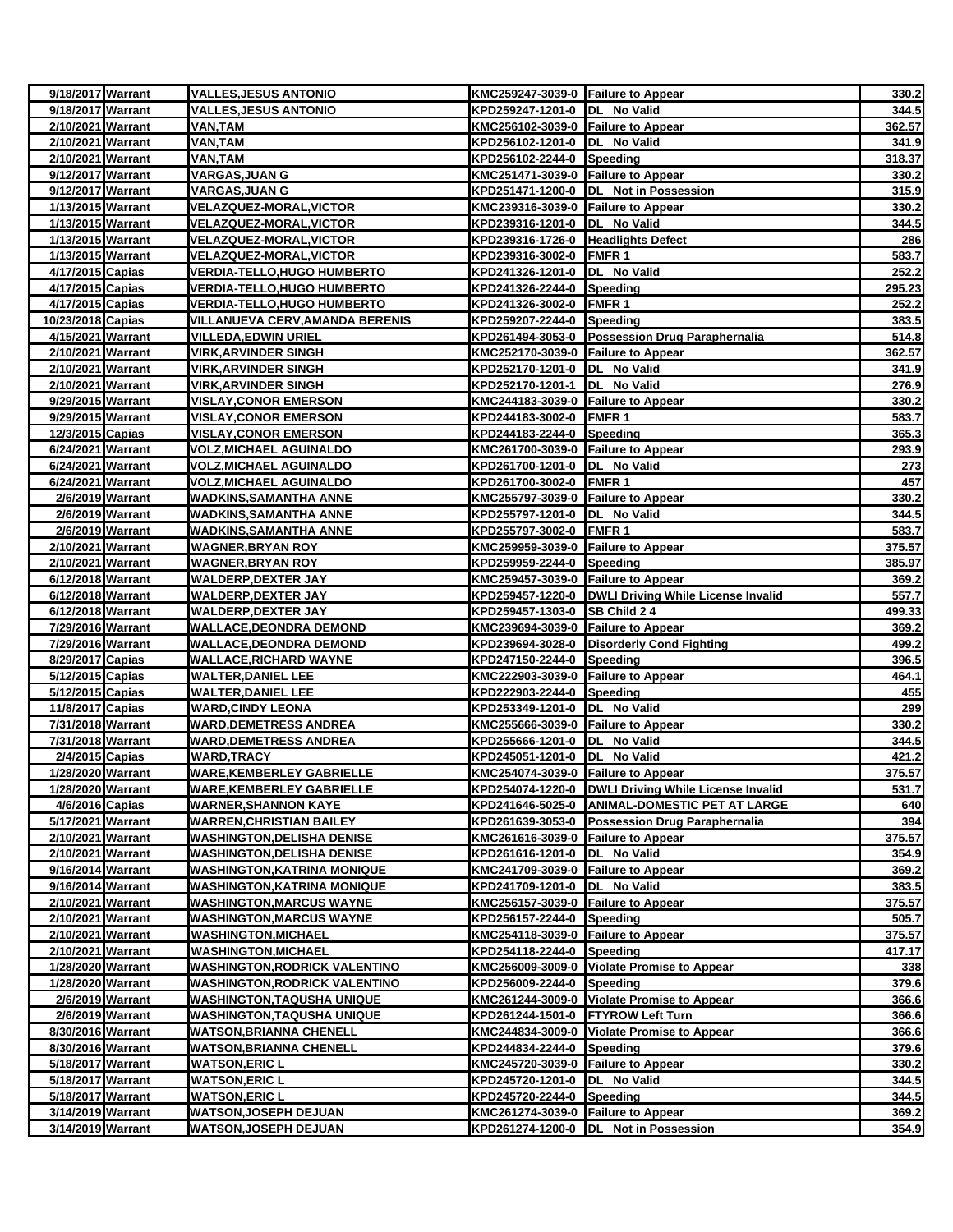| | | | | | |
|---|---|---|---|---|---|
| 9/18/2017 | Warrant | VALLES,JESUS ANTONIO | KMC259247-3039-0 | Failure to Appear | 330.2 |
| 9/18/2017 | Warrant | VALLES,JESUS ANTONIO | KPD259247-1201-0 | DL No Valid | 344.5 |
| 2/10/2021 | Warrant | VAN,TAM | KMC256102-3039-0 | Failure to Appear | 362.57 |
| 2/10/2021 | Warrant | VAN,TAM | KPD256102-1201-0 | DL No Valid | 341.9 |
| 2/10/2021 | Warrant | VAN,TAM | KPD256102-2244-0 | Speeding | 318.37 |
| 9/12/2017 | Warrant | VARGAS,JUAN G | KMC251471-3039-0 | Failure to Appear | 330.2 |
| 9/12/2017 | Warrant | VARGAS,JUAN G | KPD251471-1200-0 | DL Not in Possession | 315.9 |
| 1/13/2015 | Warrant | VELAZQUEZ-MORAL,VICTOR | KMC239316-3039-0 | Failure to Appear | 330.2 |
| 1/13/2015 | Warrant | VELAZQUEZ-MORAL,VICTOR | KPD239316-1201-0 | DL No Valid | 344.5 |
| 1/13/2015 | Warrant | VELAZQUEZ-MORAL,VICTOR | KPD239316-1726-0 | Headlights Defect | 286 |
| 1/13/2015 | Warrant | VELAZQUEZ-MORAL,VICTOR | KPD239316-3002-0 | FMFR 1 | 583.7 |
| 4/17/2015 | Capias | VERDIA-TELLO,HUGO HUMBERTO | KPD241326-1201-0 | DL No Valid | 252.2 |
| 4/17/2015 | Capias | VERDIA-TELLO,HUGO HUMBERTO | KPD241326-2244-0 | Speeding | 295.23 |
| 4/17/2015 | Capias | VERDIA-TELLO,HUGO HUMBERTO | KPD241326-3002-0 | FMFR 1 | 252.2 |
| 10/23/2018 | Capias | VILLANUEVA CERV,AMANDA BERENIS | KPD259207-2244-0 | Speeding | 383.5 |
| 4/15/2021 | Warrant | VILLEDA,EDWIN URIEL | KPD261494-3053-0 | Possession Drug Paraphernalia | 514.8 |
| 2/10/2021 | Warrant | VIRK,ARVINDER SINGH | KMC252170-3039-0 | Failure to Appear | 362.57 |
| 2/10/2021 | Warrant | VIRK,ARVINDER SINGH | KPD252170-1201-0 | DL No Valid | 341.9 |
| 2/10/2021 | Warrant | VIRK,ARVINDER SINGH | KPD252170-1201-1 | DL No Valid | 276.9 |
| 9/29/2015 | Warrant | VISLAY,CONOR EMERSON | KMC244183-3039-0 | Failure to Appear | 330.2 |
| 9/29/2015 | Warrant | VISLAY,CONOR EMERSON | KPD244183-3002-0 | FMFR 1 | 583.7 |
| 12/3/2015 | Capias | VISLAY,CONOR EMERSON | KPD244183-2244-0 | Speeding | 365.3 |
| 6/24/2021 | Warrant | VOLZ,MICHAEL AGUINALDO | KMC261700-3039-0 | Failure to Appear | 293.9 |
| 6/24/2021 | Warrant | VOLZ,MICHAEL AGUINALDO | KPD261700-1201-0 | DL No Valid | 273 |
| 6/24/2021 | Warrant | VOLZ,MICHAEL AGUINALDO | KPD261700-3002-0 | FMFR 1 | 457 |
| 2/6/2019 | Warrant | WADKINS,SAMANTHA ANNE | KMC255797-3039-0 | Failure to Appear | 330.2 |
| 2/6/2019 | Warrant | WADKINS,SAMANTHA ANNE | KPD255797-1201-0 | DL No Valid | 344.5 |
| 2/6/2019 | Warrant | WADKINS,SAMANTHA ANNE | KPD255797-3002-0 | FMFR 1 | 583.7 |
| 2/10/2021 | Warrant | WAGNER,BRYAN ROY | KMC259959-3039-0 | Failure to Appear | 375.57 |
| 2/10/2021 | Warrant | WAGNER,BRYAN ROY | KPD259959-2244-0 | Speeding | 385.97 |
| 6/12/2018 | Warrant | WALDERP,DEXTER JAY | KMC259457-3039-0 | Failure to Appear | 369.2 |
| 6/12/2018 | Warrant | WALDERP,DEXTER JAY | KPD259457-1220-0 | DWLI Driving While License Invalid | 557.7 |
| 6/12/2018 | Warrant | WALDERP,DEXTER JAY | KPD259457-1303-0 | SB Child 2 4 | 499.33 |
| 7/29/2016 | Warrant | WALLACE,DEONDRA DEMOND | KMC239694-3039-0 | Failure to Appear | 369.2 |
| 7/29/2016 | Warrant | WALLACE,DEONDRA DEMOND | KPD239694-3028-0 | Disorderly Cond Fighting | 499.2 |
| 8/29/2017 | Capias | WALLACE,RICHARD WAYNE | KPD247150-2244-0 | Speeding | 396.5 |
| 5/12/2015 | Capias | WALTER,DANIEL LEE | KMC222903-3039-0 | Failure to Appear | 464.1 |
| 5/12/2015 | Capias | WALTER,DANIEL LEE | KPD222903-2244-0 | Speeding | 455 |
| 11/8/2017 | Capias | WARD,CINDY LEONA | KPD253349-1201-0 | DL No Valid | 299 |
| 7/31/2018 | Warrant | WARD,DEMETRESS ANDREA | KMC255666-3039-0 | Failure to Appear | 330.2 |
| 7/31/2018 | Warrant | WARD,DEMETRESS ANDREA | KPD255666-1201-0 | DL No Valid | 344.5 |
| 2/4/2015 | Capias | WARD,TRACY | KPD245051-1201-0 | DL No Valid | 421.2 |
| 1/28/2020 | Warrant | WARE,KEMBERLEY GABRIELLE | KMC254074-3039-0 | Failure to Appear | 375.57 |
| 1/28/2020 | Warrant | WARE,KEMBERLEY GABRIELLE | KPD254074-1220-0 | DWLI Driving While License Invalid | 531.7 |
| 4/6/2016 | Capias | WARNER,SHANNON KAYE | KPD241646-5025-0 | ANIMAL-DOMESTIC PET AT LARGE | 640 |
| 5/17/2021 | Warrant | WARREN,CHRISTIAN BAILEY | KPD261639-3053-0 | Possession Drug Paraphernalia | 394 |
| 2/10/2021 | Warrant | WASHINGTON,DELISHA DENISE | KMC261616-3039-0 | Failure to Appear | 375.57 |
| 2/10/2021 | Warrant | WASHINGTON,DELISHA DENISE | KPD261616-1201-0 | DL No Valid | 354.9 |
| 9/16/2014 | Warrant | WASHINGTON,KATRINA MONIQUE | KMC241709-3039-0 | Failure to Appear | 369.2 |
| 9/16/2014 | Warrant | WASHINGTON,KATRINA MONIQUE | KPD241709-1201-0 | DL No Valid | 383.5 |
| 2/10/2021 | Warrant | WASHINGTON,MARCUS WAYNE | KMC256157-3039-0 | Failure to Appear | 375.57 |
| 2/10/2021 | Warrant | WASHINGTON,MARCUS WAYNE | KPD256157-2244-0 | Speeding | 505.7 |
| 2/10/2021 | Warrant | WASHINGTON,MICHAEL | KMC254118-3039-0 | Failure to Appear | 375.57 |
| 2/10/2021 | Warrant | WASHINGTON,MICHAEL | KPD254118-2244-0 | Speeding | 417.17 |
| 1/28/2020 | Warrant | WASHINGTON,RODRICK VALENTINO | KMC256009-3009-0 | Violate Promise to Appear | 338 |
| 1/28/2020 | Warrant | WASHINGTON,RODRICK VALENTINO | KPD256009-2244-0 | Speeding | 379.6 |
| 2/6/2019 | Warrant | WASHINGTON,TAQUSHA UNIQUE | KMC261244-3009-0 | Violate Promise to Appear | 366.6 |
| 2/6/2019 | Warrant | WASHINGTON,TAQUSHA UNIQUE | KPD261244-1501-0 | FTYROW Left Turn | 366.6 |
| 8/30/2016 | Warrant | WATSON,BRIANNA CHENELL | KMC244834-3009-0 | Violate Promise to Appear | 366.6 |
| 8/30/2016 | Warrant | WATSON,BRIANNA CHENELL | KPD244834-2244-0 | Speeding | 379.6 |
| 5/18/2017 | Warrant | WATSON,ERIC L | KMC245720-3039-0 | Failure to Appear | 330.2 |
| 5/18/2017 | Warrant | WATSON,ERIC L | KPD245720-1201-0 | DL No Valid | 344.5 |
| 5/18/2017 | Warrant | WATSON,ERIC L | KPD245720-2244-0 | Speeding | 344.5 |
| 3/14/2019 | Warrant | WATSON,JOSEPH DEJUAN | KMC261274-3039-0 | Failure to Appear | 369.2 |
| 3/14/2019 | Warrant | WATSON,JOSEPH DEJUAN | KPD261274-1200-0 | DL Not in Possession | 354.9 |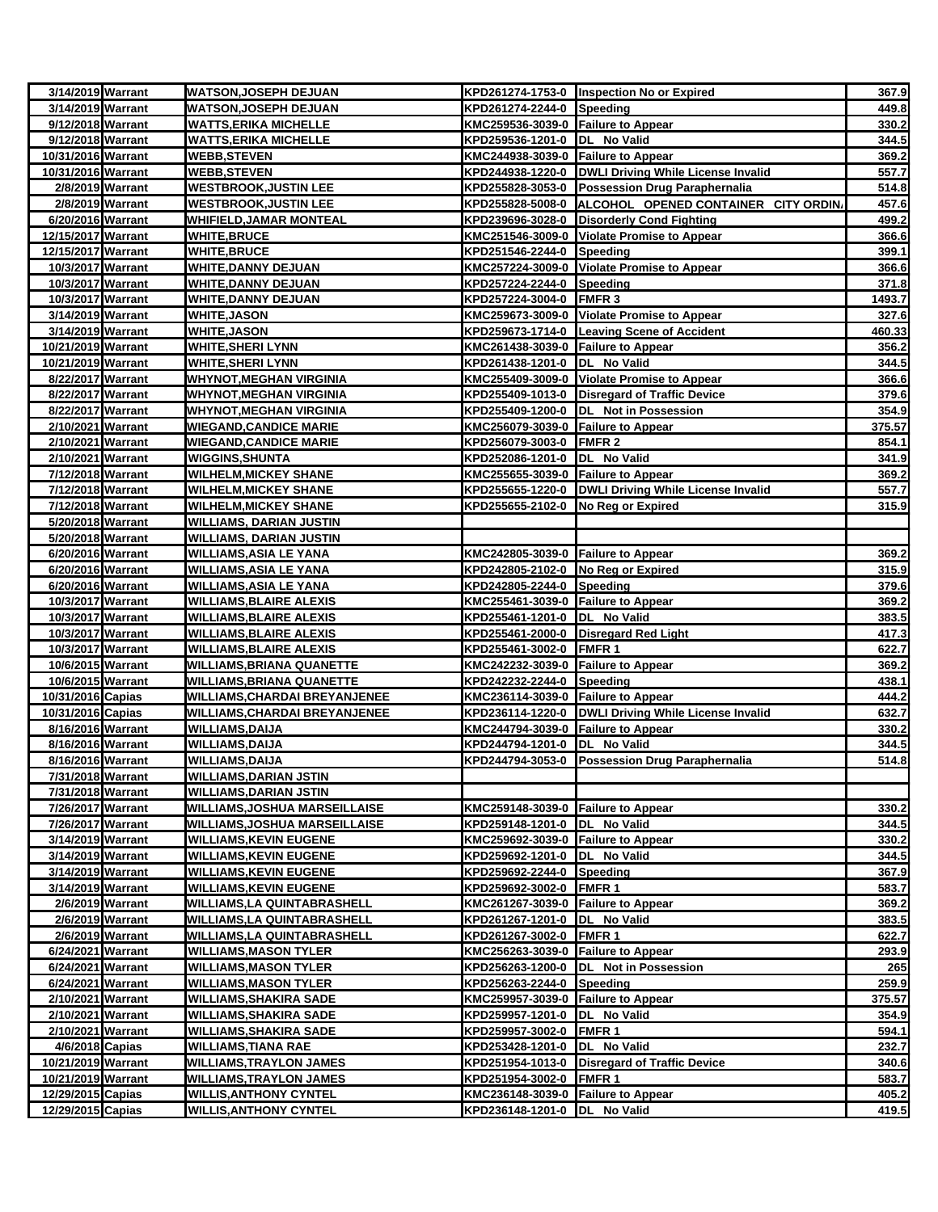| | | | | | |
|---|---|---|---|---|---|
| 3/14/2019 | Warrant | WATSON,JOSEPH DEJUAN | KPD261274-1753-0 | Inspection No or Expired | 367.9 |
| 3/14/2019 | Warrant | WATSON,JOSEPH DEJUAN | KPD261274-2244-0 | Speeding | 449.8 |
| 9/12/2018 | Warrant | WATTS,ERIKA MICHELLE | KMC259536-3039-0 | Failure to Appear | 330.2 |
| 9/12/2018 | Warrant | WATTS,ERIKA MICHELLE | KPD259536-1201-0 | DL No Valid | 344.5 |
| 10/31/2016 | Warrant | WEBB,STEVEN | KMC244938-3039-0 | Failure to Appear | 369.2 |
| 10/31/2016 | Warrant | WEBB,STEVEN | KPD244938-1220-0 | DWLI Driving While License Invalid | 557.7 |
| 2/8/2019 | Warrant | WESTBROOK,JUSTIN LEE | KPD255828-3053-0 | Possession Drug Paraphernalia | 514.8 |
| 2/8/2019 | Warrant | WESTBROOK,JUSTIN LEE | KPD255828-5008-0 | ALCOHOL OPENED CONTAINER CITY ORDIN. | 457.6 |
| 6/20/2016 | Warrant | WHIFIELD,JAMAR MONTEAL | KPD239696-3028-0 | Disorderly Cond Fighting | 499.2 |
| 12/15/2017 | Warrant | WHITE,BRUCE | KMC251546-3009-0 | Violate Promise to Appear | 366.6 |
| 12/15/2017 | Warrant | WHITE,BRUCE | KPD251546-2244-0 | Speeding | 399.1 |
| 10/3/2017 | Warrant | WHITE,DANNY DEJUAN | KMC257224-3009-0 | Violate Promise to Appear | 366.6 |
| 10/3/2017 | Warrant | WHITE,DANNY DEJUAN | KPD257224-2244-0 | Speeding | 371.8 |
| 10/3/2017 | Warrant | WHITE,DANNY DEJUAN | KPD257224-3004-0 | FMFR 3 | 1493.7 |
| 3/14/2019 | Warrant | WHITE,JASON | KMC259673-3009-0 | Violate Promise to Appear | 327.6 |
| 3/14/2019 | Warrant | WHITE,JASON | KPD259673-1714-0 | Leaving Scene of Accident | 460.33 |
| 10/21/2019 | Warrant | WHITE,SHERI LYNN | KMC261438-3039-0 | Failure to Appear | 356.2 |
| 10/21/2019 | Warrant | WHITE,SHERI LYNN | KPD261438-1201-0 | DL No Valid | 344.5 |
| 8/22/2017 | Warrant | WHYNOT,MEGHAN VIRGINIA | KMC255409-3009-0 | Violate Promise to Appear | 366.6 |
| 8/22/2017 | Warrant | WHYNOT,MEGHAN VIRGINIA | KPD255409-1013-0 | Disregard of Traffic Device | 379.6 |
| 8/22/2017 | Warrant | WHYNOT,MEGHAN VIRGINIA | KPD255409-1200-0 | DL Not in Possession | 354.9 |
| 2/10/2021 | Warrant | WIEGAND,CANDICE MARIE | KMC256079-3039-0 | Failure to Appear | 375.57 |
| 2/10/2021 | Warrant | WIEGAND,CANDICE MARIE | KPD256079-3003-0 | FMFR 2 | 854.1 |
| 2/10/2021 | Warrant | WIGGINS,SHUNTA | KPD252086-1201-0 | DL No Valid | 341.9 |
| 7/12/2018 | Warrant | WILHELM,MICKEY SHANE | KMC255655-3039-0 | Failure to Appear | 369.2 |
| 7/12/2018 | Warrant | WILHELM,MICKEY SHANE | KPD255655-1220-0 | DWLI Driving While License Invalid | 557.7 |
| 7/12/2018 | Warrant | WILHELM,MICKEY SHANE | KPD255655-2102-0 | No Reg or Expired | 315.9 |
| 5/20/2018 | Warrant | WILLIAMS, DARIAN JUSTIN | | | |
| 5/20/2018 | Warrant | WILLIAMS, DARIAN JUSTIN | | | |
| 6/20/2016 | Warrant | WILLIAMS,ASIA LE YANA | KMC242805-3039-0 | Failure to Appear | 369.2 |
| 6/20/2016 | Warrant | WILLIAMS,ASIA LE YANA | KPD242805-2102-0 | No Reg or Expired | 315.9 |
| 6/20/2016 | Warrant | WILLIAMS,ASIA LE YANA | KPD242805-2244-0 | Speeding | 379.6 |
| 10/3/2017 | Warrant | WILLIAMS,BLAIRE ALEXIS | KMC255461-3039-0 | Failure to Appear | 369.2 |
| 10/3/2017 | Warrant | WILLIAMS,BLAIRE ALEXIS | KPD255461-1201-0 | DL No Valid | 383.5 |
| 10/3/2017 | Warrant | WILLIAMS,BLAIRE ALEXIS | KPD255461-2000-0 | Disregard Red Light | 417.3 |
| 10/3/2017 | Warrant | WILLIAMS,BLAIRE ALEXIS | KPD255461-3002-0 | FMFR 1 | 622.7 |
| 10/6/2015 | Warrant | WILLIAMS,BRIANA QUANETTE | KMC242232-3039-0 | Failure to Appear | 369.2 |
| 10/6/2015 | Warrant | WILLIAMS,BRIANA QUANETTE | KPD242232-2244-0 | Speeding | 438.1 |
| 10/31/2016 | Capias | WILLIAMS,CHARDAI BREYANJENEE | KMC236114-3039-0 | Failure to Appear | 444.2 |
| 10/31/2016 | Capias | WILLIAMS,CHARDAI BREYANJENEE | KPD236114-1220-0 | DWLI Driving While License Invalid | 632.7 |
| 8/16/2016 | Warrant | WILLIAMS,DAIJA | KMC244794-3039-0 | Failure to Appear | 330.2 |
| 8/16/2016 | Warrant | WILLIAMS,DAIJA | KPD244794-1201-0 | DL No Valid | 344.5 |
| 8/16/2016 | Warrant | WILLIAMS,DAIJA | KPD244794-3053-0 | Possession Drug Paraphernalia | 514.8 |
| 7/31/2018 | Warrant | WILLIAMS,DARIAN JSTIN | | | |
| 7/31/2018 | Warrant | WILLIAMS,DARIAN JSTIN | | | |
| 7/26/2017 | Warrant | WILLIAMS,JOSHUA MARSEILLAISE | KMC259148-3039-0 | Failure to Appear | 330.2 |
| 7/26/2017 | Warrant | WILLIAMS,JOSHUA MARSEILLAISE | KPD259148-1201-0 | DL No Valid | 344.5 |
| 3/14/2019 | Warrant | WILLIAMS,KEVIN EUGENE | KMC259692-3039-0 | Failure to Appear | 330.2 |
| 3/14/2019 | Warrant | WILLIAMS,KEVIN EUGENE | KPD259692-1201-0 | DL No Valid | 344.5 |
| 3/14/2019 | Warrant | WILLIAMS,KEVIN EUGENE | KPD259692-2244-0 | Speeding | 367.9 |
| 3/14/2019 | Warrant | WILLIAMS,KEVIN EUGENE | KPD259692-3002-0 | FMFR 1 | 583.7 |
| 2/6/2019 | Warrant | WILLIAMS,LA QUINTABRASHELL | KMC261267-3039-0 | Failure to Appear | 369.2 |
| 2/6/2019 | Warrant | WILLIAMS,LA QUINTABRASHELL | KPD261267-1201-0 | DL No Valid | 383.5 |
| 2/6/2019 | Warrant | WILLIAMS,LA QUINTABRASHELL | KPD261267-3002-0 | FMFR 1 | 622.7 |
| 6/24/2021 | Warrant | WILLIAMS,MASON TYLER | KMC256263-3039-0 | Failure to Appear | 293.9 |
| 6/24/2021 | Warrant | WILLIAMS,MASON TYLER | KPD256263-1200-0 | DL Not in Possession | 265 |
| 6/24/2021 | Warrant | WILLIAMS,MASON TYLER | KPD256263-2244-0 | Speeding | 259.9 |
| 2/10/2021 | Warrant | WILLIAMS,SHAKIRA SADE | KMC259957-3039-0 | Failure to Appear | 375.57 |
| 2/10/2021 | Warrant | WILLIAMS,SHAKIRA SADE | KPD259957-1201-0 | DL No Valid | 354.9 |
| 2/10/2021 | Warrant | WILLIAMS,SHAKIRA SADE | KPD259957-3002-0 | FMFR 1 | 594.1 |
| 4/6/2018 | Capias | WILLIAMS,TIANA RAE | KPD253428-1201-0 | DL No Valid | 232.7 |
| 10/21/2019 | Warrant | WILLIAMS,TRAYLON JAMES | KPD251954-1013-0 | Disregard of Traffic Device | 340.6 |
| 10/21/2019 | Warrant | WILLIAMS,TRAYLON JAMES | KPD251954-3002-0 | FMFR 1 | 583.7 |
| 12/29/2015 | Capias | WILLIS,ANTHONY CYNTEL | KMC236148-3039-0 | Failure to Appear | 405.2 |
| 12/29/2015 | Capias | WILLIS,ANTHONY CYNTEL | KPD236148-1201-0 | DL No Valid | 419.5 |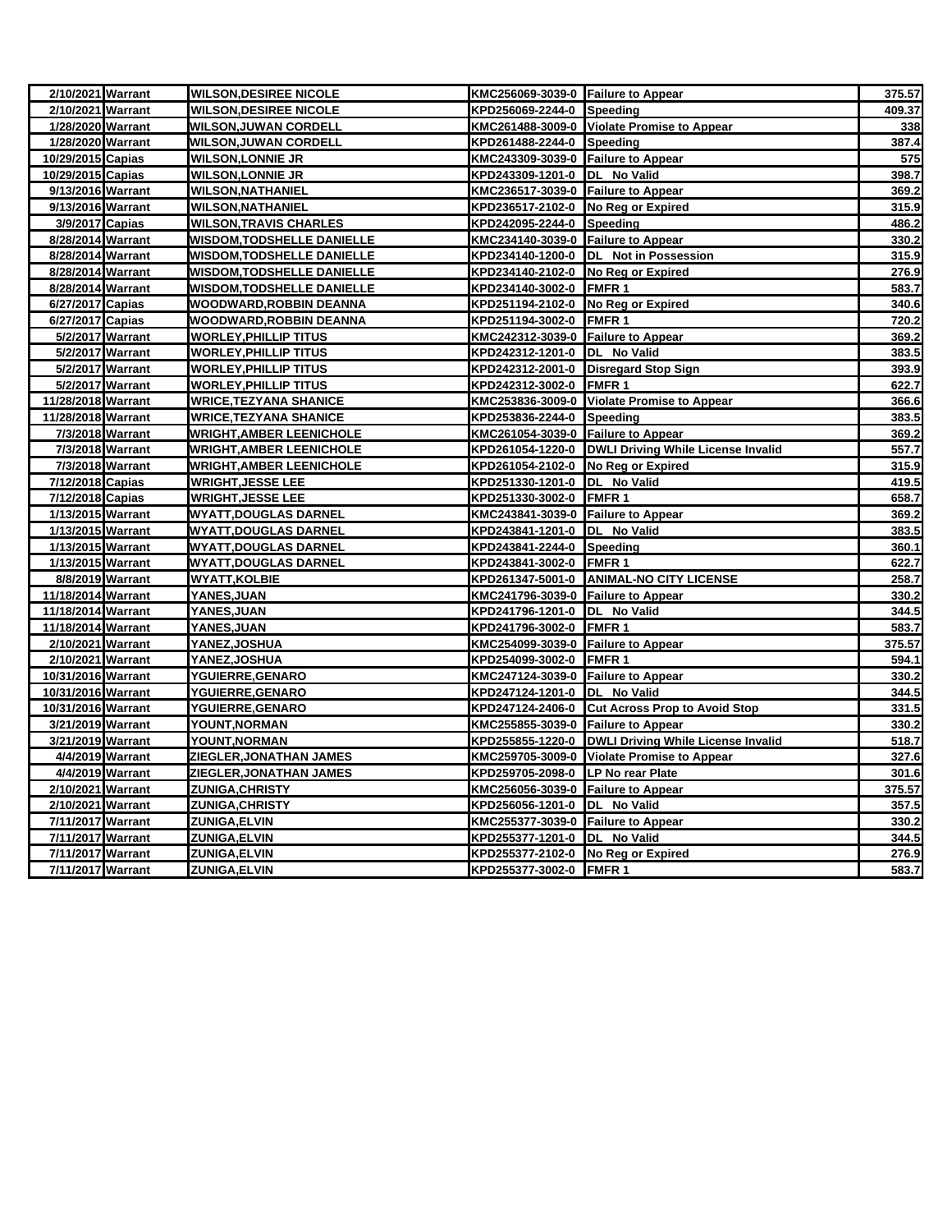| | | | | | |
|---|---|---|---|---|---|
| 2/10/2021 | Warrant | WILSON,DESIREE NICOLE | KMC256069-3039-0 | Failure to Appear | 375.57 |
| 2/10/2021 | Warrant | WILSON,DESIREE NICOLE | KPD256069-2244-0 | Speeding | 409.37 |
| 1/28/2020 | Warrant | WILSON,JUWAN CORDELL | KMC261488-3009-0 | Violate Promise to Appear | 338 |
| 1/28/2020 | Warrant | WILSON,JUWAN CORDELL | KPD261488-2244-0 | Speeding | 387.4 |
| 10/29/2015 | Capias | WILSON,LONNIE JR | KMC243309-3039-0 | Failure to Appear | 575 |
| 10/29/2015 | Capias | WILSON,LONNIE JR | KPD243309-1201-0 | DL No Valid | 398.7 |
| 9/13/2016 | Warrant | WILSON,NATHANIEL | KMC236517-3039-0 | Failure to Appear | 369.2 |
| 9/13/2016 | Warrant | WILSON,NATHANIEL | KPD236517-2102-0 | No Reg or Expired | 315.9 |
| 3/9/2017 | Capias | WILSON,TRAVIS CHARLES | KPD242095-2244-0 | Speeding | 486.2 |
| 8/28/2014 | Warrant | WISDOM,TODSHELLE DANIELLE | KMC234140-3039-0 | Failure to Appear | 330.2 |
| 8/28/2014 | Warrant | WISDOM,TODSHELLE DANIELLE | KPD234140-1200-0 | DL Not in Possession | 315.9 |
| 8/28/2014 | Warrant | WISDOM,TODSHELLE DANIELLE | KPD234140-2102-0 | No Reg or Expired | 276.9 |
| 8/28/2014 | Warrant | WISDOM,TODSHELLE DANIELLE | KPD234140-3002-0 | FMFR 1 | 583.7 |
| 6/27/2017 | Capias | WOODWARD,ROBBIN DEANNA | KPD251194-2102-0 | No Reg or Expired | 340.6 |
| 6/27/2017 | Capias | WOODWARD,ROBBIN DEANNA | KPD251194-3002-0 | FMFR 1 | 720.2 |
| 5/2/2017 | Warrant | WORLEY,PHILLIP TITUS | KMC242312-3039-0 | Failure to Appear | 369.2 |
| 5/2/2017 | Warrant | WORLEY,PHILLIP TITUS | KPD242312-1201-0 | DL No Valid | 383.5 |
| 5/2/2017 | Warrant | WORLEY,PHILLIP TITUS | KPD242312-2001-0 | Disregard Stop Sign | 393.9 |
| 5/2/2017 | Warrant | WORLEY,PHILLIP TITUS | KPD242312-3002-0 | FMFR 1 | 622.7 |
| 11/28/2018 | Warrant | WRICE,TEZYANA SHANICE | KMC253836-3009-0 | Violate Promise to Appear | 366.6 |
| 11/28/2018 | Warrant | WRICE,TEZYANA SHANICE | KPD253836-2244-0 | Speeding | 383.5 |
| 7/3/2018 | Warrant | WRIGHT,AMBER LEENICHOLE | KMC261054-3039-0 | Failure to Appear | 369.2 |
| 7/3/2018 | Warrant | WRIGHT,AMBER LEENICHOLE | KPD261054-1220-0 | DWLI Driving While License Invalid | 557.7 |
| 7/3/2018 | Warrant | WRIGHT,AMBER LEENICHOLE | KPD261054-2102-0 | No Reg or Expired | 315.9 |
| 7/12/2018 | Capias | WRIGHT,JESSE LEE | KPD251330-1201-0 | DL No Valid | 419.5 |
| 7/12/2018 | Capias | WRIGHT,JESSE LEE | KPD251330-3002-0 | FMFR 1 | 658.7 |
| 1/13/2015 | Warrant | WYATT,DOUGLAS DARNEL | KMC243841-3039-0 | Failure to Appear | 369.2 |
| 1/13/2015 | Warrant | WYATT,DOUGLAS DARNEL | KPD243841-1201-0 | DL No Valid | 383.5 |
| 1/13/2015 | Warrant | WYATT,DOUGLAS DARNEL | KPD243841-2244-0 | Speeding | 360.1 |
| 1/13/2015 | Warrant | WYATT,DOUGLAS DARNEL | KPD243841-3002-0 | FMFR 1 | 622.7 |
| 8/8/2019 | Warrant | WYATT,KOLBIE | KPD261347-5001-0 | ANIMAL-NO CITY LICENSE | 258.7 |
| 11/18/2014 | Warrant | YANES,JUAN | KMC241796-3039-0 | Failure to Appear | 330.2 |
| 11/18/2014 | Warrant | YANES,JUAN | KPD241796-1201-0 | DL No Valid | 344.5 |
| 11/18/2014 | Warrant | YANES,JUAN | KPD241796-3002-0 | FMFR 1 | 583.7 |
| 2/10/2021 | Warrant | YANEZ,JOSHUA | KMC254099-3039-0 | Failure to Appear | 375.57 |
| 2/10/2021 | Warrant | YANEZ,JOSHUA | KPD254099-3002-0 | FMFR 1 | 594.1 |
| 10/31/2016 | Warrant | YGUIERRE,GENARO | KMC247124-3039-0 | Failure to Appear | 330.2 |
| 10/31/2016 | Warrant | YGUIERRE,GENARO | KPD247124-1201-0 | DL No Valid | 344.5 |
| 10/31/2016 | Warrant | YGUIERRE,GENARO | KPD247124-2406-0 | Cut Across Prop to Avoid Stop | 331.5 |
| 3/21/2019 | Warrant | YOUNT,NORMAN | KMC255855-3039-0 | Failure to Appear | 330.2 |
| 3/21/2019 | Warrant | YOUNT,NORMAN | KPD255855-1220-0 | DWLI Driving While License Invalid | 518.7 |
| 4/4/2019 | Warrant | ZIEGLER,JONATHAN JAMES | KMC259705-3009-0 | Violate Promise to Appear | 327.6 |
| 4/4/2019 | Warrant | ZIEGLER,JONATHAN JAMES | KPD259705-2098-0 | LP No rear Plate | 301.6 |
| 2/10/2021 | Warrant | ZUNIGA,CHRISTY | KMC256056-3039-0 | Failure to Appear | 375.57 |
| 2/10/2021 | Warrant | ZUNIGA,CHRISTY | KPD256056-1201-0 | DL No Valid | 357.5 |
| 7/11/2017 | Warrant | ZUNIGA,ELVIN | KMC255377-3039-0 | Failure to Appear | 330.2 |
| 7/11/2017 | Warrant | ZUNIGA,ELVIN | KPD255377-1201-0 | DL No Valid | 344.5 |
| 7/11/2017 | Warrant | ZUNIGA,ELVIN | KPD255377-2102-0 | No Reg or Expired | 276.9 |
| 7/11/2017 | Warrant | ZUNIGA,ELVIN | KPD255377-3002-0 | FMFR 1 | 583.7 |